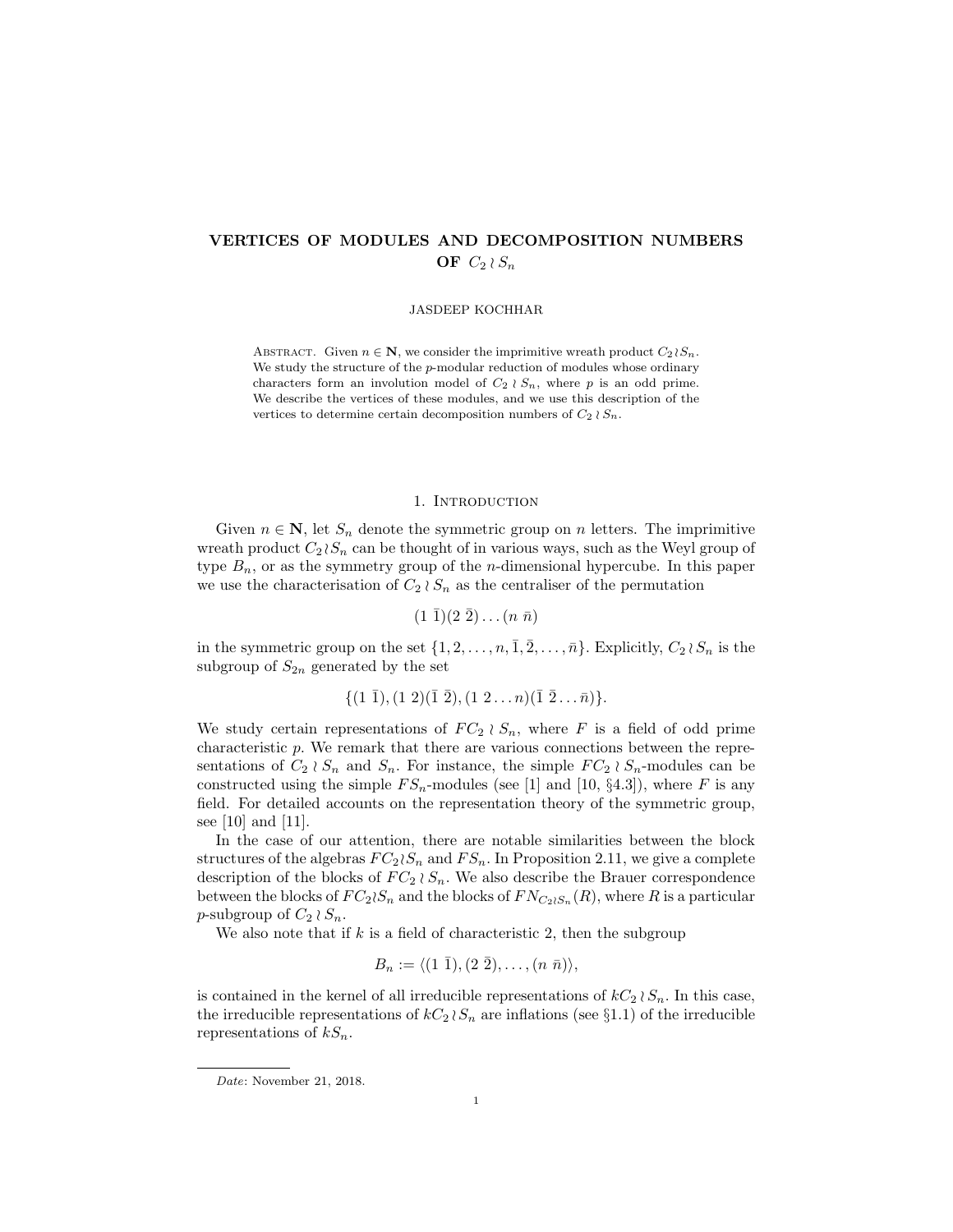# VERTICES OF MODULES AND DECOMPOSITION NUMBERS OF $C_2 \wr S_n$

JASDEEP KOCHHAR

Abstract. Given $n \in \mathbf{N}$, we consider the imprimitive wreath product $C_2 \wr S_n$. We study the structure of the $p$-modular reduction of modules whose ordinary characters form an involution model of $C_2 \wr S_n$, where $p$ is an odd prime. We describe the vertices of these modules, and we use this description of the vertices to determine certain decomposition numbers of $C_2 \wr S_n$.

## 1. Introduction

Given $n \in \mathbf{N}$, let $S_n$ denote the symmetric group on $n$ letters. The imprimitive wreath product $C_2 \wr S_n$ can be thought of in various ways, such as the Weyl group of type $B_n$, or as the symmetry group of the $n$-dimensional hypercube. In this paper we use the characterisation of $C_2 \wr S_n$ as the centraliser of the permutation

$$(1\ \bar{1})(2\ \bar{2})\dots(n\ \bar{n})$$

in the symmetric group on the set $\{1, 2, \dots, n, \bar{1}, \bar{2}, \dots, \bar{n}\}$. Explicitly, $C_2 \wr S_n$ is the subgroup of $S_{2n}$ generated by the set

$$\{(1\ \bar{1}), (1\ 2)(\bar{1}\ \bar{2}), (1\ 2 \dots n)(\bar{1}\ \bar{2} \dots \bar{n})\}.$$

We study certain representations of $FC_2 \wr S_n$, where $F$ is a field of odd prime characteristic $p$. We remark that there are various connections between the representations of $C_2 \wr S_n$ and $S_n$. For instance, the simple $FC_2 \wr S_n$-modules can be constructed using the simple $FS_n$-modules (see [1] and [10, §4.3]), where $F$ is any field. For detailed accounts on the representation theory of the symmetric group, see [10] and [11].

In the case of our attention, there are notable similarities between the block structures of the algebras $FC_2 \wr S_n$ and $FS_n$. In Proposition 2.11, we give a complete description of the blocks of $FC_2 \wr S_n$. We also describe the Brauer correspondence between the blocks of $FC_2 \wr S_n$ and the blocks of $FN_{C_2 \wr S_n}(R)$, where $R$ is a particular $p$-subgroup of $C_2 \wr S_n$.

We also note that if $k$ is a field of characteristic 2, then the subgroup

$$B_n := \langle(1\ \bar{1}), (2\ \bar{2}), \dots, (n\ \bar{n})\rangle,$$

is contained in the kernel of all irreducible representations of $kC_2 \wr S_n$. In this case, the irreducible representations of $kC_2 \wr S_n$ are inflations (see §1.1) of the irreducible representations of $kS_n$.

*Date*: November 21, 2018.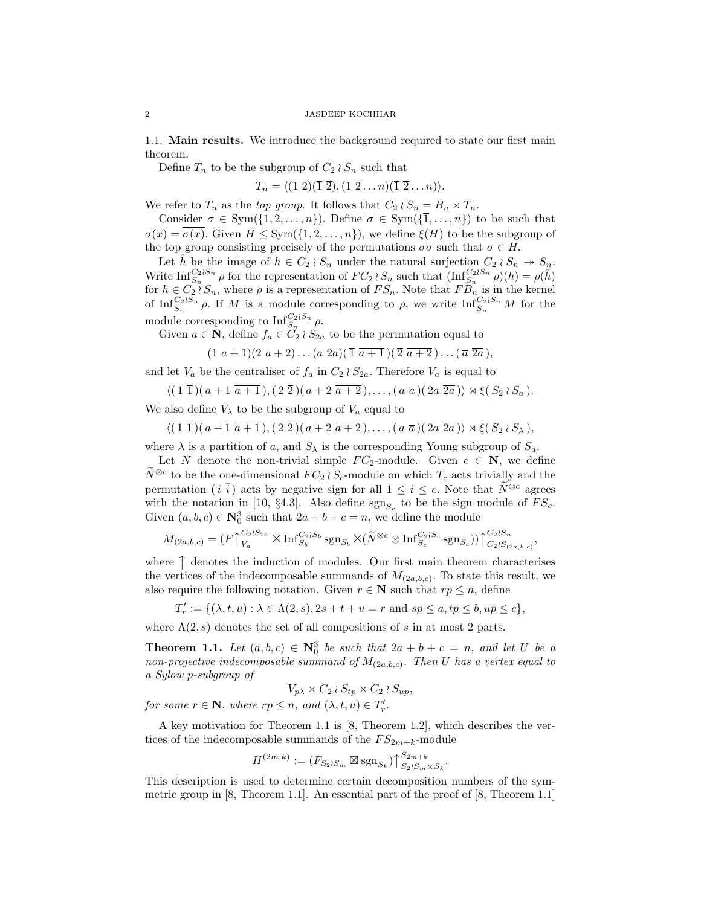## 1.1. Main results.

We introduce the background required to state our first main theorem.

Define $T_n$ to be the subgroup of $C_2 \wr S_n$ such that

$$T_n = \langle (1\ 2)(\overline{1}\ \overline{2}), (1\ 2 \ldots n)(\overline{1}\ \overline{2} \ldots \overline{n})\rangle.$$

We refer to $T_n$ as the *top group*. It follows that $C_2 \wr S_n = B_n \rtimes T_n$.

Consider $\sigma \in \mathrm{Sym}(\{1, 2, \ldots, n\})$. Define $\overline{\sigma} \in \mathrm{Sym}(\{\overline{1}, \ldots, \overline{n}\})$ to be such that $\overline{\sigma}(\overline{x}) = \overline{\sigma(x)}$. Given $H \leq \mathrm{Sym}(\{1, 2, \ldots, n\})$, we define $\xi(H)$ to be the subgroup of the top group consisting precisely of the permutations $\sigma\overline{\sigma}$ such that $\sigma \in H$.

Let $\hat{h}$ be the image of $h \in C_2 \wr S_n$ under the natural surjection $C_2 \wr S_n \twoheadrightarrow S_n$. Write $\mathrm{Inf}_{S_n}^{C_2 \wr S_n} \rho$ for the representation of $FC_2 \wr S_n$ such that $(\mathrm{Inf}_{S_n}^{C_2 \wr S_n} \rho)(h) = \rho(\hat{h})$ for $h \in C_2 \wr S_n$, where $\rho$ is a representation of $FS_n$. Note that $FB_n$ is in the kernel of $\mathrm{Inf}_{S_n}^{C_2 \wr S_n} \rho$. If $M$ is a module corresponding to $\rho$, we write $\mathrm{Inf}_{S_n}^{C_2 \wr S_n} M$ for the module corresponding to $\mathrm{Inf}_{S_n}^{C_2 \wr S_n} \rho$.

Given $a \in \mathbf{N}$, define $f_a \in C_2 \wr S_{2a}$ to be the permutation equal to

$$(1\ a+1)(2\ a+2) \ldots (a\ 2a)(\overline{1}\ \overline{a+1})(\overline{2}\ \overline{a+2}) \ldots (\overline{a}\ \overline{2a}),$$

and let $V_a$ be the centraliser of $f_a$ in $C_2 \wr S_{2a}$. Therefore $V_a$ is equal to

$$\langle (1\ \overline{1})(a+1\ \overline{a+1}), (2\ \overline{2})(a+2\ \overline{a+2}), \ldots, (a\ \overline{a})(2a\ \overline{2a}) \rangle \rtimes \xi(S_2 \wr S_a).$$

We also define $V_\lambda$ to be the subgroup of $V_a$ equal to

$$\langle (1\ \overline{1})(a+1\ \overline{a+1}), (2\ \overline{2})(a+2\ \overline{a+2}), \ldots, (a\ \overline{a})(2a\ \overline{2a}) \rangle \rtimes \xi(S_2 \wr S_\lambda),$$

where $\lambda$ is a partition of $a$, and $S_\lambda$ is the corresponding Young subgroup of $S_a$.

Let $N$ denote the non-trivial simple $FC_2$-module. Given $c \in \mathbf{N}$, we define $\widetilde{N}^{\otimes c}$ to be the one-dimensional $FC_2 \wr S_c$-module on which $T_c$ acts trivially and the permutation $(i\ \overline{i})$ acts by negative sign for all $1 \leq i \leq c$. Note that $\widetilde{N}^{\otimes c}$ agrees with the notation in [10, §4.3]. Also define $\mathrm{sgn}_{S_c}$ to be the sign module of $FS_c$. Given $(a, b, c) \in \mathbf{N}_0^3$ such that $2a + b + c = n$, we define the module

$$M_{(2a,b,c)} = (F\big\uparrow_{V_a}^{C_2 \wr S_{2a}} \boxtimes \mathrm{Inf}_{S_b}^{C_2 \wr S_b} \mathrm{sgn}_{S_b} \boxtimes (\widetilde{N}^{\otimes c} \otimes \mathrm{Inf}_{S_c}^{C_2 \wr S_c} \mathrm{sgn}_{S_c}))\big\uparrow_{C_2 \wr S_{(2a,b,c)}}^{C_2 \wr S_n},$$

where $\big\uparrow$ denotes the induction of modules. Our first main theorem characterises the vertices of the indecomposable summands of $M_{(2a,b,c)}$. To state this result, we also require the following notation. Given $r \in \mathbf{N}$ such that $rp \leq n$, define

$$T'_r := \{(\lambda, t, u) : \lambda \in \Lambda(2, s), 2s + t + u = r \text{ and } sp \leq a, tp \leq b, up \leq c\},$$

where $\Lambda(2, s)$ denotes the set of all compositions of $s$ in at most 2 parts.

**Theorem 1.1.** *Let $(a, b, c) \in \mathbf{N}_0^3$ be such that $2a + b + c = n$, and let $U$ be a non-projective indecomposable summand of $M_{(2a,b,c)}$. Then $U$ has a vertex equal to a Sylow $p$-subgroup of*

$$V_{p\lambda} \times C_2 \wr S_{tp} \times C_2 \wr S_{up},$$

*for some $r \in \mathbf{N}$, where $rp \leq n$, and $(\lambda, t, u) \in T'_r$.*

A key motivation for Theorem 1.1 is [8, Theorem 1.2], which describes the vertices of the indecomposable summands of the $FS_{2m+k}$-module

$$H^{(2m;k)} := (F_{S_2 \wr S_m} \boxtimes \mathrm{sgn}_{S_k})\big\uparrow_{S_2 \wr S_m \times S_k}^{S_{2m+k}}.$$

This description is used to determine certain decomposition numbers of the symmetric group in [8, Theorem 1.1]. An essential part of the proof of [8, Theorem 1.1]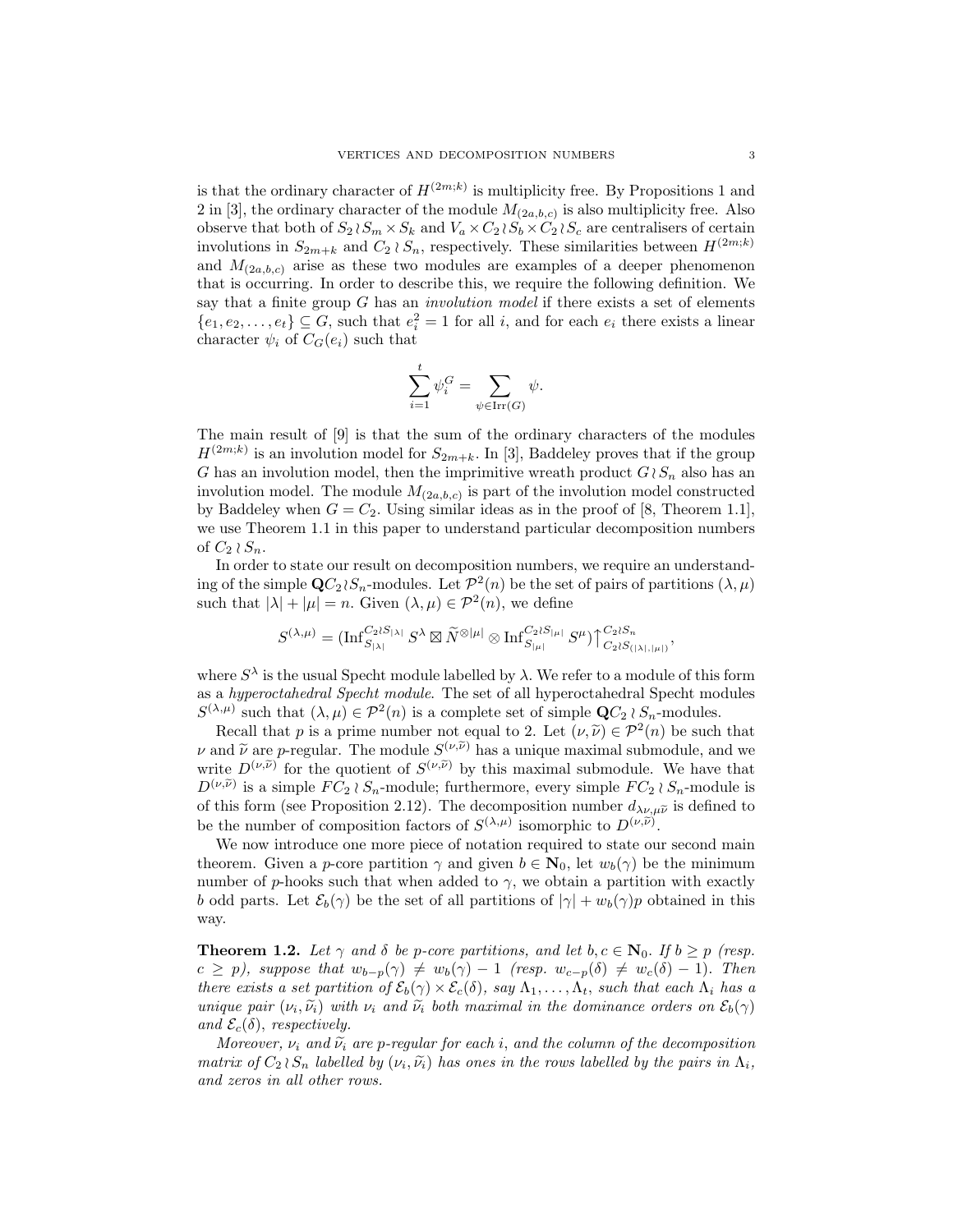is that the ordinary character of $H^{(2m;k)}$ is multiplicity free. By Propositions 1 and 2 in [3], the ordinary character of the module $M_{(2a,b,c)}$ is also multiplicity free. Also observe that both of $S_2 \wr S_m \times S_k$ and $V_a \times C_2 \wr S_b \times C_2 \wr S_c$ are centralisers of certain involutions in $S_{2m+k}$ and $C_2 \wr S_n$, respectively. These similarities between $H^{(2m;k)}$ and $M_{(2a,b,c)}$ arise as these two modules are examples of a deeper phenomenon that is occurring. In order to describe this, we require the following definition. We say that a finite group $G$ has an *involution model* if there exists a set of elements $\{e_1, e_2, \ldots, e_t\} \subseteq G$, such that $e_i^2 = 1$ for all $i$, and for each $e_i$ there exists a linear character $\psi_i$ of $C_G(e_i)$ such that

$$\sum_{i=1}^{t} \psi_i^G = \sum_{\psi \in \mathrm{Irr}(G)} \psi.$$

The main result of [9] is that the sum of the ordinary characters of the modules $H^{(2m;k)}$ is an involution model for $S_{2m+k}$. In [3], Baddeley proves that if the group $G$ has an involution model, then the imprimitive wreath product $G \wr S_n$ also has an involution model. The module $M_{(2a,b,c)}$ is part of the involution model constructed by Baddeley when $G = C_2$. Using similar ideas as in the proof of [8, Theorem 1.1], we use Theorem 1.1 in this paper to understand particular decomposition numbers of $C_2 \wr S_n$.

In order to state our result on decomposition numbers, we require an understanding of the simple $\mathbf{Q}C_2 \wr S_n$-modules. Let $\mathcal{P}^2(n)$ be the set of pairs of partitions $(\lambda, \mu)$ such that $|\lambda| + |\mu| = n$. Given $(\lambda, \mu) \in \mathcal{P}^2(n)$, we define

$$S^{(\lambda,\mu)} = (\mathrm{Inf}_{S_{|\lambda|}}^{C_2 \wr S_{|\lambda|}} S^\lambda \boxtimes \widetilde{N}^{\otimes |\mu|} \otimes \mathrm{Inf}_{S_{|\mu|}}^{C_2 \wr S_{|\mu|}} S^\mu)\big\uparrow_{C_2 \wr S_{(|\lambda|,|\mu|)}}^{C_2 \wr S_n},$$

where $S^\lambda$ is the usual Specht module labelled by $\lambda$. We refer to a module of this form as a *hyperoctahedral Specht module*. The set of all hyperoctahedral Specht modules $S^{(\lambda,\mu)}$ such that $(\lambda, \mu) \in \mathcal{P}^2(n)$ is a complete set of simple $\mathbf{Q}C_2 \wr S_n$-modules.

Recall that $p$ is a prime number not equal to 2. Let $(\nu, \widetilde{\nu}) \in \mathcal{P}^2(n)$ be such that $\nu$ and $\widetilde{\nu}$ are $p$-regular. The module $S^{(\nu,\widetilde{\nu})}$ has a unique maximal submodule, and we write $D^{(\nu,\widetilde{\nu})}$ for the quotient of $S^{(\nu,\widetilde{\nu})}$ by this maximal submodule. We have that $D^{(\nu,\widetilde{\nu})}$ is a simple $FC_2 \wr S_n$-module; furthermore, every simple $FC_2 \wr S_n$-module is of this form (see Proposition 2.12). The decomposition number $d_{\lambda\nu,\mu\widetilde{\nu}}$ is defined to be the number of composition factors of $S^{(\lambda,\mu)}$ isomorphic to $D^{(\nu,\widetilde{\nu})}$.

We now introduce one more piece of notation required to state our second main theorem. Given a $p$-core partition $\gamma$ and given $b \in \mathbf{N}_0$, let $w_b(\gamma)$ be the minimum number of $p$-hooks such that when added to $\gamma$, we obtain a partition with exactly $b$ odd parts. Let $\mathcal{E}_b(\gamma)$ be the set of all partitions of $|\gamma| + w_b(\gamma)p$ obtained in this way.

**Theorem 1.2.** *Let $\gamma$ and $\delta$ be $p$-core partitions, and let $b, c \in \mathbf{N}_0$. If $b \geq p$ (resp. $c \geq p$), suppose that $w_{b-p}(\gamma) \neq w_b(\gamma) - 1$ (resp. $w_{c-p}(\delta) \neq w_c(\delta) - 1$). Then there exists a set partition of $\mathcal{E}_b(\gamma) \times \mathcal{E}_c(\delta)$, say $\Lambda_1, \ldots, \Lambda_t$, such that each $\Lambda_i$ has a unique pair $(\nu_i, \widetilde{\nu}_i)$ with $\nu_i$ and $\widetilde{\nu}_i$ both maximal in the dominance orders on $\mathcal{E}_b(\gamma)$ and $\mathcal{E}_c(\delta)$, respectively.*

*Moreover, $\nu_i$ and $\widetilde{\nu}_i$ are $p$-regular for each $i$, and the column of the decomposition matrix of $C_2 \wr S_n$ labelled by $(\nu_i, \widetilde{\nu}_i)$ has ones in the rows labelled by the pairs in $\Lambda_i$, and zeros in all other rows.*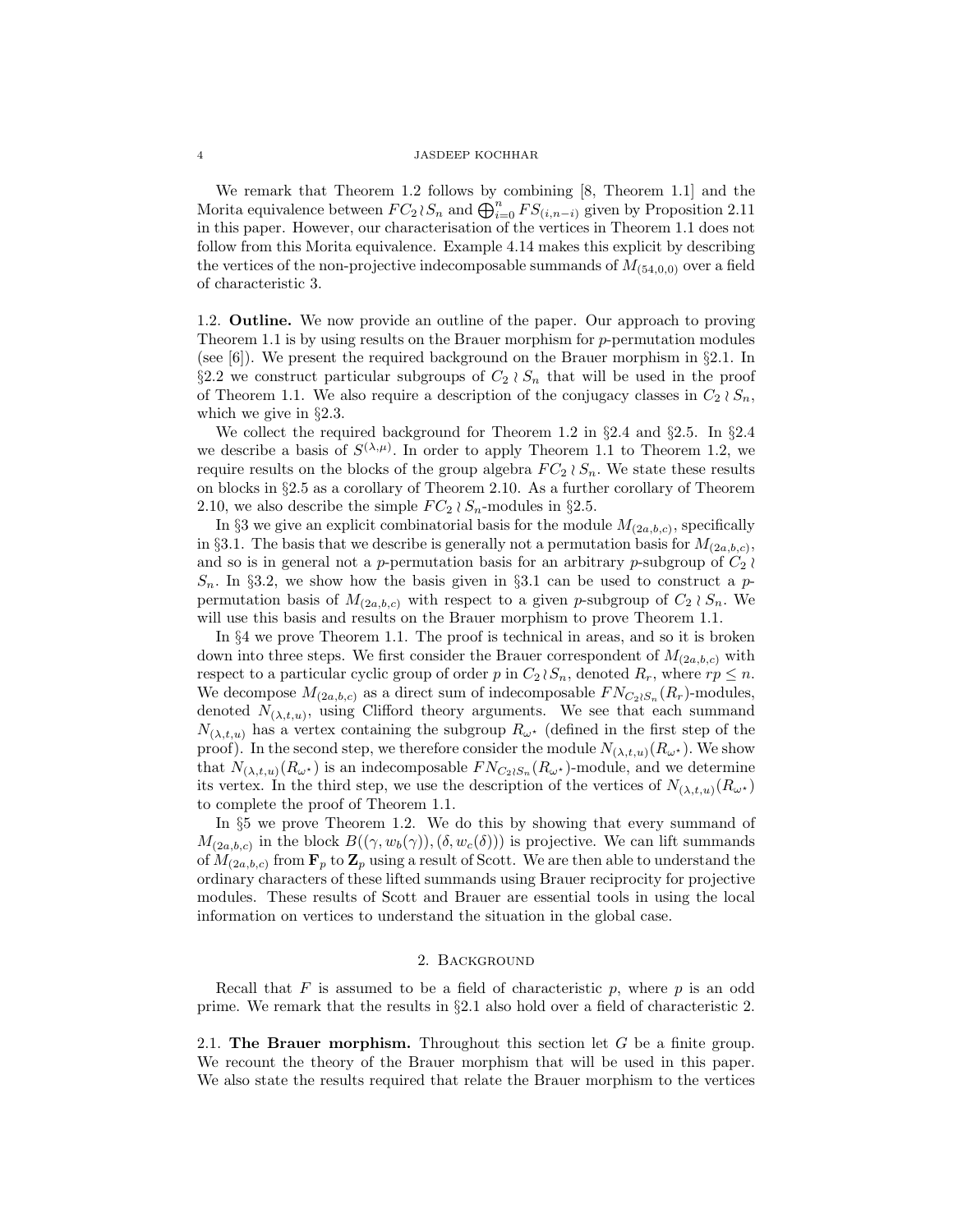We remark that Theorem 1.2 follows by combining [8, Theorem 1.1] and the Morita equivalence between $FC_2 \wr S_n$ and $\bigoplus_{i=0}^{n} FS_{(i,n-i)}$ given by Proposition 2.11 in this paper. However, our characterisation of the vertices in Theorem 1.1 does not follow from this Morita equivalence. Example 4.14 makes this explicit by describing the vertices of the non-projective indecomposable summands of $M_{(54,0,0)}$ over a field of characteristic 3.

## 1.2. Outline.

We now provide an outline of the paper. Our approach to proving Theorem 1.1 is by using results on the Brauer morphism for $p$-permutation modules (see [6]). We present the required background on the Brauer morphism in §2.1. In §2.2 we construct particular subgroups of $C_2 \wr S_n$ that will be used in the proof of Theorem 1.1. We also require a description of the conjugacy classes in $C_2 \wr S_n$, which we give in §2.3.

We collect the required background for Theorem 1.2 in §2.4 and §2.5. In §2.4 we describe a basis of $S^{(\lambda,\mu)}$. In order to apply Theorem 1.1 to Theorem 1.2, we require results on the blocks of the group algebra $FC_2 \wr S_n$. We state these results on blocks in §2.5 as a corollary of Theorem 2.10. As a further corollary of Theorem 2.10, we also describe the simple $FC_2 \wr S_n$-modules in §2.5.

In §3 we give an explicit combinatorial basis for the module $M_{(2a,b,c)}$, specifically in §3.1. The basis that we describe is generally not a permutation basis for $M_{(2a,b,c)}$, and so is in general not a $p$-permutation basis for an arbitrary $p$-subgroup of $C_2 \wr S_n$. In §3.2, we show how the basis given in §3.1 can be used to construct a $p$-permutation basis of $M_{(2a,b,c)}$ with respect to a given $p$-subgroup of $C_2 \wr S_n$. We will use this basis and results on the Brauer morphism to prove Theorem 1.1.

In §4 we prove Theorem 1.1. The proof is technical in areas, and so it is broken down into three steps. We first consider the Brauer correspondent of $M_{(2a,b,c)}$ with respect to a particular cyclic group of order $p$ in $C_2 \wr S_n$, denoted $R_r$, where $rp \leq n$. We decompose $M_{(2a,b,c)}$ as a direct sum of indecomposable $FN_{C_2 \wr S_n}(R_r)$-modules, denoted $N_{(\lambda,t,u)}$, using Clifford theory arguments. We see that each summand $N_{(\lambda,t,u)}$ has a vertex containing the subgroup $R_{\omega^\star}$ (defined in the first step of the proof). In the second step, we therefore consider the module $N_{(\lambda,t,u)}(R_{\omega^\star})$. We show that $N_{(\lambda,t,u)}(R_{\omega^\star})$ is an indecomposable $FN_{C_2 \wr S_n}(R_{\omega^\star})$-module, and we determine its vertex. In the third step, we use the description of the vertices of $N_{(\lambda,t,u)}(R_{\omega^\star})$ to complete the proof of Theorem 1.1.

In §5 we prove Theorem 1.2. We do this by showing that every summand of $M_{(2a,b,c)}$ in the block $B((\gamma, w_b(\gamma)), (\delta, w_c(\delta)))$ is projective. We can lift summands of $M_{(2a,b,c)}$ from $\mathbf{F}_p$ to $\mathbf{Z}_p$ using a result of Scott. We are then able to understand the ordinary characters of these lifted summands using Brauer reciprocity for projective modules. These results of Scott and Brauer are essential tools in using the local information on vertices to understand the situation in the global case.

# 2. Background

Recall that $F$ is assumed to be a field of characteristic $p$, where $p$ is an odd prime. We remark that the results in §2.1 also hold over a field of characteristic 2.

## 2.1. The Brauer morphism.

Throughout this section let $G$ be a finite group. We recount the theory of the Brauer morphism that will be used in this paper. We also state the results required that relate the Brauer morphism to the vertices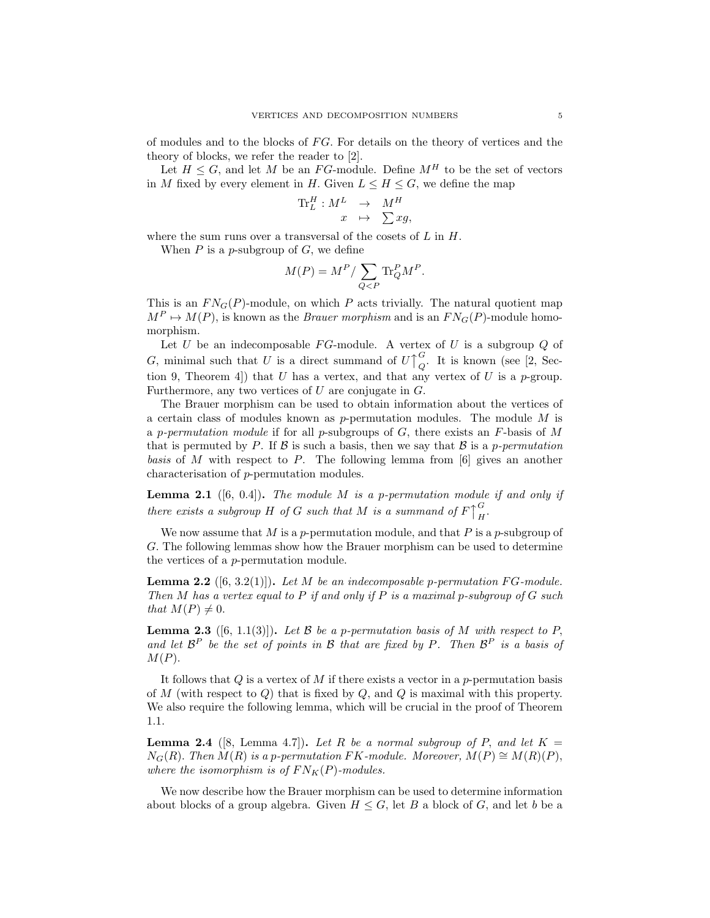of modules and to the blocks of $FG$. For details on the theory of vertices and the theory of blocks, we refer the reader to [2].

Let $H \leq G$, and let $M$ be an $FG$-module. Define $M^H$ to be the set of vectors in $M$ fixed by every element in $H$. Given $L \leq H \leq G$, we define the map

$$\begin{array}{rcl} \mathrm{Tr}_L^H : M^L & \to & M^H \\ x & \mapsto & \sum xg, \end{array}$$

where the sum runs over a transversal of the cosets of $L$ in $H$.

When $P$ is a $p$-subgroup of $G$, we define

$$M(P) = M^P / \sum_{Q<P} \mathrm{Tr}_Q^P M^P.$$

This is an $FN_G(P)$-module, on which $P$ acts trivially. The natural quotient map $M^P \mapsto M(P)$, is known as the *Brauer morphism* and is an $FN_G(P)$-module homomorphism.

Let $U$ be an indecomposable $FG$-module. A vertex of $U$ is a subgroup $Q$ of $G$, minimal such that $U$ is a direct summand of $U\big\uparrow_Q^G$. It is known (see [2, Section 9, Theorem 4]) that $U$ has a vertex, and that any vertex of $U$ is a $p$-group. Furthermore, any two vertices of $U$ are conjugate in $G$.

The Brauer morphism can be used to obtain information about the vertices of a certain class of modules known as $p$-permutation modules. The module $M$ is a *$p$-permutation module* if for all $p$-subgroups of $G$, there exists an $F$-basis of $M$ that is permuted by $P$. If $\mathcal{B}$ is such a basis, then we say that $\mathcal{B}$ is a *$p$-permutation basis* of $M$ with respect to $P$. The following lemma from [6] gives an another characterisation of $p$-permutation modules.

**Lemma 2.1** ([6, 0.4]). *The module $M$ is a $p$-permutation module if and only if there exists a subgroup $H$ of $G$ such that $M$ is a summand of $F\big\uparrow_H^G$.*

We now assume that $M$ is a $p$-permutation module, and that $P$ is a $p$-subgroup of $G$. The following lemmas show how the Brauer morphism can be used to determine the vertices of a $p$-permutation module.

**Lemma 2.2** ([6, 3.2(1)]). *Let $M$ be an indecomposable $p$-permutation $FG$-module. Then $M$ has a vertex equal to $P$ if and only if $P$ is a maximal $p$-subgroup of $G$ such that $M(P) \neq 0$.*

**Lemma 2.3** ([6, 1.1(3)]). *Let $\mathcal{B}$ be a $p$-permutation basis of $M$ with respect to $P$, and let $\mathcal{B}^P$ be the set of points in $\mathcal{B}$ that are fixed by $P$. Then $\mathcal{B}^P$ is a basis of $M(P)$.*

It follows that $Q$ is a vertex of $M$ if there exists a vector in a $p$-permutation basis of $M$ (with respect to $Q$) that is fixed by $Q$, and $Q$ is maximal with this property. We also require the following lemma, which will be crucial in the proof of Theorem 1.1.

**Lemma 2.4** ([8, Lemma 4.7]). *Let $R$ be a normal subgroup of $P$, and let $K = N_G(R)$. Then $M(R)$ is a $p$-permutation $FK$-module. Moreover, $M(P) \cong M(R)(P)$, where the isomorphism is of $FN_K(P)$-modules.*

We now describe how the Brauer morphism can be used to determine information about blocks of a group algebra. Given $H \leq G$, let $B$ a block of $G$, and let $b$ be a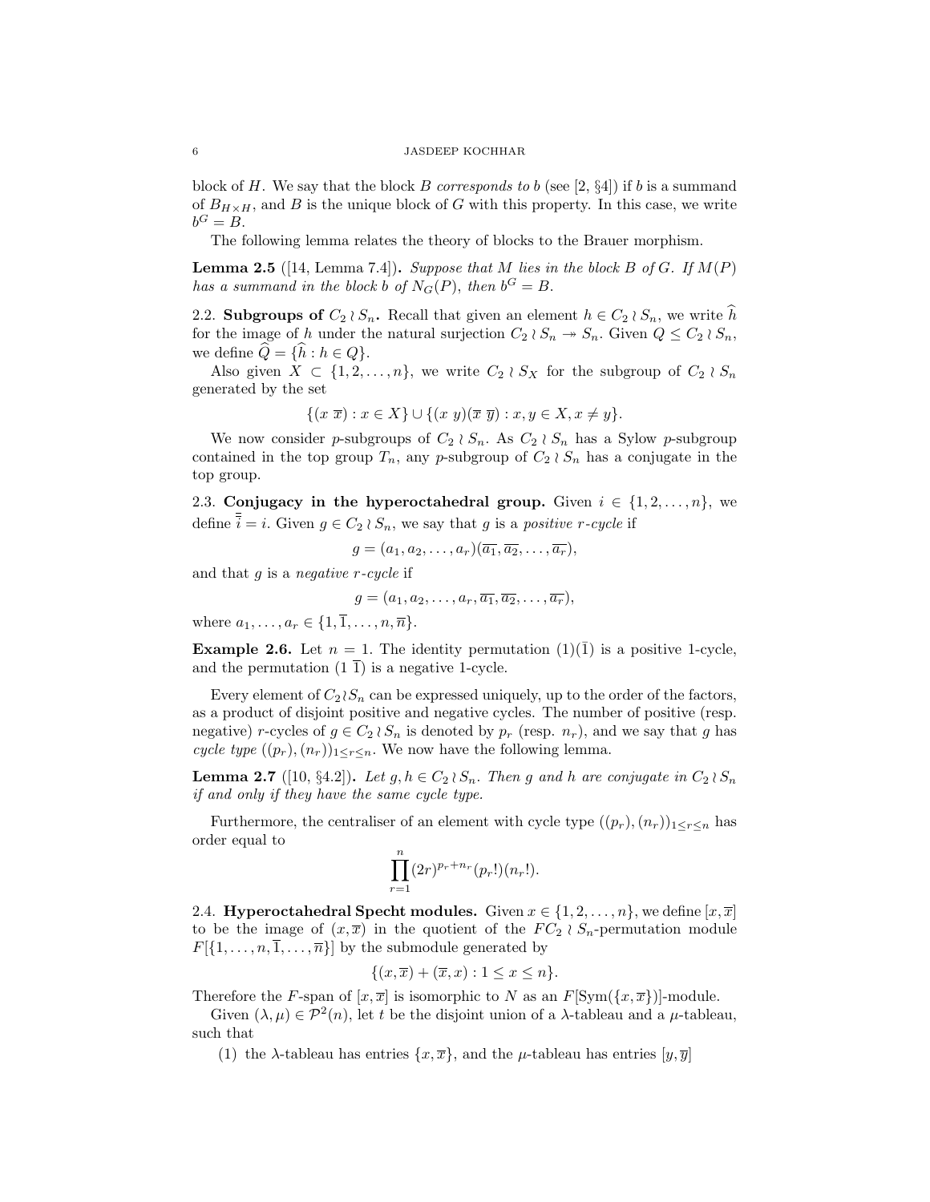block of $H$. We say that the block $B$ *corresponds to* $b$ (see [2, §4]) if $b$ is a summand of $B_{H\times H}$, and $B$ is the unique block of $G$ with this property. In this case, we write $b^G = B$.

The following lemma relates the theory of blocks to the Brauer morphism.

**Lemma 2.5** ([14, Lemma 7.4]). *Suppose that $M$ lies in the block $B$ of $G$. If $M(P)$ has a summand in the block $b$ of $N_G(P)$, then $b^G = B$.*

**2.2. Subgroups of $C_2 \wr S_n$.** Recall that given an element $h \in C_2 \wr S_n$, we write $\widehat{h}$ for the image of $h$ under the natural surjection $C_2 \wr S_n \twoheadrightarrow S_n$. Given $Q \leq C_2 \wr S_n$, we define $\widehat{Q} = \{\widehat{h} : h \in Q\}$.

Also given $X \subset \{1, 2, \ldots, n\}$, we write $C_2 \wr S_X$ for the subgroup of $C_2 \wr S_n$ generated by the set

$$\{(x\ \overline{x}) : x \in X\} \cup \{(x\ y)(\overline{x}\ \overline{y}) : x, y \in X, x \neq y\}.$$

We now consider $p$-subgroups of $C_2 \wr S_n$. As $C_2 \wr S_n$ has a Sylow $p$-subgroup contained in the top group $T_n$, any $p$-subgroup of $C_2 \wr S_n$ has a conjugate in the top group.

**2.3. Conjugacy in the hyperoctahedral group.** Given $i \in \{1, 2, \ldots, n\}$, we define $\overline{\overline{i}} = i$. Given $g \in C_2 \wr S_n$, we say that $g$ is a *positive $r$-cycle* if

$$g = (a_1, a_2, \ldots, a_r)(\overline{a_1}, \overline{a_2}, \ldots, \overline{a_r}),$$

and that $g$ is a *negative $r$-cycle* if

$$g = (a_1, a_2, \ldots, a_r, \overline{a_1}, \overline{a_2}, \ldots, \overline{a_r}),$$

where $a_1, \ldots, a_r \in \{1, \overline{1}, \ldots, n, \overline{n}\}$.

**Example 2.6.** Let $n = 1$. The identity permutation $(1)(\overline{1})$ is a positive 1-cycle, and the permutation $(1\ \overline{1})$ is a negative 1-cycle.

Every element of $C_2 \wr S_n$ can be expressed uniquely, up to the order of the factors, as a product of disjoint positive and negative cycles. The number of positive (resp. negative) $r$-cycles of $g \in C_2 \wr S_n$ is denoted by $p_r$ (resp. $n_r$), and we say that $g$ has *cycle type* $((p_r), (n_r))_{1 \leq r \leq n}$. We now have the following lemma.

**Lemma 2.7** ([10, §4.2]). *Let $g, h \in C_2 \wr S_n$. Then $g$ and $h$ are conjugate in $C_2 \wr S_n$ if and only if they have the same cycle type.*

Furthermore, the centraliser of an element with cycle type $((p_r), (n_r))_{1 \leq r \leq n}$ has order equal to

$$\prod_{r=1}^{n} (2r)^{p_r + n_r} (p_r!)(n_r!).$$

**2.4. Hyperoctahedral Specht modules.** Given $x \in \{1, 2, \ldots, n\}$, we define $[x, \overline{x}]$ to be the image of $(x, \overline{x})$ in the quotient of the $FC_2 \wr S_n$-permutation module $F[\{1, \ldots, n, \overline{1}, \ldots, \overline{n}\}]$ by the submodule generated by

$$\{(x, \overline{x}) + (\overline{x}, x) : 1 \leq x \leq n\}.$$

Therefore the $F$-span of $[x, \overline{x}]$ is isomorphic to $N$ as an $F[\mathrm{Sym}(\{x, \overline{x}\})]$-module.

Given $(\lambda, \mu) \in \mathcal{P}^2(n)$, let $t$ be the disjoint union of a $\lambda$-tableau and a $\mu$-tableau, such that

(1) the $\lambda$-tableau has entries $\{x, \overline{x}\}$, and the $\mu$-tableau has entries $[y, \overline{y}]$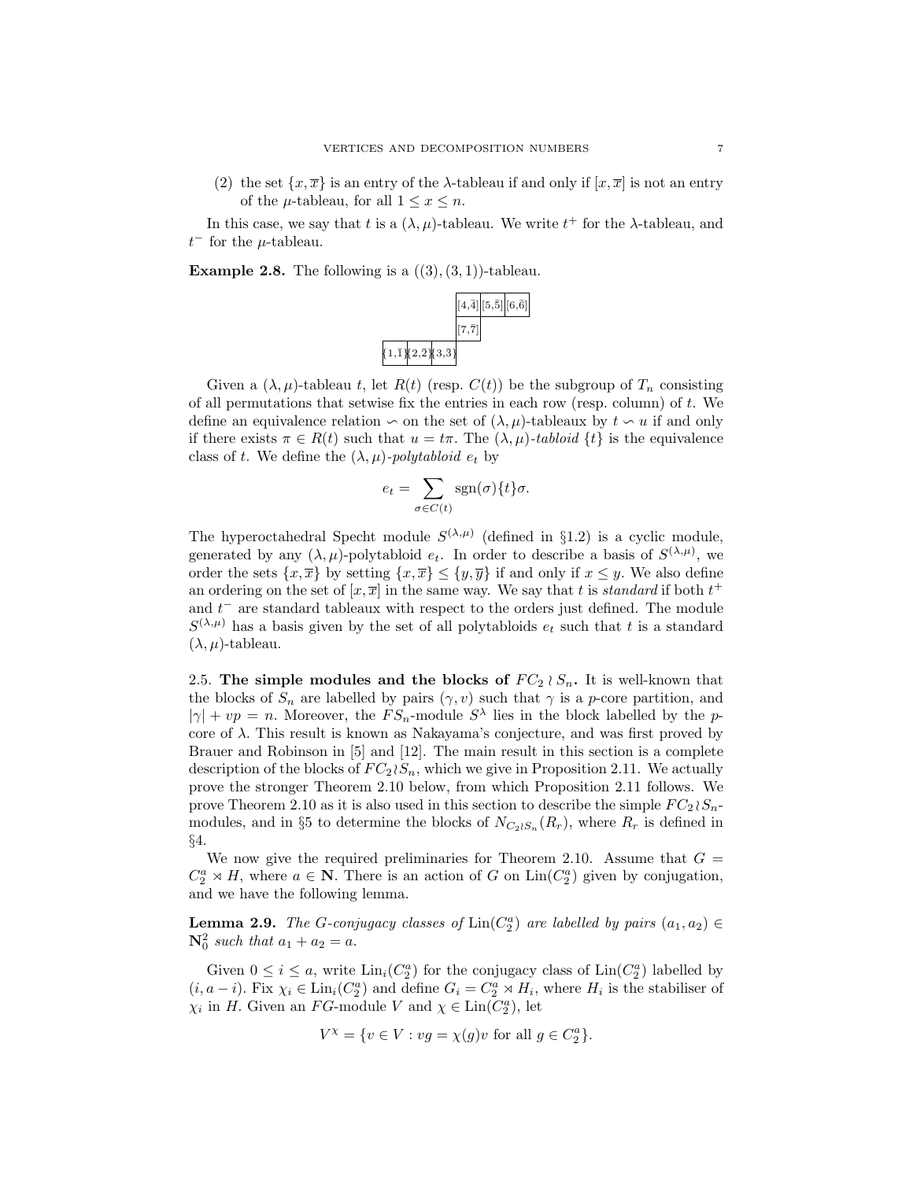(2) the set $\{x, \overline{x}\}$ is an entry of the $\lambda$-tableau if and only if $[x, \overline{x}]$ is not an entry of the $\mu$-tableau, for all $1 \le x \le n$.

In this case, we say that $t$ is a $(\lambda, \mu)$-tableau. We write $t^+$ for the $\lambda$-tableau, and $t^-$ for the $\mu$-tableau.

**Example 2.8.** The following is a $((3),(3,1))$-tableau.

|  |  |  | $[4,\bar{4}]$ | $[5,\bar{5}]$ | $[6,\bar{6}]$ |
|---|---|---|---|---|---|
|  |  |  | $[7,\bar{7}]$ |  |  |
| $\{1,\bar{1}\}$ | $\{2,\bar{2}\}$ | $\{3,\bar{3}\}$ |  |  |  |

Given a $(\lambda, \mu)$-tableau $t$, let $R(t)$ (resp. $C(t)$) be the subgroup of $T_n$ consisting of all permutations that setwise fix the entries in each row (resp. column) of $t$. We define an equivalence relation $\backsim$ on the set of $(\lambda, \mu)$-tableaux by $t \backsim u$ if and only if there exists $\pi \in R(t)$ such that $u = t\pi$. The $(\lambda, \mu)$-*tabloid* $\{t\}$ is the equivalence class of $t$. We define the $(\lambda, \mu)$-*polytabloid* $e_t$ by

$$e_t = \sum_{\sigma \in C(t)} \operatorname{sgn}(\sigma)\{t\}\sigma.$$

The hyperoctahedral Specht module $S^{(\lambda,\mu)}$ (defined in §1.2) is a cyclic module, generated by any $(\lambda, \mu)$-polytabloid $e_t$. In order to describe a basis of $S^{(\lambda,\mu)}$, we order the sets $\{x, \overline{x}\}$ by setting $\{x, \overline{x}\} \le \{y, \overline{y}\}$ if and only if $x \le y$. We also define an ordering on the set of $[x, \overline{x}]$ in the same way. We say that $t$ is *standard* if both $t^+$ and $t^-$ are standard tableaux with respect to the orders just defined. The module $S^{(\lambda,\mu)}$ has a basis given by the set of all polytabloids $e_t$ such that $t$ is a standard $(\lambda, \mu)$-tableau.

2.5. **The simple modules and the blocks of $FC_2 \wr S_n$.** It is well-known that the blocks of $S_n$ are labelled by pairs $(\gamma, v)$ such that $\gamma$ is a $p$-core partition, and $|\gamma| + vp = n$. Moreover, the $FS_n$-module $S^\lambda$ lies in the block labelled by the $p$-core of $\lambda$. This result is known as Nakayama's conjecture, and was first proved by Brauer and Robinson in [5] and [12]. The main result in this section is a complete description of the blocks of $FC_2 \wr S_n$, which we give in Proposition 2.11. We actually prove the stronger Theorem 2.10 below, from which Proposition 2.11 follows. We prove Theorem 2.10 as it is also used in this section to describe the simple $FC_2 \wr S_n$-modules, and in §5 to determine the blocks of $N_{C_2 \wr S_n}(R_r)$, where $R_r$ is defined in §4.

We now give the required preliminaries for Theorem 2.10. Assume that $G = C_2^a \rtimes H$, where $a \in \mathbf{N}$. There is an action of $G$ on $\operatorname{Lin}(C_2^a)$ given by conjugation, and we have the following lemma.

**Lemma 2.9.** *The $G$-conjugacy classes of $\operatorname{Lin}(C_2^a)$ are labelled by pairs $(a_1, a_2) \in \mathbf{N}_0^2$ such that $a_1 + a_2 = a$.*

Given $0 \le i \le a$, write $\operatorname{Lin}_i(C_2^a)$ for the conjugacy class of $\operatorname{Lin}(C_2^a)$ labelled by $(i, a-i)$. Fix $\chi_i \in \operatorname{Lin}_i(C_2^a)$ and define $G_i = C_2^a \rtimes H_i$, where $H_i$ is the stabiliser of $\chi_i$ in $H$. Given an $FG$-module $V$ and $\chi \in \operatorname{Lin}(C_2^a)$, let

$$V^\chi = \{v \in V : vg = \chi(g)v \text{ for all } g \in C_2^a\}.$$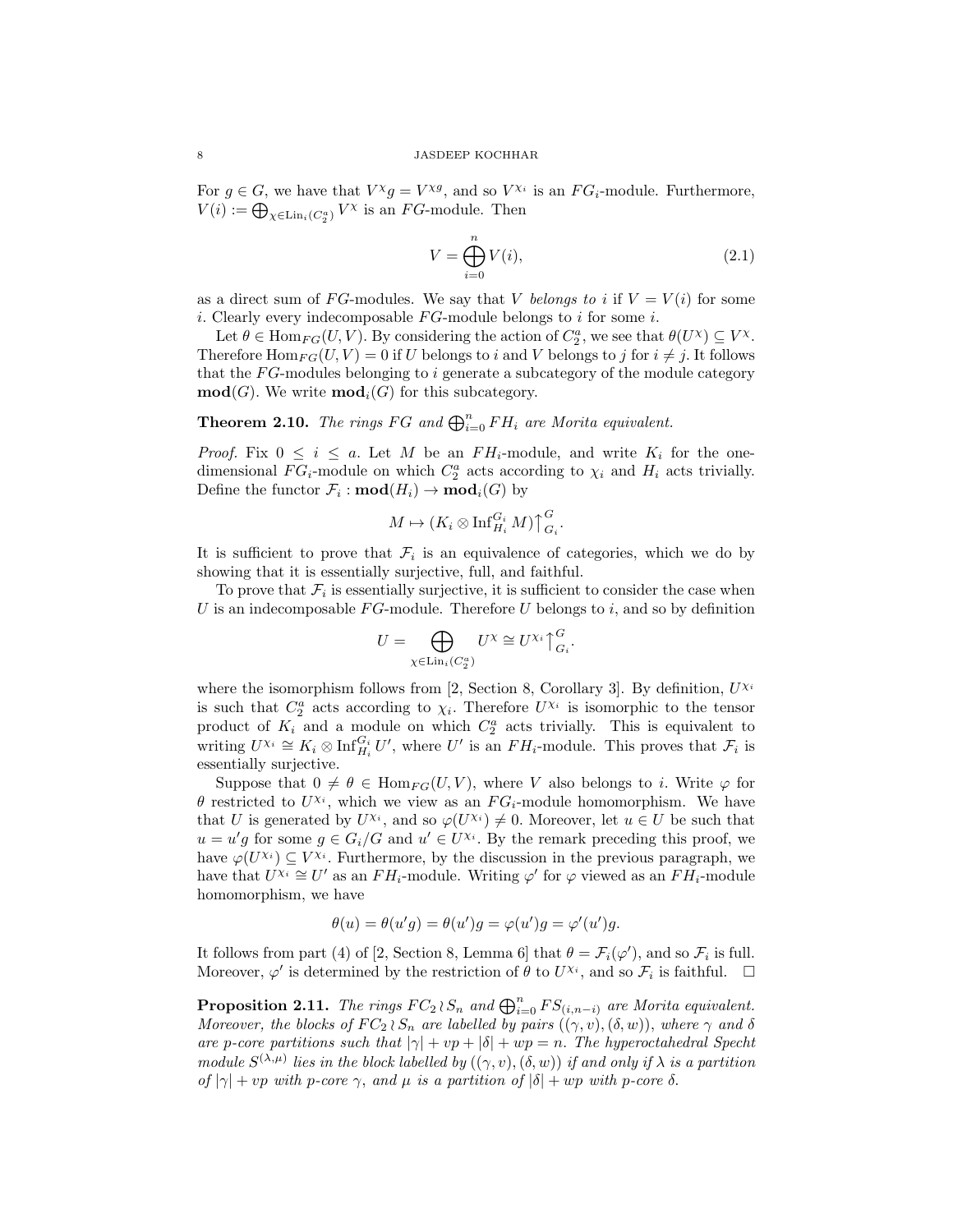For $g \in G$, we have that $V^\chi g = V^{\chi g}$, and so $V^{\chi_i}$ is an $FG_i$-module. Furthermore, $V(i) := \bigoplus_{\chi \in \mathrm{Lin}_i(C_2^a)} V^\chi$ is an $FG$-module. Then

$$V = \bigoplus_{i=0}^{n} V(i), \tag{2.1}$$

as a direct sum of $FG$-modules. We say that $V$ *belongs to* $i$ if $V = V(i)$ for some $i$. Clearly every indecomposable $FG$-module belongs to $i$ for some $i$.

Let $\theta \in \mathrm{Hom}_{FG}(U, V)$. By considering the action of $C_2^a$, we see that $\theta(U^\chi) \subseteq V^\chi$. Therefore $\mathrm{Hom}_{FG}(U, V) = 0$ if $U$ belongs to $i$ and $V$ belongs to $j$ for $i \neq j$. It follows that the $FG$-modules belonging to $i$ generate a subcategory of the module category $\mathbf{mod}(G)$. We write $\mathbf{mod}_i(G)$ for this subcategory.

**Theorem 2.10.** *The rings $FG$ and $\bigoplus_{i=0}^{n} FH_i$ are Morita equivalent.*

*Proof.* Fix $0 \leq i \leq a$. Let $M$ be an $FH_i$-module, and write $K_i$ for the one-dimensional $FG_i$-module on which $C_2^a$ acts according to $\chi_i$ and $H_i$ acts trivially. Define the functor $\mathcal{F}_i : \mathbf{mod}(H_i) \to \mathbf{mod}_i(G)$ by

$$M \mapsto (K_i \otimes \mathrm{Inf}_{H_i}^{G_i} M)\big\uparrow_{G_i}^{G}.$$

It is sufficient to prove that $\mathcal{F}_i$ is an equivalence of categories, which we do by showing that it is essentially surjective, full, and faithful.

To prove that $\mathcal{F}_i$ is essentially surjective, it is sufficient to consider the case when $U$ is an indecomposable $FG$-module. Therefore $U$ belongs to $i$, and so by definition

$$U = \bigoplus_{\chi \in \mathrm{Lin}_i(C_2^a)} U^\chi \cong U^{\chi_i}\big\uparrow_{G_i}^{G}.$$

where the isomorphism follows from [2, Section 8, Corollary 3]. By definition, $U^{\chi_i}$ is such that $C_2^a$ acts according to $\chi_i$. Therefore $U^{\chi_i}$ is isomorphic to the tensor product of $K_i$ and a module on which $C_2^a$ acts trivially. This is equivalent to writing $U^{\chi_i} \cong K_i \otimes \mathrm{Inf}_{H_i}^{G_i} U'$, where $U'$ is an $FH_i$-module. This proves that $\mathcal{F}_i$ is essentially surjective.

Suppose that $0 \neq \theta \in \mathrm{Hom}_{FG}(U, V)$, where $V$ also belongs to $i$. Write $\varphi$ for $\theta$ restricted to $U^{\chi_i}$, which we view as an $FG_i$-module homomorphism. We have that $U$ is generated by $U^{\chi_i}$, and so $\varphi(U^{\chi_i}) \neq 0$. Moreover, let $u \in U$ be such that $u = u'g$ for some $g \in G_i/G$ and $u' \in U^{\chi_i}$. By the remark preceding this proof, we have $\varphi(U^{\chi_i}) \subseteq V^{\chi_i}$. Furthermore, by the discussion in the previous paragraph, we have that $U^{\chi_i} \cong U'$ as an $FH_i$-module. Writing $\varphi'$ for $\varphi$ viewed as an $FH_i$-module homomorphism, we have

$$\theta(u) = \theta(u'g) = \theta(u')g = \varphi(u')g = \varphi'(u')g.$$

It follows from part (4) of [2, Section 8, Lemma 6] that $\theta = \mathcal{F}_i(\varphi')$, and so $\mathcal{F}_i$ is full. Moreover, $\varphi'$ is determined by the restriction of $\theta$ to $U^{\chi_i}$, and so $\mathcal{F}_i$ is faithful. $\square$

**Proposition 2.11.** *The rings $FC_2 \wr S_n$ and $\bigoplus_{i=0}^{n} FS_{(i,n-i)}$ are Morita equivalent. Moreover, the blocks of $FC_2 \wr S_n$ are labelled by pairs $((\gamma, v), (\delta, w))$, where $\gamma$ and $\delta$ are $p$-core partitions such that $|\gamma| + vp + |\delta| + wp = n$. The hyperoctahedral Specht module $S^{(\lambda,\mu)}$ lies in the block labelled by $((\gamma, v), (\delta, w))$ if and only if $\lambda$ is a partition of $|\gamma| + vp$ with $p$-core $\gamma$, and $\mu$ is a partition of $|\delta| + wp$ with $p$-core $\delta$.*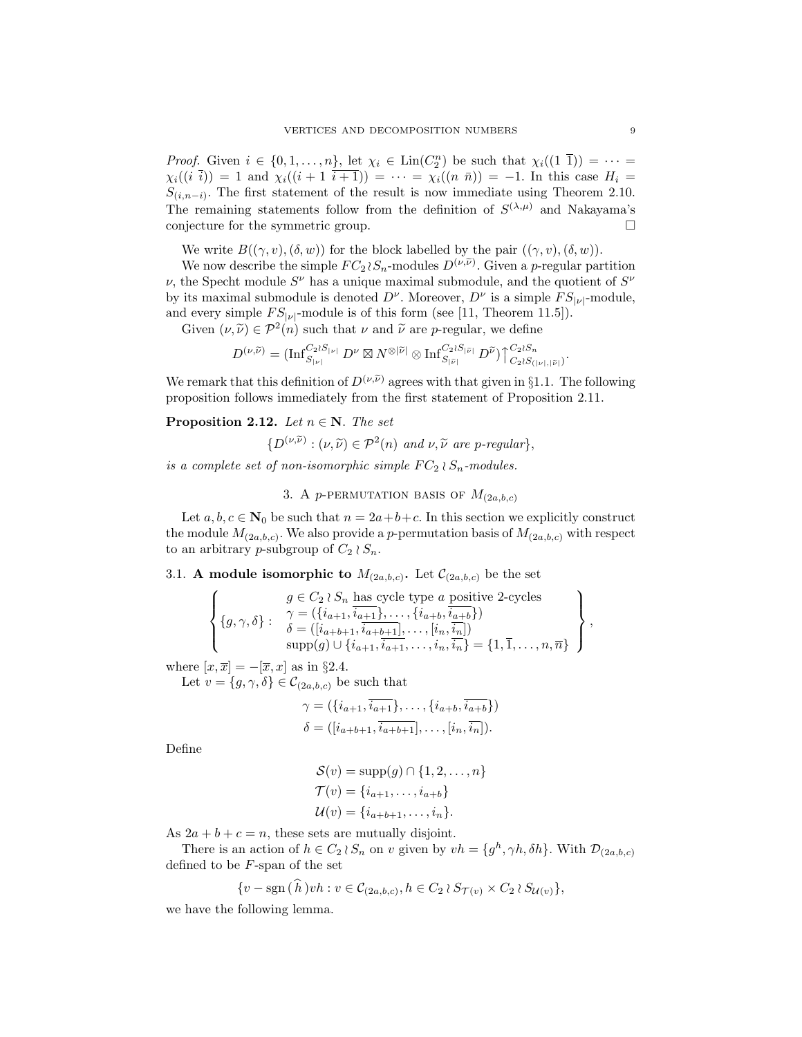*Proof.* Given $i \in \{0, 1, \ldots, n\}$, let $\chi_i \in \mathrm{Lin}(C_2^n)$ be such that $\chi_i((1\ \overline{1})) = \cdots = \chi_i((i\ \overline{i})) = 1$ and $\chi_i((i+1\ \overline{i+1})) = \cdots = \chi_i((n\ \bar{n})) = -1$. In this case $H_i = S_{(i,n-i)}$. The first statement of the result is now immediate using Theorem 2.10. The remaining statements follow from the definition of $S^{(\lambda,\mu)}$ and Nakayama's conjecture for the symmetric group. □

We write $B((\gamma, v), (\delta, w))$ for the block labelled by the pair $((\gamma, v), (\delta, w))$.

We now describe the simple $FC_2 \wr S_n$-modules $D^{(\nu,\widetilde{\nu})}$. Given a $p$-regular partition $\nu$, the Specht module $S^\nu$ has a unique maximal submodule, and the quotient of $S^\nu$ by its maximal submodule is denoted $D^\nu$. Moreover, $D^\nu$ is a simple $FS_{|\nu|}$-module, and every simple $FS_{|\nu|}$-module is of this form (see [11, Theorem 11.5]).

Given $(\nu, \widetilde{\nu}) \in \mathcal{P}^2(n)$ such that $\nu$ and $\widetilde{\nu}$ are $p$-regular, we define

$$D^{(\nu,\widetilde{\nu})} = (\mathrm{Inf}_{S_{|\nu|}}^{C_2 \wr S_{|\nu|}} D^\nu \boxtimes N^{\otimes|\widetilde{\nu}|} \otimes \mathrm{Inf}_{S_{|\widetilde{\nu}|}}^{C_2 \wr S_{|\widetilde{\nu}|}} D^{\widetilde{\nu}}) \big\uparrow_{C_2 \wr S_{(|\nu|,|\widetilde{\nu}|)}}^{C_2 \wr S_n}.$$

We remark that this definition of $D^{(\nu,\widetilde{\nu})}$ agrees with that given in §1.1. The following proposition follows immediately from the first statement of Proposition 2.11.

**Proposition 2.12.** *Let $n \in \mathbf{N}$. The set*

$$\{D^{(\nu,\widetilde{\nu})} : (\nu, \widetilde{\nu}) \in \mathcal{P}^2(n) \text{ and } \nu, \widetilde{\nu} \text{ are } p\text{-regular}\},$$

*is a complete set of non-isomorphic simple $FC_2 \wr S_n$-modules.*

## 3. A $p$-permutation basis of $M_{(2a,b,c)}$

Let $a, b, c \in \mathbf{N}_0$ be such that $n = 2a+b+c$. In this section we explicitly construct the module $M_{(2a,b,c)}$. We also provide a $p$-permutation basis of $M_{(2a,b,c)}$ with respect to an arbitrary $p$-subgroup of $C_2 \wr S_n$.

### 3.1. A module isomorphic to $M_{(2a,b,c)}$.

Let $\mathcal{C}_{(2a,b,c)}$ be the set

$$\left\{ \{g, \gamma, \delta\} : \begin{array}{l} g \in C_2 \wr S_n \text{ has cycle type } a \text{ positive 2-cycles} \\ \gamma = (\{i_{a+1}, \overline{i_{a+1}}\}, \ldots, \{i_{a+b}, \overline{i_{a+b}}\}) \\ \delta = ([i_{a+b+1}, \overline{i_{a+b+1}}], \ldots, [i_n, \overline{i_n}]) \\ \mathrm{supp}(g) \cup \{i_{a+1}, \overline{i_{a+1}}, \ldots, i_n, \overline{i_n}\} = \{1, \overline{1}, \ldots, n, \overline{n}\} \end{array} \right\},$$

where $[x, \overline{x}] = -[\overline{x}, x]$ as in §2.4.

Let $v = \{g, \gamma, \delta\} \in \mathcal{C}_{(2a,b,c)}$ be such that

$$\gamma = (\{i_{a+1}, \overline{i_{a+1}}\}, \ldots, \{i_{a+b}, \overline{i_{a+b}}\})$$
$$\delta = ([i_{a+b+1}, \overline{i_{a+b+1}}], \ldots, [i_n, \overline{i_n}]).$$

Define

$$\mathcal{S}(v) = \mathrm{supp}(g) \cap \{1, 2, \ldots, n\}$$
$$\mathcal{T}(v) = \{i_{a+1}, \ldots, i_{a+b}\}$$
$$\mathcal{U}(v) = \{i_{a+b+1}, \ldots, i_n\}.$$

As $2a + b + c = n$, these sets are mutually disjoint.

There is an action of $h \in C_2 \wr S_n$ on $v$ given by $vh = \{g^h, \gamma h, \delta h\}$. With $\mathcal{D}_{(2a,b,c)}$ defined to be $F$-span of the set

$$\{v - \mathrm{sgn}\,(\widehat{h})vh : v \in \mathcal{C}_{(2a,b,c)}, h \in C_2 \wr S_{\mathcal{T}(v)} \times C_2 \wr S_{\mathcal{U}(v)}\},$$

we have the following lemma.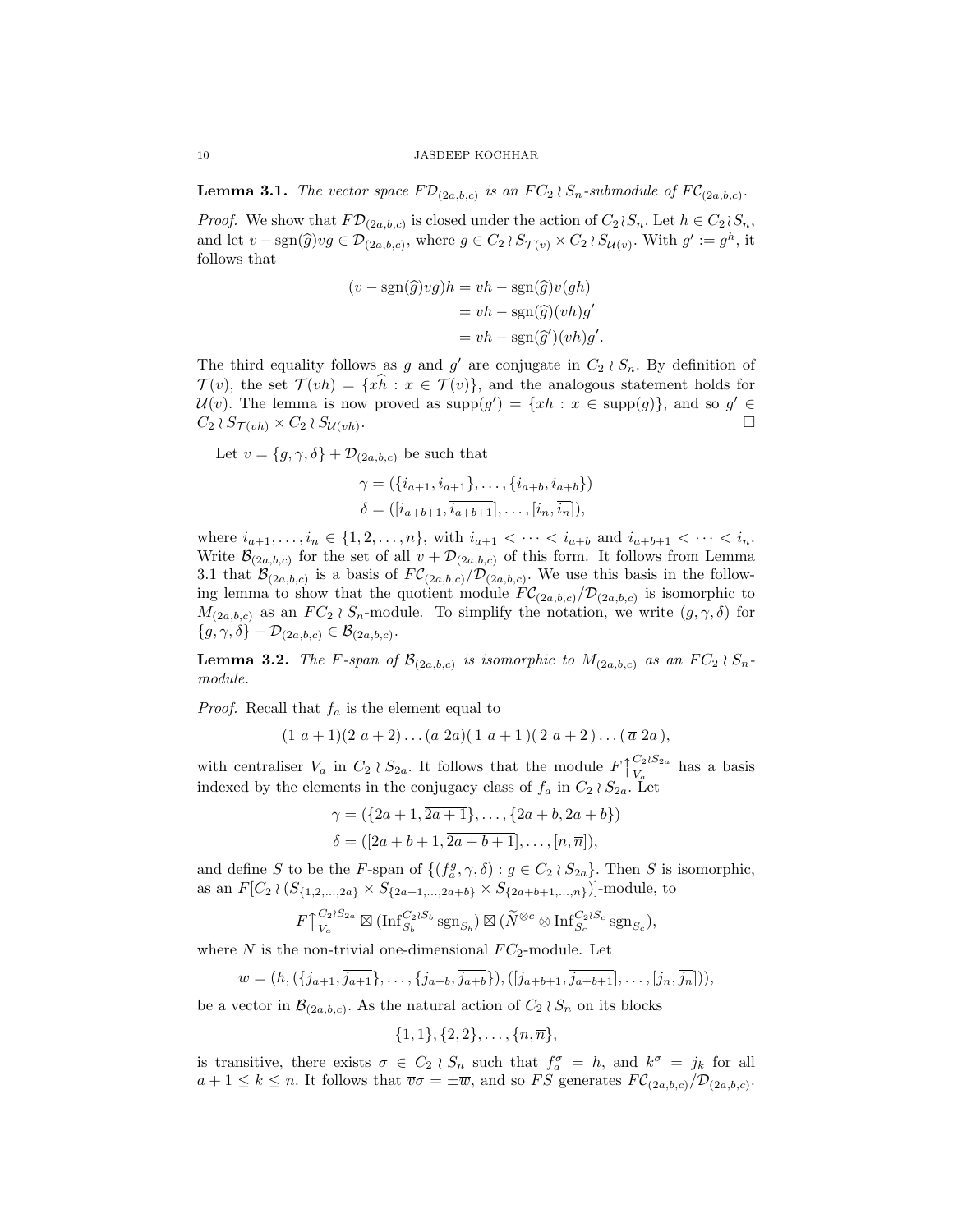**Lemma 3.1.** *The vector space $F\mathcal{D}_{(2a,b,c)}$ is an $FC_2 \wr S_n$-submodule of $F\mathcal{C}_{(2a,b,c)}$.*

*Proof.* We show that $F\mathcal{D}_{(2a,b,c)}$ is closed under the action of $C_2 \wr S_n$. Let $h \in C_2 \wr S_n$, and let $v - \mathrm{sgn}(\widehat{g})vg \in \mathcal{D}_{(2a,b,c)}$, where $g \in C_2 \wr S_{\mathcal{T}(v)} \times C_2 \wr S_{\mathcal{U}(v)}$. With $g' := g^h$, it follows that

$$
\begin{aligned}
(v - \mathrm{sgn}(\widehat{g})vg)h &= vh - \mathrm{sgn}(\widehat{g})v(gh) \\
&= vh - \mathrm{sgn}(\widehat{g})(vh)g' \\
&= vh - \mathrm{sgn}(\widehat{g}')(vh)g'.
\end{aligned}
$$

The third equality follows as $g$ and $g'$ are conjugate in $C_2 \wr S_n$. By definition of $\mathcal{T}(v)$, the set $\mathcal{T}(vh) = \{x\widehat{h} : x \in \mathcal{T}(v)\}$, and the analogous statement holds for $\mathcal{U}(v)$. The lemma is now proved as $\mathrm{supp}(g') = \{xh : x \in \mathrm{supp}(g)\}$, and so $g' \in C_2 \wr S_{\mathcal{T}(vh)} \times C_2 \wr S_{\mathcal{U}(vh)}$. $\square$

Let $v = \{g, \gamma, \delta\} + \mathcal{D}_{(2a,b,c)}$ be such that

$$
\begin{aligned}
\gamma &= (\{i_{a+1}, \overline{i_{a+1}}\}, \ldots, \{i_{a+b}, \overline{i_{a+b}}\}) \\
\delta &= ([i_{a+b+1}, \overline{i_{a+b+1}}], \ldots, [i_n, \overline{i_n}]),
\end{aligned}
$$

where $i_{a+1}, \ldots, i_n \in \{1, 2, \ldots, n\}$, with $i_{a+1} < \cdots < i_{a+b}$ and $i_{a+b+1} < \cdots < i_n$. Write $\mathcal{B}_{(2a,b,c)}$ for the set of all $v + \mathcal{D}_{(2a,b,c)}$ of this form. It follows from Lemma 3.1 that $\mathcal{B}_{(2a,b,c)}$ is a basis of $F\mathcal{C}_{(2a,b,c)}/\mathcal{D}_{(2a,b,c)}$. We use this basis in the following lemma to show that the quotient module $F\mathcal{C}_{(2a,b,c)}/\mathcal{D}_{(2a,b,c)}$ is isomorphic to $M_{(2a,b,c)}$ as an $FC_2 \wr S_n$-module. To simplify the notation, we write $(g, \gamma, \delta)$ for $\{g, \gamma, \delta\} + \mathcal{D}_{(2a,b,c)} \in \mathcal{B}_{(2a,b,c)}$.

**Lemma 3.2.** *The $F$-span of $\mathcal{B}_{(2a,b,c)}$ is isomorphic to $M_{(2a,b,c)}$ as an $FC_2 \wr S_n$-module.*

*Proof.* Recall that $f_a$ is the element equal to

$$
(1\ a+1)(2\ a+2)\ldots(a\ 2a)(\,\overline{1}\ \overline{a+1}\,)(\,\overline{2}\ \overline{a+2}\,)\ldots(\,\overline{a}\ \overline{2a}\,),
$$

with centraliser $V_a$ in $C_2 \wr S_{2a}$. It follows that the module $F\big\uparrow_{V_a}^{C_2 \wr S_{2a}}$ has a basis indexed by the elements in the conjugacy class of $f_a$ in $C_2 \wr S_{2a}$. Let

$$
\begin{aligned}
\gamma &= (\{2a+1, \overline{2a+1}\}, \ldots, \{2a+b, \overline{2a+b}\}) \\
\delta &= ([2a+b+1, \overline{2a+b+1}], \ldots, [n, \overline{n}]),
\end{aligned}
$$

and define $S$ to be the $F$-span of $\{(f_a^g, \gamma, \delta) : g \in C_2 \wr S_{2a}\}$. Then $S$ is isomorphic, as an $F[C_2 \wr (S_{\{1,2,\ldots,2a\}} \times S_{\{2a+1,\ldots,2a+b\}} \times S_{\{2a+b+1,\ldots,n\}})]$-module, to

$$
F\big\uparrow_{V_a}^{C_2 \wr S_{2a}} \boxtimes (\mathrm{Inf}_{S_b}^{C_2 \wr S_b} \mathrm{sgn}_{S_b}) \boxtimes (\widetilde{N}^{\otimes c} \otimes \mathrm{Inf}_{S_c}^{C_2 \wr S_c} \mathrm{sgn}_{S_c}),
$$

where $N$ is the non-trivial one-dimensional $FC_2$-module. Let

$$
w = (h, (\{j_{a+1}, \overline{j_{a+1}}\}, \ldots, \{j_{a+b}, \overline{j_{a+b}}\}), ([j_{a+b+1}, \overline{j_{a+b+1}}], \ldots, [j_n, \overline{j_n}])),
$$

be a vector in $\mathcal{B}_{(2a,b,c)}$. As the natural action of $C_2 \wr S_n$ on its blocks

$$
\{1, \overline{1}\}, \{2, \overline{2}\}, \ldots, \{n, \overline{n}\},
$$

is transitive, there exists $\sigma \in C_2 \wr S_n$ such that $f_a^\sigma = h$, and $k^\sigma = j_k$ for all $a+1 \leq k \leq n$. It follows that $\overline{v}\sigma = \pm\overline{w}$, and so $FS$ generates $F\mathcal{C}_{(2a,b,c)}/\mathcal{D}_{(2a,b,c)}$.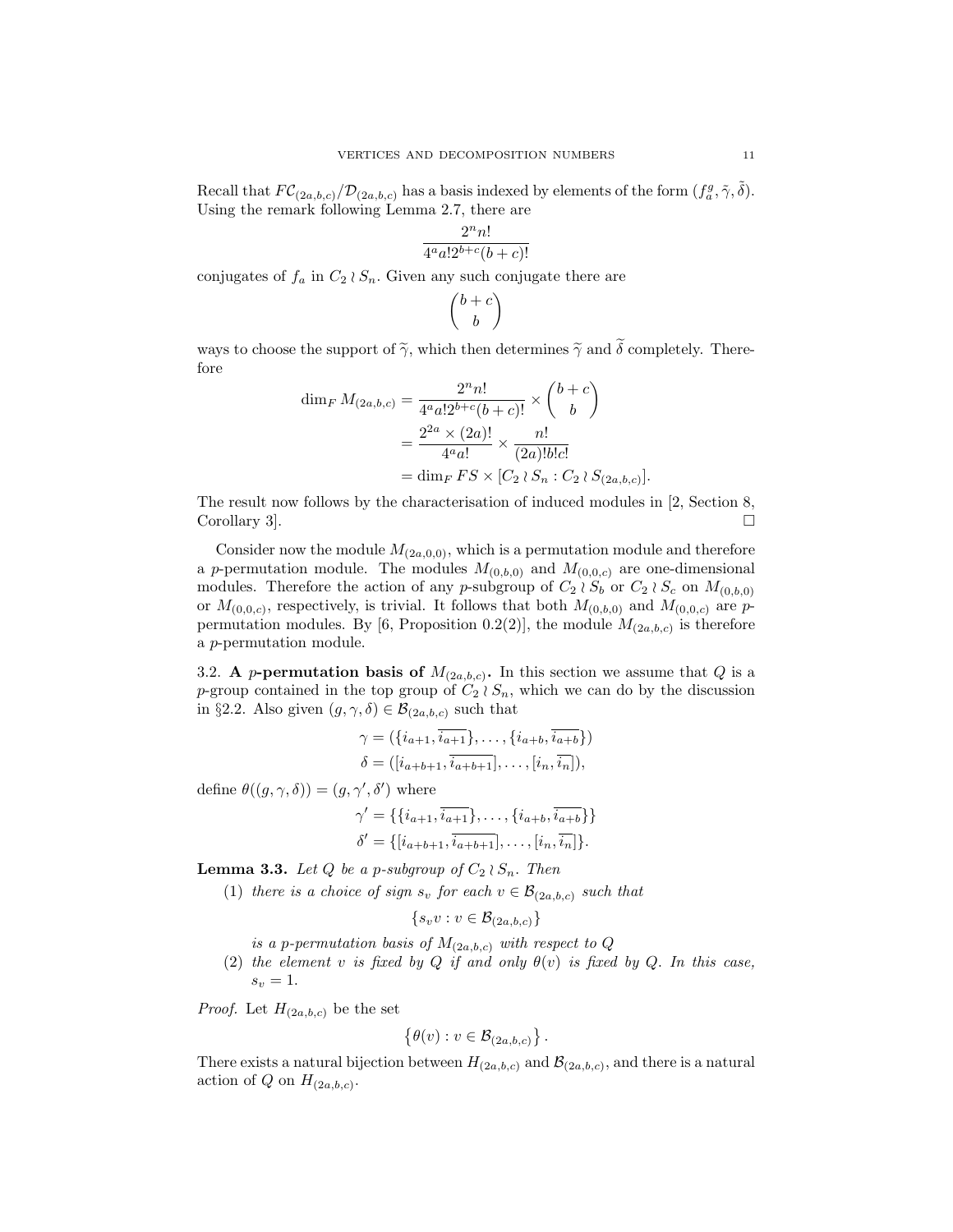Recall that $F\mathcal{C}_{(2a,b,c)}/\mathcal{D}_{(2a,b,c)}$ has a basis indexed by elements of the form $(f_a^g, \tilde{\gamma}, \tilde{\delta})$. Using the remark following Lemma 2.7, there are

$$\frac{2^n n!}{4^a a! 2^{b+c}(b+c)!}$$

conjugates of $f_a$ in $C_2 \wr S_n$. Given any such conjugate there are

$$\binom{b+c}{b}$$

ways to choose the support of $\widetilde{\gamma}$, which then determines $\widetilde{\gamma}$ and $\widetilde{\delta}$ completely. Therefore

$$\begin{aligned}
\dim_F M_{(2a,b,c)} &= \frac{2^n n!}{4^a a! 2^{b+c}(b+c)!} \times \binom{b+c}{b} \\
&= \frac{2^{2a} \times (2a)!}{4^a a!} \times \frac{n!}{(2a)! b! c!} \\
&= \dim_F FS \times [C_2 \wr S_n : C_2 \wr S_{(2a,b,c)}].
\end{aligned}$$

The result now follows by the characterisation of induced modules in [2, Section 8, Corollary 3]. $\square$

Consider now the module $M_{(2a,0,0)}$, which is a permutation module and therefore a $p$-permutation module. The modules $M_{(0,b,0)}$ and $M_{(0,0,c)}$ are one-dimensional modules. Therefore the action of any $p$-subgroup of $C_2 \wr S_b$ or $C_2 \wr S_c$ on $M_{(0,b,0)}$ or $M_{(0,0,c)}$, respectively, is trivial. It follows that both $M_{(0,b,0)}$ and $M_{(0,0,c)}$ are $p$-permutation modules. By [6, Proposition 0.2(2)], the module $M_{(2a,b,c)}$ is therefore a $p$-permutation module.

3.2. **A $p$-permutation basis of $M_{(2a,b,c)}$.** In this section we assume that $Q$ is a $p$-group contained in the top group of $C_2 \wr S_n$, which we can do by the discussion in §2.2. Also given $(g, \gamma, \delta) \in \mathcal{B}_{(2a,b,c)}$ such that

$$\begin{aligned}
\gamma &= (\{i_{a+1}, \overline{i_{a+1}}\}, \ldots, \{i_{a+b}, \overline{i_{a+b}}\}) \\
\delta &= ([i_{a+b+1}, \overline{i_{a+b+1}}], \ldots, [i_n, \overline{i_n}]),
\end{aligned}$$

define $\theta((g, \gamma, \delta)) = (g, \gamma', \delta')$ where

$$\begin{aligned}
\gamma' &= \{\{i_{a+1}, \overline{i_{a+1}}\}, \ldots, \{i_{a+b}, \overline{i_{a+b}}\}\} \\
\delta' &= \{[i_{a+b+1}, \overline{i_{a+b+1}}], \ldots, [i_n, \overline{i_n}]\}.
\end{aligned}$$

**Lemma 3.3.** *Let $Q$ be a $p$-subgroup of $C_2 \wr S_n$. Then*

1. *there is a choice of sign $s_v$ for each $v \in \mathcal{B}_{(2a,b,c)}$ such that*

   $$\{s_v v : v \in \mathcal{B}_{(2a,b,c)}\}$$

   *is a $p$-permutation basis of $M_{(2a,b,c)}$ with respect to $Q$*
2. *the element $v$ is fixed by $Q$ if and only $\theta(v)$ is fixed by $Q$. In this case, $s_v = 1$.*

*Proof.* Let $H_{(2a,b,c)}$ be the set

$$\left\{\theta(v) : v \in \mathcal{B}_{(2a,b,c)}\right\}.$$

There exists a natural bijection between $H_{(2a,b,c)}$ and $\mathcal{B}_{(2a,b,c)}$, and there is a natural action of $Q$ on $H_{(2a,b,c)}$.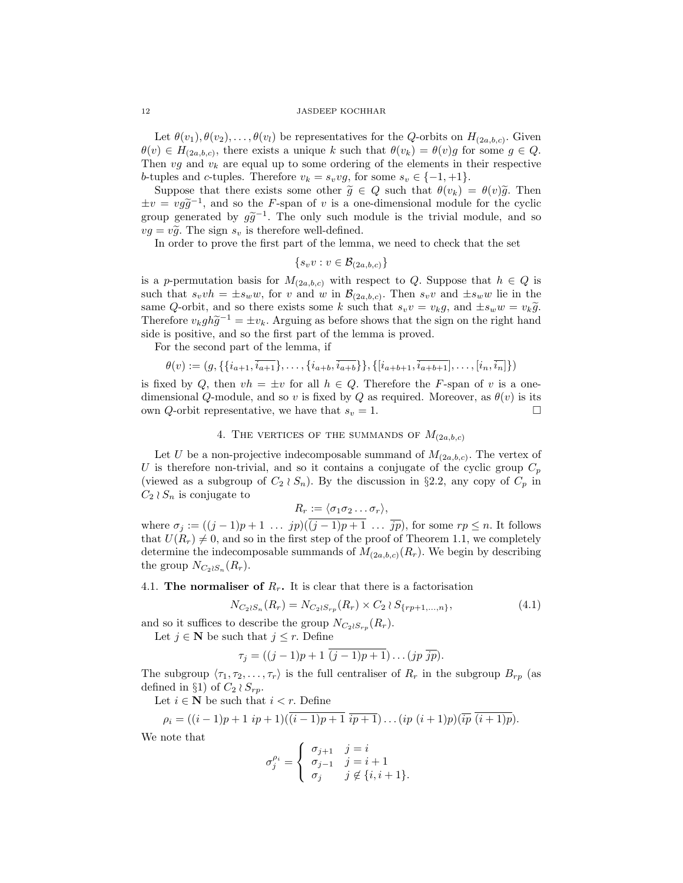Let $\theta(v_1), \theta(v_2), \ldots, \theta(v_l)$ be representatives for the $Q$-orbits on $H_{(2a,b,c)}$. Given $\theta(v) \in H_{(2a,b,c)}$, there exists a unique $k$ such that $\theta(v_k) = \theta(v)g$ for some $g \in Q$. Then $vg$ and $v_k$ are equal up to some ordering of the elements in their respective $b$-tuples and $c$-tuples. Therefore $v_k = s_v vg$, for some $s_v \in \{-1, +1\}$.

Suppose that there exists some other $\widetilde{g} \in Q$ such that $\theta(v_k) = \theta(v)\widetilde{g}$. Then $\pm v = vg\widetilde{g}^{-1}$, and so the $F$-span of $v$ is a one-dimensional module for the cyclic group generated by $g\widetilde{g}^{-1}$. The only such module is the trivial module, and so $vg = v\widetilde{g}$. The sign $s_v$ is therefore well-defined.

In order to prove the first part of the lemma, we need to check that the set

$$\{s_v v : v \in \mathcal{B}_{(2a,b,c)}\}$$

is a $p$-permutation basis for $M_{(2a,b,c)}$ with respect to $Q$. Suppose that $h \in Q$ is such that $s_v vh = \pm s_w w$, for $v$ and $w$ in $\mathcal{B}_{(2a,b,c)}$. Then $s_v v$ and $\pm s_w w$ lie in the same $Q$-orbit, and so there exists some $k$ such that $s_v v = v_k g$, and $\pm s_w w = v_k \widetilde{g}$. Therefore $v_k g h \widetilde{g}^{-1} = \pm v_k$. Arguing as before shows that the sign on the right hand side is positive, and so the first part of the lemma is proved.

For the second part of the lemma, if

$$\theta(v) := (g, \{\{i_{a+1}, \overline{i_{a+1}}\}, \ldots, \{i_{a+b}, \overline{i_{a+b}}\}\}, \{[i_{a+b+1}, \overline{i_{a+b+1}}], \ldots, [i_n, \overline{i_n}]\})$$

is fixed by $Q$, then $vh = \pm v$ for all $h \in Q$. Therefore the $F$-span of $v$ is a one-dimensional $Q$-module, and so $v$ is fixed by $Q$ as required. Moreover, as $\theta(v)$ is its own $Q$-orbit representative, we have that $s_v = 1$. $\square$

## 4. The vertices of the summands of $M_{(2a,b,c)}$

Let $U$ be a non-projective indecomposable summand of $M_{(2a,b,c)}$. The vertex of $U$ is therefore non-trivial, and so it contains a conjugate of the cyclic group $C_p$ (viewed as a subgroup of $C_2 \wr S_n$). By the discussion in §2.2, any copy of $C_p$ in $C_2 \wr S_n$ is conjugate to

$$R_r := \langle \sigma_1 \sigma_2 \ldots \sigma_r \rangle,$$

where $\sigma_j := ((j-1)p+1 \ \ldots \ jp)(\overline{(j-1)p+1} \ \ldots \ \overline{jp})$, for some $rp \leq n$. It follows that $U(R_r) \neq 0$, and so in the first step of the proof of Theorem 1.1, we completely determine the indecomposable summands of $M_{(2a,b,c)}(R_r)$. We begin by describing the group $N_{C_2 \wr S_n}(R_r)$.

**4.1. The normaliser of $R_r$.** It is clear that there is a factorisation

$$N_{C_2 \wr S_n}(R_r) = N_{C_2 \wr S_{rp}}(R_r) \times C_2 \wr S_{\{rp+1,\ldots,n\}}, \tag{4.1}$$

and so it suffices to describe the group $N_{C_2 \wr S_{rp}}(R_r)$.

Let $j \in \mathbf{N}$ be such that $j \leq r$. Define

$$\tau_j = ((j-1)p+1 \ \overline{(j-1)p+1}) \ldots (jp \ \overline{jp}).$$

The subgroup $\langle \tau_1, \tau_2, \ldots, \tau_r \rangle$ is the full centraliser of $R_r$ in the subgroup $B_{rp}$ (as defined in §1) of $C_2 \wr S_{rp}$.

Let $i \in \mathbf{N}$ be such that $i < r$. Define

$$\rho_i = ((i-1)p+1 \ ip+1)(\overline{(i-1)p+1} \ \overline{ip+1}) \ldots (ip \ (i+1)p)(\overline{ip} \ \overline{(i+1)p}).$$

We note that

$$\sigma_j^{\rho_i} = \begin{cases} \sigma_{j+1} & j = i \\ \sigma_{j-1} & j = i+1 \\ \sigma_j & j \notin \{i, i+1\}. \end{cases}$$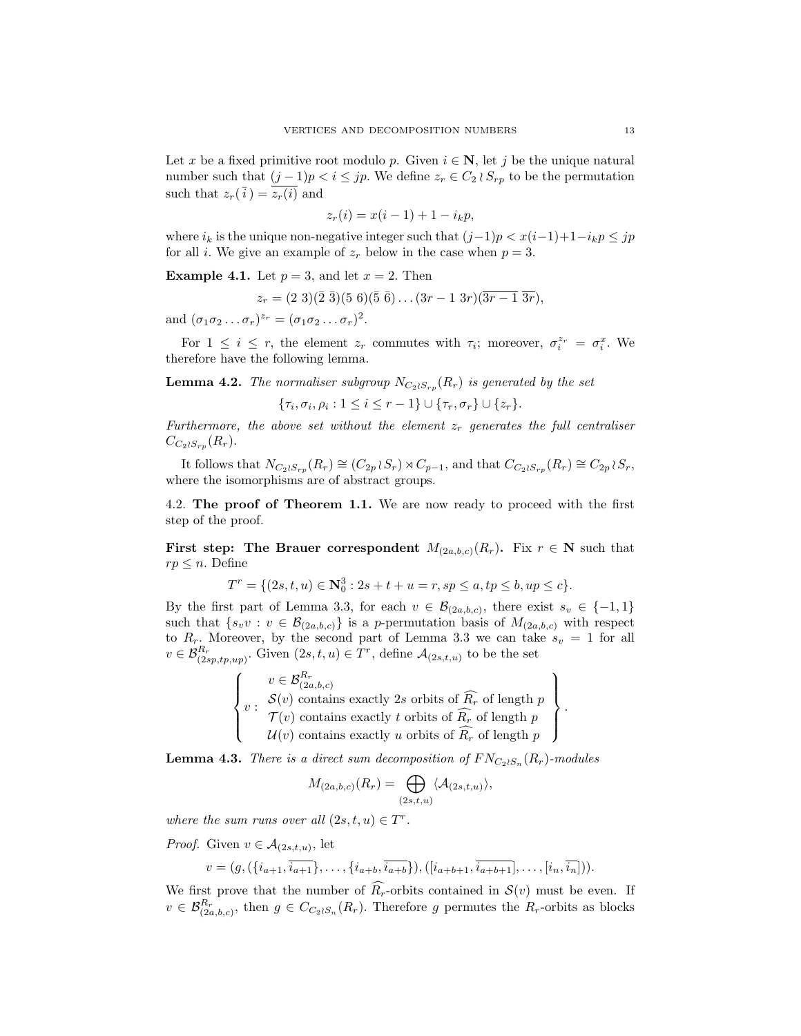Let $x$ be a fixed primitive root modulo $p$. Given $i \in \mathbf{N}$, let $j$ be the unique natural number such that $(j-1)p < i \leq jp$. We define $z_r \in C_2 \wr S_{rp}$ to be the permutation such that $z_r(\,\bar{i}\,) = \overline{z_r(i)}$ and

$$z_r(i) = x(i-1) + 1 - i_k p,$$

where $i_k$ is the unique non-negative integer such that $(j-1)p < x(i-1)+1-i_k p \leq jp$ for all $i$. We give an example of $z_r$ below in the case when $p = 3$.

**Example 4.1.** Let $p = 3$, and let $x = 2$. Then

$$z_r = (2\ 3)(\bar{2}\ \bar{3})(5\ 6)(\bar{5}\ \bar{6})\ldots(3r-1\ 3r)(\overline{3r-1}\ \overline{3r}),$$

and $(\sigma_1\sigma_2\ldots\sigma_r)^{z_r} = (\sigma_1\sigma_2\ldots\sigma_r)^2$.

For $1 \leq i \leq r$, the element $z_r$ commutes with $\tau_i$; moreover, $\sigma_i^{z_r} = \sigma_i^x$. We therefore have the following lemma.

**Lemma 4.2.** *The normaliser subgroup $N_{C_2\wr S_{rp}}(R_r)$ is generated by the set*

$$\{\tau_i, \sigma_i, \rho_i : 1 \leq i \leq r-1\} \cup \{\tau_r, \sigma_r\} \cup \{z_r\}.$$

*Furthermore, the above set without the element $z_r$ generates the full centraliser $C_{C_2\wr S_{rp}}(R_r)$.*

It follows that $N_{C_2\wr S_{rp}}(R_r) \cong (C_{2p}\wr S_r) \rtimes C_{p-1}$, and that $C_{C_2\wr S_{rp}}(R_r) \cong C_{2p}\wr S_r$, where the isomorphisms are of abstract groups.

4.2. **The proof of Theorem 1.1.** We are now ready to proceed with the first step of the proof.

**First step: The Brauer correspondent $M_{(2a,b,c)}(R_r)$.** Fix $r \in \mathbf{N}$ such that $rp \leq n$. Define

$$T^r = \{(2s,t,u) \in \mathbf{N}_0^3 : 2s+t+u = r, sp \leq a, tp \leq b, up \leq c\}.$$

By the first part of Lemma 3.3, for each $v \in \mathcal{B}_{(2a,b,c)}$, there exist $s_v \in \{-1,1\}$ such that $\{s_v v : v \in \mathcal{B}_{(2a,b,c)}\}$ is a $p$-permutation basis of $M_{(2a,b,c)}$ with respect to $R_r$. Moreover, by the second part of Lemma 3.3 we can take $s_v = 1$ for all $v \in \mathcal{B}^{R_r}_{(2sp,tp,up)}$. Given $(2s,t,u) \in T^r$, define $\mathcal{A}_{(2s,t,u)}$ to be the set

$$\left\{ v : \begin{array}{l} v \in \mathcal{B}^{R_r}_{(2a,b,c)} \\ \mathcal{S}(v) \text{ contains exactly } 2s \text{ orbits of } \widehat{R_r} \text{ of length } p \\ \mathcal{T}(v) \text{ contains exactly } t \text{ orbits of } \widehat{R_r} \text{ of length } p \\ \mathcal{U}(v) \text{ contains exactly } u \text{ orbits of } \widehat{R_r} \text{ of length } p \end{array} \right\}.$$

**Lemma 4.3.** *There is a direct sum decomposition of $FN_{C_2\wr S_n}(R_r)$-modules*

$$M_{(2a,b,c)}(R_r) = \bigoplus_{(2s,t,u)} \langle \mathcal{A}_{(2s,t,u)} \rangle,$$

*where the sum runs over all $(2s,t,u) \in T^r$.*

*Proof.* Given $v \in \mathcal{A}_{(2s,t,u)}$, let

$$v = (g, (\{i_{a+1}, \overline{i_{a+1}}\}, \ldots, \{i_{a+b}, \overline{i_{a+b}}\}), ([i_{a+b+1}, \overline{i_{a+b+1}}], \ldots, [i_n, \overline{i_n}])).$$

We first prove that the number of $\widehat{R_r}$-orbits contained in $\mathcal{S}(v)$ must be even. If $v \in \mathcal{B}^{R_r}_{(2a,b,c)}$, then $g \in C_{C_2\wr S_n}(R_r)$. Therefore $g$ permutes the $R_r$-orbits as blocks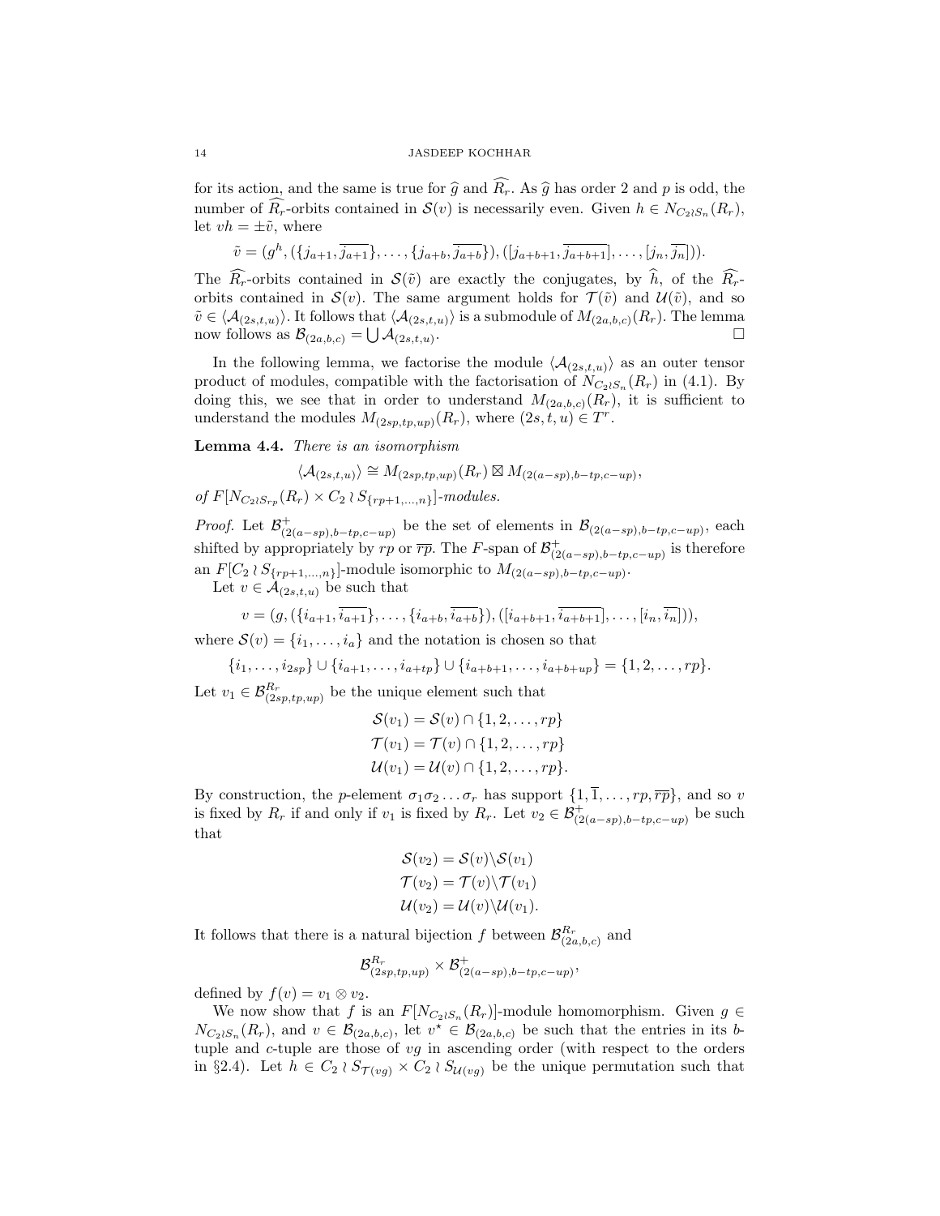for its action, and the same is true for $\widehat{g}$ and $\widehat{R_r}$. As $\widehat{g}$ has order 2 and $p$ is odd, the number of $\widehat{R_r}$-orbits contained in $\mathcal{S}(v)$ is necessarily even. Given $h \in N_{C_2 \wr S_n}(R_r)$, let $vh = \pm\tilde{v}$, where

$$\tilde{v} = (g^h, (\{j_{a+1}, \overline{j_{a+1}}\}, \ldots, \{j_{a+b}, \overline{j_{a+b}}\}), ([j_{a+b+1}, \overline{j_{a+b+1}}], \ldots, [j_n, \overline{j_n}])).$$

The $\widehat{R_r}$-orbits contained in $\mathcal{S}(\tilde{v})$ are exactly the conjugates, by $\widehat{h}$, of the $\widehat{R_r}$-orbits contained in $\mathcal{S}(v)$. The same argument holds for $\mathcal{T}(\tilde{v})$ and $\mathcal{U}(\tilde{v})$, and so $\tilde{v} \in \langle \mathcal{A}_{(2s,t,u)} \rangle$. It follows that $\langle \mathcal{A}_{(2s,t,u)} \rangle$ is a submodule of $M_{(2a,b,c)}(R_r)$. The lemma now follows as $\mathcal{B}_{(2a,b,c)} = \bigcup \mathcal{A}_{(2s,t,u)}$. □

In the following lemma, we factorise the module $\langle \mathcal{A}_{(2s,t,u)} \rangle$ as an outer tensor product of modules, compatible with the factorisation of $N_{C_2 \wr S_n}(R_r)$ in (4.1). By doing this, we see that in order to understand $M_{(2a,b,c)}(R_r)$, it is sufficient to understand the modules $M_{(2sp,tp,up)}(R_r)$, where $(2s,t,u) \in T^r$.

**Lemma 4.4.** *There is an isomorphism*

$$\langle \mathcal{A}_{(2s,t,u)} \rangle \cong M_{(2sp,tp,up)}(R_r) \boxtimes M_{(2(a-sp),b-tp,c-up)},$$

*of $F[N_{C_2 \wr S_{rp}}(R_r) \times C_2 \wr S_{\{rp+1,\ldots,n\}}]$-modules.*

*Proof.* Let $\mathcal{B}^+_{(2(a-sp),b-tp,c-up)}$ be the set of elements in $\mathcal{B}_{(2(a-sp),b-tp,c-up)}$, each shifted by appropriately by $rp$ or $\overline{rp}$. The $F$-span of $\mathcal{B}^+_{(2(a-sp),b-tp,c-up)}$ is therefore an $F[C_2 \wr S_{\{rp+1,\ldots,n\}}]$-module isomorphic to $M_{(2(a-sp),b-tp,c-up)}$.

Let $v \in \mathcal{A}_{(2s,t,u)}$ be such that

$$v = (g, (\{i_{a+1}, \overline{i_{a+1}}\}, \ldots, \{i_{a+b}, \overline{i_{a+b}}\}), ([i_{a+b+1}, \overline{i_{a+b+1}}], \ldots, [i_n, \overline{i_n}])),$$

where $\mathcal{S}(v) = \{i_1, \ldots, i_a\}$ and the notation is chosen so that

$$\{i_1, \ldots, i_{2sp}\} \cup \{i_{a+1}, \ldots, i_{a+tp}\} \cup \{i_{a+b+1}, \ldots, i_{a+b+up}\} = \{1, 2, \ldots, rp\}.$$

Let $v_1 \in \mathcal{B}^{R_r}_{(2sp,tp,up)}$ be the unique element such that

$$\mathcal{S}(v_1) = \mathcal{S}(v) \cap \{1, 2, \ldots, rp\}$$
$$\mathcal{T}(v_1) = \mathcal{T}(v) \cap \{1, 2, \ldots, rp\}$$
$$\mathcal{U}(v_1) = \mathcal{U}(v) \cap \{1, 2, \ldots, rp\}.$$

By construction, the $p$-element $\sigma_1 \sigma_2 \ldots \sigma_r$ has support $\{1, \overline{1}, \ldots, rp, \overline{rp}\}$, and so $v$ is fixed by $R_r$ if and only if $v_1$ is fixed by $R_r$. Let $v_2 \in \mathcal{B}^+_{(2(a-sp),b-tp,c-up)}$ be such that

$$\mathcal{S}(v_2) = \mathcal{S}(v) \backslash \mathcal{S}(v_1)$$
$$\mathcal{T}(v_2) = \mathcal{T}(v) \backslash \mathcal{T}(v_1)$$
$$\mathcal{U}(v_2) = \mathcal{U}(v) \backslash \mathcal{U}(v_1).$$

It follows that there is a natural bijection $f$ between $\mathcal{B}^{R_r}_{(2a,b,c)}$ and

$$\mathcal{B}^{R_r}_{(2sp,tp,up)} \times \mathcal{B}^+_{(2(a-sp),b-tp,c-up)},$$

defined by $f(v) = v_1 \otimes v_2$.

We now show that $f$ is an $F[N_{C_2 \wr S_n}(R_r)]$-module homomorphism. Given $g \in N_{C_2 \wr S_n}(R_r)$, and $v \in \mathcal{B}_{(2a,b,c)}$, let $v^\star \in \mathcal{B}_{(2a,b,c)}$ be such that the entries in its $b$-tuple and $c$-tuple are those of $vg$ in ascending order (with respect to the orders in §2.4). Let $h \in C_2 \wr S_{\mathcal{T}(vg)} \times C_2 \wr S_{\mathcal{U}(vg)}$ be the unique permutation such that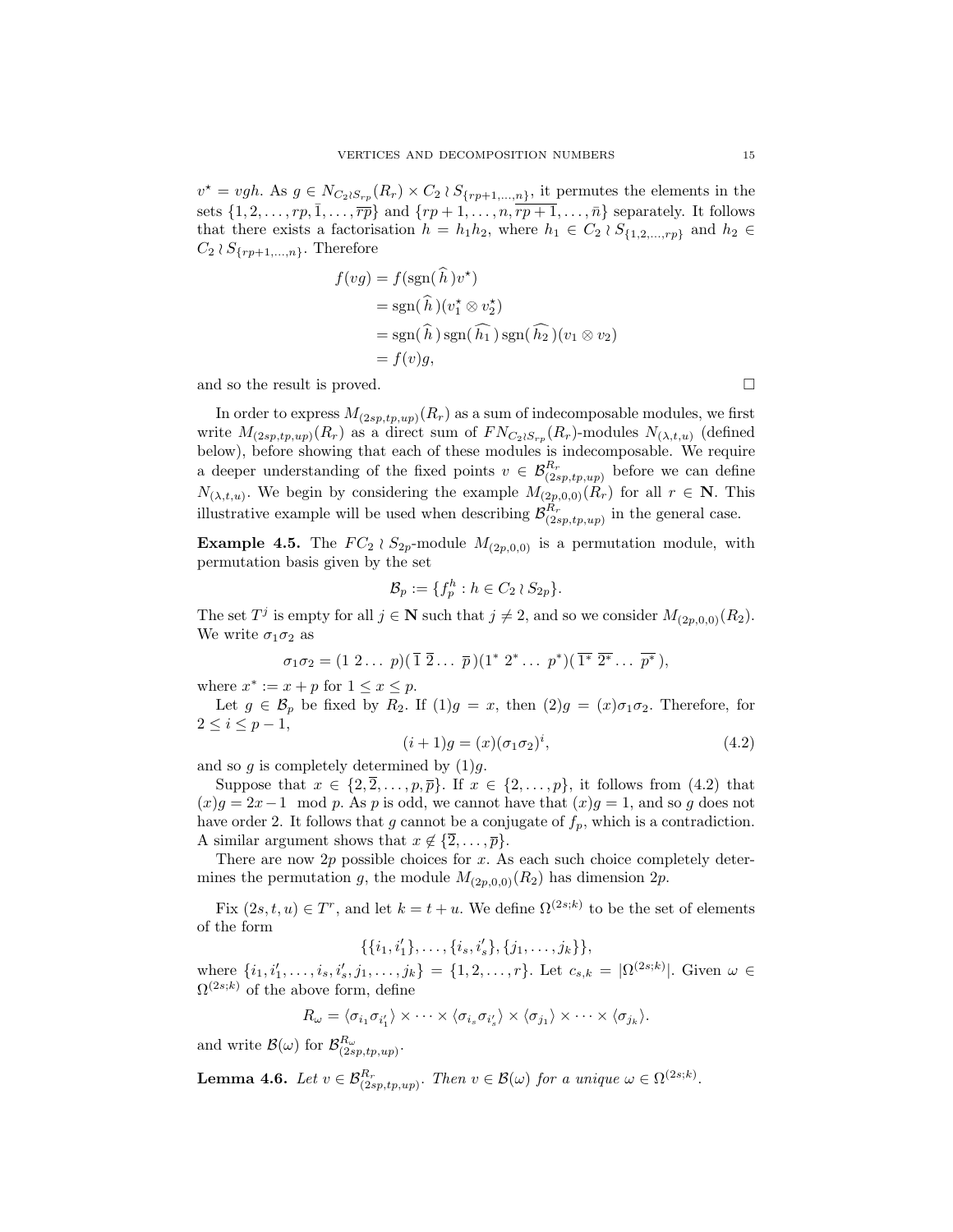$v^\star = vgh$. As $g \in N_{C_2 \wr S_{rp}}(R_r) \times C_2 \wr S_{\{rp+1,\dots,n\}}$, it permutes the elements in the sets $\{1, 2, \dots, rp, \bar{1}, \dots, \overline{rp}\}$ and $\{rp+1, \dots, n, \overline{rp+1}, \dots, \bar{n}\}$ separately. It follows that there exists a factorisation $h = h_1 h_2$, where $h_1 \in C_2 \wr S_{\{1,2,\dots,rp\}}$ and $h_2 \in C_2 \wr S_{\{rp+1,\dots,n\}}$. Therefore

$$\begin{aligned} f(vg) &= f(\operatorname{sgn}(\,\widehat{h}\,)v^\star) \\ &= \operatorname{sgn}(\,\widehat{h}\,)(v_1^\star \otimes v_2^\star) \\ &= \operatorname{sgn}(\,\widehat{h}\,)\operatorname{sgn}(\,\widehat{h_1}\,)\operatorname{sgn}(\,\widehat{h_2}\,)(v_1 \otimes v_2) \\ &= f(v)g, \end{aligned}$$

and so the result is proved. □

In order to express $M_{(2sp,tp,up)}(R_r)$ as a sum of indecomposable modules, we first write $M_{(2sp,tp,up)}(R_r)$ as a direct sum of $FN_{C_2 \wr S_{rp}}(R_r)$-modules $N_{(\lambda,t,u)}$ (defined below), before showing that each of these modules is indecomposable. We require a deeper understanding of the fixed points $v \in \mathcal{B}^{R_r}_{(2sp,tp,up)}$ before we can define $N_{(\lambda,t,u)}$. We begin by considering the example $M_{(2p,0,0)}(R_r)$ for all $r \in \mathbf{N}$. This illustrative example will be used when describing $\mathcal{B}^{R_r}_{(2sp,tp,up)}$ in the general case.

**Example 4.5.** The $FC_2 \wr S_{2p}$-module $M_{(2p,0,0)}$ is a permutation module, with permutation basis given by the set

$$\mathcal{B}_p := \{f_p^h : h \in C_2 \wr S_{2p}\}.$$

The set $T^j$ is empty for all $j \in \mathbf{N}$ such that $j \neq 2$, and so we consider $M_{(2p,0,0)}(R_2)$. We write $\sigma_1\sigma_2$ as

$$\sigma_1\sigma_2 = (1\ 2 \dots\ p)(\,\overline{1}\ \overline{2} \dots\ \overline{p}\,)(1^*\ 2^* \dots\ p^*)(\,\overline{1^*}\ \overline{2^*} \dots\ \overline{p^*}\,),$$

where $x^* := x + p$ for $1 \le x \le p$.

Let $g \in \mathcal{B}_p$ be fixed by $R_2$. If $(1)g = x$, then $(2)g = (x)\sigma_1\sigma_2$. Therefore, for $2 \le i \le p-1$,

$$(i+1)g = (x)(\sigma_1\sigma_2)^i, \tag{4.2}$$

and so $g$ is completely determined by $(1)g$.

Suppose that $x \in \{2, \overline{2}, \dots, p, \overline{p}\}$. If $x \in \{2, \dots, p\}$, it follows from (4.2) that $(x)g = 2x - 1 \mod p$. As $p$ is odd, we cannot have that $(x)g = 1$, and so $g$ does not have order 2. It follows that $g$ cannot be a conjugate of $f_p$, which is a contradiction. A similar argument shows that $x \notin \{\overline{2}, \dots, \overline{p}\}$.

There are now $2p$ possible choices for $x$. As each such choice completely determines the permutation $g$, the module $M_{(2p,0,0)}(R_2)$ has dimension $2p$.

Fix $(2s,t,u) \in T^r$, and let $k = t + u$. We define $\Omega^{(2s;k)}$ to be the set of elements of the form

$$\{\{i_1, i_1'\}, \dots, \{i_s, i_s'\}, \{j_1, \dots, j_k\}\},$$

where $\{i_1, i_1', \dots, i_s, i_s', j_1, \dots, j_k\} = \{1, 2, \dots, r\}$. Let $c_{s,k} = |\Omega^{(2s;k)}|$. Given $\omega \in \Omega^{(2s;k)}$ of the above form, define

$$R_\omega = \langle \sigma_{i_1}\sigma_{i_1'} \rangle \times \dots \times \langle \sigma_{i_s}\sigma_{i_s'} \rangle \times \langle \sigma_{j_1} \rangle \times \dots \times \langle \sigma_{j_k} \rangle.$$

and write $\mathcal{B}(\omega)$ for $\mathcal{B}^{R_\omega}_{(2sp,tp,up)}$.

**Lemma 4.6.** *Let $v \in \mathcal{B}^{R_r}_{(2sp,tp,up)}$. Then $v \in \mathcal{B}(\omega)$ for a unique $\omega \in \Omega^{(2s;k)}$.*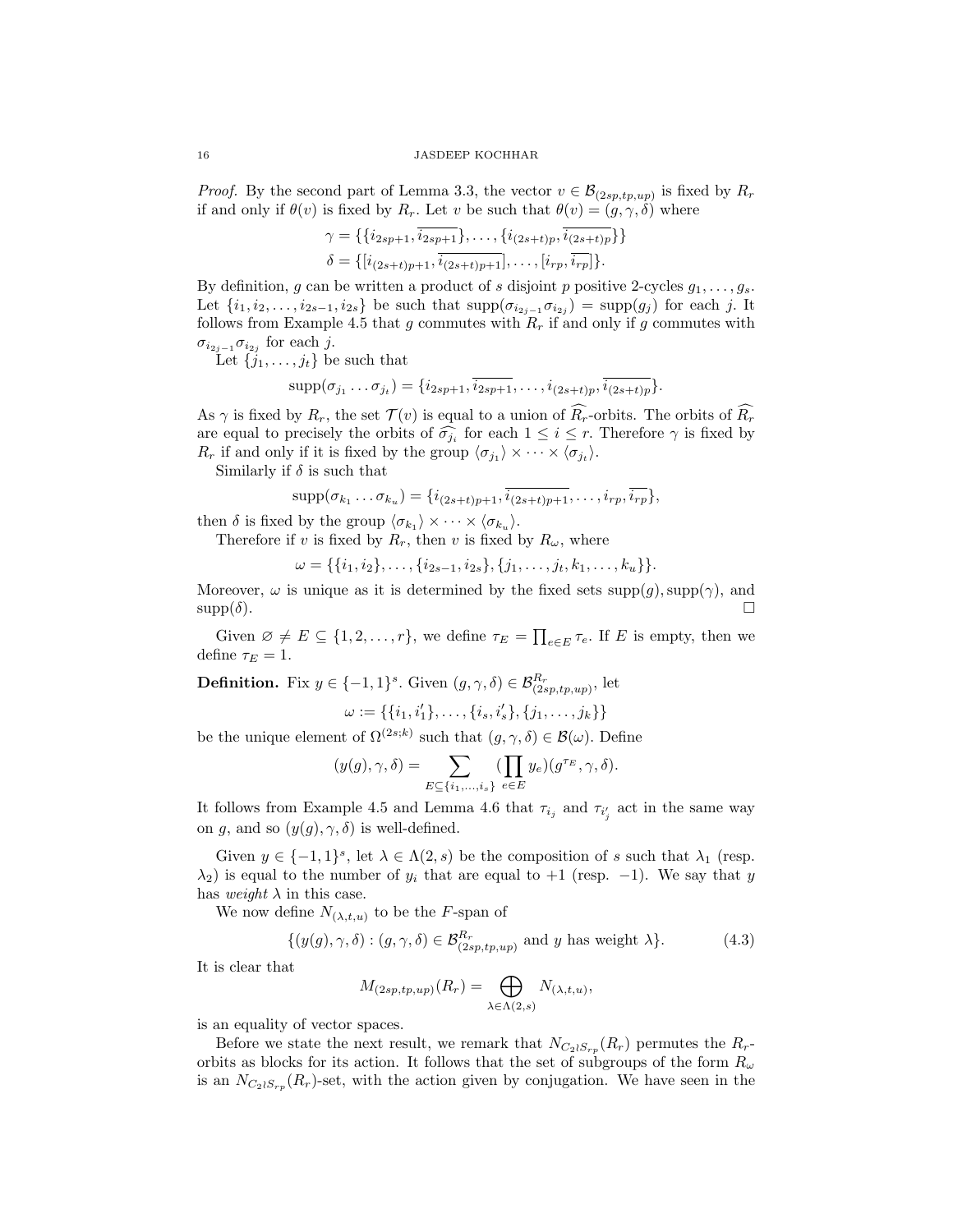*Proof.* By the second part of Lemma 3.3, the vector $v \in \mathcal{B}_{(2sp,tp,up)}$ is fixed by $R_r$ if and only if $\theta(v)$ is fixed by $R_r$. Let $v$ be such that $\theta(v) = (g, \gamma, \delta)$ where

$$\gamma = \{\{i_{2sp+1}, \overline{i_{2sp+1}}\}, \ldots, \{i_{(2s+t)p}, \overline{i_{(2s+t)p}}\}\}$$
$$\delta = \{[i_{(2s+t)p+1}, \overline{i_{(2s+t)p+1}}], \ldots, [i_{rp}, \overline{i_{rp}}]\}.$$

By definition, $g$ can be written a product of $s$ disjoint $p$ positive 2-cycles $g_1, \ldots, g_s$. Let $\{i_1, i_2, \ldots, i_{2s-1}, i_{2s}\}$ be such that $\operatorname{supp}(\sigma_{i_{2j-1}}\sigma_{i_{2j}}) = \operatorname{supp}(g_j)$ for each $j$. It follows from Example 4.5 that $g$ commutes with $R_r$ if and only if $g$ commutes with $\sigma_{i_{2j-1}}\sigma_{i_{2j}}$ for each $j$.

Let $\{j_1, \ldots, j_t\}$ be such that

$$\operatorname{supp}(\sigma_{j_1} \ldots \sigma_{j_t}) = \{i_{2sp+1}, \overline{i_{2sp+1}}, \ldots, i_{(2s+t)p}, \overline{i_{(2s+t)p}}\}.$$

As $\gamma$ is fixed by $R_r$, the set $\mathcal{T}(v)$ is equal to a union of $\widehat{R_r}$-orbits. The orbits of $\widehat{R_r}$ are equal to precisely the orbits of $\widehat{\sigma_{j_i}}$ for each $1 \leq i \leq r$. Therefore $\gamma$ is fixed by $R_r$ if and only if it is fixed by the group $\langle \sigma_{j_1} \rangle \times \cdots \times \langle \sigma_{j_t} \rangle$.

Similarly if $\delta$ is such that

$$\operatorname{supp}(\sigma_{k_1} \ldots \sigma_{k_u}) = \{i_{(2s+t)p+1}, \overline{i_{(2s+t)p+1}}, \ldots, i_{rp}, \overline{i_{rp}}\},$$

then $\delta$ is fixed by the group $\langle \sigma_{k_1} \rangle \times \cdots \times \langle \sigma_{k_u} \rangle$.

Therefore if $v$ is fixed by $R_r$, then $v$ is fixed by $R_\omega$, where

$$\omega = \{\{i_1, i_2\}, \ldots, \{i_{2s-1}, i_{2s}\}, \{j_1, \ldots, j_t, k_1, \ldots, k_u\}\}.$$

Moreover, $\omega$ is unique as it is determined by the fixed sets $\operatorname{supp}(g), \operatorname{supp}(\gamma)$, and $\operatorname{supp}(\delta)$. $\square$

Given $\varnothing \neq E \subseteq \{1, 2, \ldots, r\}$, we define $\tau_E = \prod_{e \in E} \tau_e$. If $E$ is empty, then we define $\tau_E = 1$.

**Definition.** Fix $y \in \{-1, 1\}^s$. Given $(g, \gamma, \delta) \in \mathcal{B}^{R_r}_{(2sp,tp,up)}$, let

$$\omega := \{\{i_1, i_1'\}, \ldots, \{i_s, i_s'\}, \{j_1, \ldots, j_k\}\}$$

be the unique element of $\Omega^{(2s;k)}$ such that $(g, \gamma, \delta) \in \mathcal{B}(\omega)$. Define

$$(y(g), \gamma, \delta) = \sum_{E \subseteq \{i_1, \ldots, i_s\}} (\prod_{e \in E} y_e)(g^{\tau_E}, \gamma, \delta).$$

It follows from Example 4.5 and Lemma 4.6 that $\tau_{i_j}$ and $\tau_{i_j'}$ act in the same way on $g$, and so $(y(g), \gamma, \delta)$ is well-defined.

Given $y \in \{-1, 1\}^s$, let $\lambda \in \Lambda(2, s)$ be the composition of $s$ such that $\lambda_1$ (resp. $\lambda_2$) is equal to the number of $y_i$ that are equal to $+1$ (resp. $-1$). We say that $y$ has *weight* $\lambda$ in this case.

We now define $N_{(\lambda,t,u)}$ to be the $F$-span of

$$\{(y(g), \gamma, \delta) : (g, \gamma, \delta) \in \mathcal{B}^{R_r}_{(2sp,tp,up)} \text{ and } y \text{ has weight } \lambda\}. \tag{4.3}$$

It is clear that

$$M_{(2sp,tp,up)}(R_r) = \bigoplus_{\lambda \in \Lambda(2,s)} N_{(\lambda,t,u)},$$

is an equality of vector spaces.

Before we state the next result, we remark that $N_{C_2 \wr S_{rp}}(R_r)$ permutes the $R_r$-orbits as blocks for its action. It follows that the set of subgroups of the form $R_\omega$ is an $N_{C_2 \wr S_{rp}}(R_r)$-set, with the action given by conjugation. We have seen in the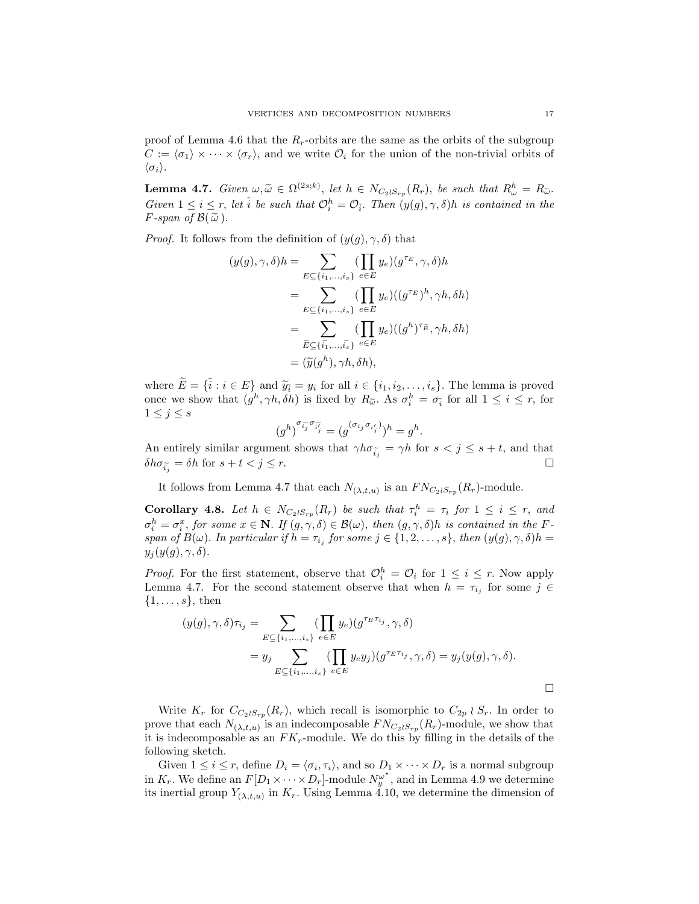proof of Lemma 4.6 that the $R_r$-orbits are the same as the orbits of the subgroup $C := \langle\sigma_1\rangle \times \cdots \times \langle\sigma_r\rangle$, and we write $\mathcal{O}_i$ for the union of the non-trivial orbits of $\langle\sigma_i\rangle$.

**Lemma 4.7.** *Given $\omega, \widetilde{\omega} \in \Omega^{(2s;k)}$, let $h \in N_{C_2 \wr S_{rp}}(R_r)$, be such that $R_\omega^h = R_{\widetilde{\omega}}$. Given $1 \leq i \leq r$, let $\tilde{i}$ be such that $\mathcal{O}_i^h = \mathcal{O}_{\tilde{i}}$. Then $(y(g), \gamma, \delta)h$ is contained in the $F$-span of $\mathcal{B}(\widetilde{\omega})$.*

*Proof.* It follows from the definition of $(y(g), \gamma, \delta)$ that

$$\begin{aligned}
(y(g), \gamma, \delta)h &= \sum_{E \subseteq \{i_1, \ldots, i_s\}} (\prod_{e \in E} y_e)(g^{\tau_E}, \gamma, \delta)h \\
&= \sum_{E \subseteq \{i_1, \ldots, i_s\}} (\prod_{e \in E} y_e)((g^{\tau_E})^h, \gamma h, \delta h) \\
&= \sum_{\widetilde{E} \subseteq \{\widetilde{i_1}, \ldots, \widetilde{i_s}\}} (\prod_{e \in E} y_e)((g^h)^{\tau_{\widetilde{E}}}, \gamma h, \delta h) \\
&= (\widetilde{y}(g^h), \gamma h, \delta h),
\end{aligned}$$

where $\widetilde{E} = \{\tilde{i} : i \in E\}$ and $\widetilde{y}_{\tilde{i}} = y_i$ for all $i \in \{i_1, i_2, \ldots, i_s\}$. The lemma is proved once we show that $(g^h, \gamma h, \delta h)$ is fixed by $R_{\widetilde{\omega}}$. As $\sigma_i^h = \sigma_{\tilde{i}}$ for all $1 \leq i \leq r$, for $1 \leq j \leq s$

$$(g^h)^{\sigma_{\widetilde{i_j}} \sigma_{\widetilde{i'_j}}} = (g^{(\sigma_{i_j} \sigma_{i'_j})})^h = g^h.$$

An entirely similar argument shows that $\gamma h \sigma_{\widetilde{i_j}} = \gamma h$ for $s < j \leq s + t$, and that $\delta h \sigma_{\widetilde{i_j}} = \delta h$ for $s + t < j \leq r$. $\square$

It follows from Lemma 4.7 that each $N_{(\lambda,t,u)}$ is an $FN_{C_2 \wr S_{rp}}(R_r)$-module.

**Corollary 4.8.** *Let $h \in N_{C_2 \wr S_{rp}}(R_r)$ be such that $\tau_i^h = \tau_i$ for $1 \leq i \leq r$, and $\sigma_i^h = \sigma_i^x$, for some $x \in \mathbf{N}$. If $(g, \gamma, \delta) \in \mathcal{B}(\omega)$, then $(g, \gamma, \delta)h$ is contained in the $F$-span of $B(\omega)$. In particular if $h = \tau_{i_j}$ for some $j \in \{1, 2, \ldots, s\}$, then $(y(g), \gamma, \delta)h = y_j(y(g), \gamma, \delta)$.*

*Proof.* For the first statement, observe that $\mathcal{O}_i^h = \mathcal{O}_i$ for $1 \leq i \leq r$. Now apply Lemma 4.7. For the second statement observe that when $h = \tau_{i_j}$ for some $j \in \{1, \ldots, s\}$, then

$$\begin{aligned}
(y(g), \gamma, \delta)\tau_{i_j} &= \sum_{E \subseteq \{i_1, \ldots, i_s\}} (\prod_{e \in E} y_e)(g^{\tau_E \tau_{i_j}}, \gamma, \delta) \\
&= y_j \sum_{E \subseteq \{i_1, \ldots, i_s\}} (\prod_{e \in E} y_e y_j)(g^{\tau_E \tau_{i_j}}, \gamma, \delta) = y_j(y(g), \gamma, \delta).
\end{aligned}$$

$\square$

Write $K_r$ for $C_{C_2 \wr S_{rp}}(R_r)$, which recall is isomorphic to $C_{2p} \wr S_r$. In order to prove that each $N_{(\lambda,t,u)}$ is an indecomposable $FN_{C_2 \wr S_{rp}}(R_r)$-module, we show that it is indecomposable as an $FK_r$-module. We do this by filling in the details of the following sketch.

Given $1 \leq i \leq r$, define $D_i = \langle\sigma_i, \tau_i\rangle$, and so $D_1 \times \cdots \times D_r$ is a normal subgroup in $K_r$. We define an $F[D_1 \times \cdots \times D_r]$-module $N_y^{\omega^\star}$, and in Lemma 4.9 we determine its inertial group $Y_{(\lambda,t,u)}$ in $K_r$. Using Lemma 4.10, we determine the dimension of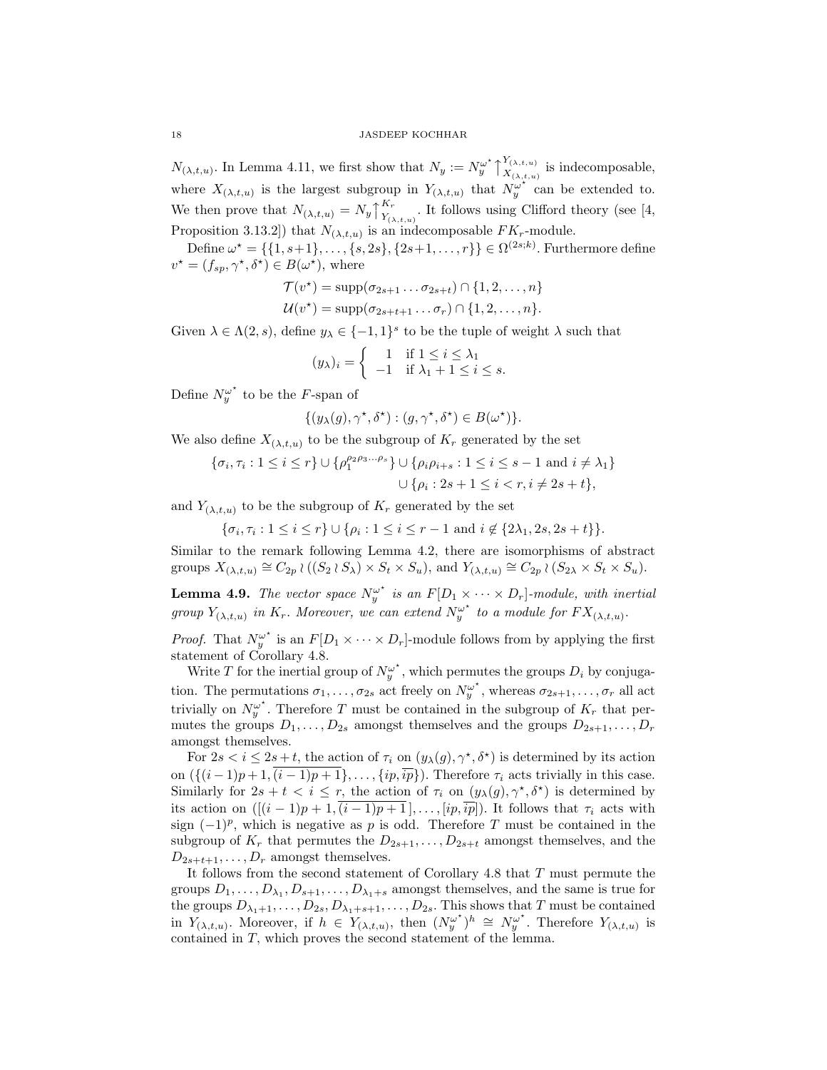$N_{(\lambda,t,u)}$. In Lemma 4.11, we first show that $N_y := N_y^{\omega^\star}\big\uparrow_{X_{(\lambda,t,u)}}^{Y_{(\lambda,t,u)}}$ is indecomposable, where $X_{(\lambda,t,u)}$ is the largest subgroup in $Y_{(\lambda,t,u)}$ that $N_y^{\omega^\star}$ can be extended to. We then prove that $N_{(\lambda,t,u)} = N_y\big\uparrow_{Y_{(\lambda,t,u)}}^{K_r}$. It follows using Clifford theory (see [4, Proposition 3.13.2]) that $N_{(\lambda,t,u)}$ is an indecomposable $FK_r$-module.

Define $\omega^\star = \{\{1, s+1\}, \ldots, \{s, 2s\}, \{2s+1, \ldots, r\}\} \in \Omega^{(2s;k)}$. Furthermore define $v^\star = (f_{sp}, \gamma^\star, \delta^\star) \in B(\omega^\star)$, where

$$\mathcal{T}(v^\star) = \operatorname{supp}(\sigma_{2s+1} \ldots \sigma_{2s+t}) \cap \{1, 2, \ldots, n\}$$
$$\mathcal{U}(v^\star) = \operatorname{supp}(\sigma_{2s+t+1} \ldots \sigma_r) \cap \{1, 2, \ldots, n\}.$$

Given $\lambda \in \Lambda(2, s)$, define $y_\lambda \in \{-1, 1\}^s$ to be the tuple of weight $\lambda$ such that

$$(y_\lambda)_i = \begin{cases} 1 & \text{if } 1 \leq i \leq \lambda_1 \\ -1 & \text{if } \lambda_1 + 1 \leq i \leq s. \end{cases}$$

Define $N_y^{\omega^\star}$ to be the $F$-span of

$$\{(y_\lambda(g), \gamma^\star, \delta^\star) : (g, \gamma^\star, \delta^\star) \in B(\omega^\star)\}.$$

We also define $X_{(\lambda,t,u)}$ to be the subgroup of $K_r$ generated by the set

$$\{\sigma_i, \tau_i : 1 \leq i \leq r\} \cup \{\rho_1^{\rho_2\rho_3\ldots\rho_s}\} \cup \{\rho_i\rho_{i+s} : 1 \leq i \leq s-1 \text{ and } i \neq \lambda_1\}$$
$$\cup \{\rho_i : 2s+1 \leq i < r, i \neq 2s+t\},$$

and $Y_{(\lambda,t,u)}$ to be the subgroup of $K_r$ generated by the set

$$\{\sigma_i, \tau_i : 1 \leq i \leq r\} \cup \{\rho_i : 1 \leq i \leq r-1 \text{ and } i \notin \{2\lambda_1, 2s, 2s+t\}\}.$$

Similar to the remark following Lemma 4.2, there are isomorphisms of abstract groups $X_{(\lambda,t,u)} \cong C_{2p} \wr ((S_2 \wr S_\lambda) \times S_t \times S_u)$, and $Y_{(\lambda,t,u)} \cong C_{2p} \wr (S_{2\lambda} \times S_t \times S_u)$.

**Lemma 4.9.** *The vector space $N_y^{\omega^\star}$ is an $F[D_1 \times \cdots \times D_r]$-module, with inertial group $Y_{(\lambda,t,u)}$ in $K_r$. Moreover, we can extend $N_y^{\omega^\star}$ to a module for $FX_{(\lambda,t,u)}$.*

*Proof.* That $N_y^{\omega^\star}$ is an $F[D_1 \times \cdots \times D_r]$-module follows from by applying the first statement of Corollary 4.8.

Write $T$ for the inertial group of $N_y^{\omega^\star}$, which permutes the groups $D_i$ by conjugation. The permutations $\sigma_1, \ldots, \sigma_{2s}$ act freely on $N_y^{\omega^\star}$, whereas $\sigma_{2s+1}, \ldots, \sigma_r$ all act trivially on $N_y^{\omega^\star}$. Therefore $T$ must be contained in the subgroup of $K_r$ that permutes the groups $D_1, \ldots, D_{2s}$ amongst themselves and the groups $D_{2s+1}, \ldots, D_r$ amongst themselves.

For $2s < i \leq 2s+t$, the action of $\tau_i$ on $(y_\lambda(g), \gamma^\star, \delta^\star)$ is determined by its action on $(\{(i-1)p+1, \overline{(i-1)p+1}\}, \ldots, \{ip, \overline{ip}\})$. Therefore $\tau_i$ acts trivially in this case. Similarly for $2s+t < i \leq r$, the action of $\tau_i$ on $(y_\lambda(g), \gamma^\star, \delta^\star)$ is determined by its action on $([(i-1)p+1, \overline{(i-1)p+1}\,], \ldots, [ip, \overline{ip}])$. It follows that $\tau_i$ acts with sign $(-1)^p$, which is negative as $p$ is odd. Therefore $T$ must be contained in the subgroup of $K_r$ that permutes the $D_{2s+1}, \ldots, D_{2s+t}$ amongst themselves, and the $D_{2s+t+1}, \ldots, D_r$ amongst themselves.

It follows from the second statement of Corollary 4.8 that $T$ must permute the groups $D_1, \ldots, D_{\lambda_1}, D_{s+1}, \ldots, D_{\lambda_1+s}$ amongst themselves, and the same is true for the groups $D_{\lambda_1+1}, \ldots, D_{2s}, D_{\lambda_1+s+1}, \ldots, D_{2s}$. This shows that $T$ must be contained in $Y_{(\lambda,t,u)}$. Moreover, if $h \in Y_{(\lambda,t,u)}$, then $(N_y^{\omega^\star})^h \cong N_y^{\omega^\star}$. Therefore $Y_{(\lambda,t,u)}$ is contained in $T$, which proves the second statement of the lemma.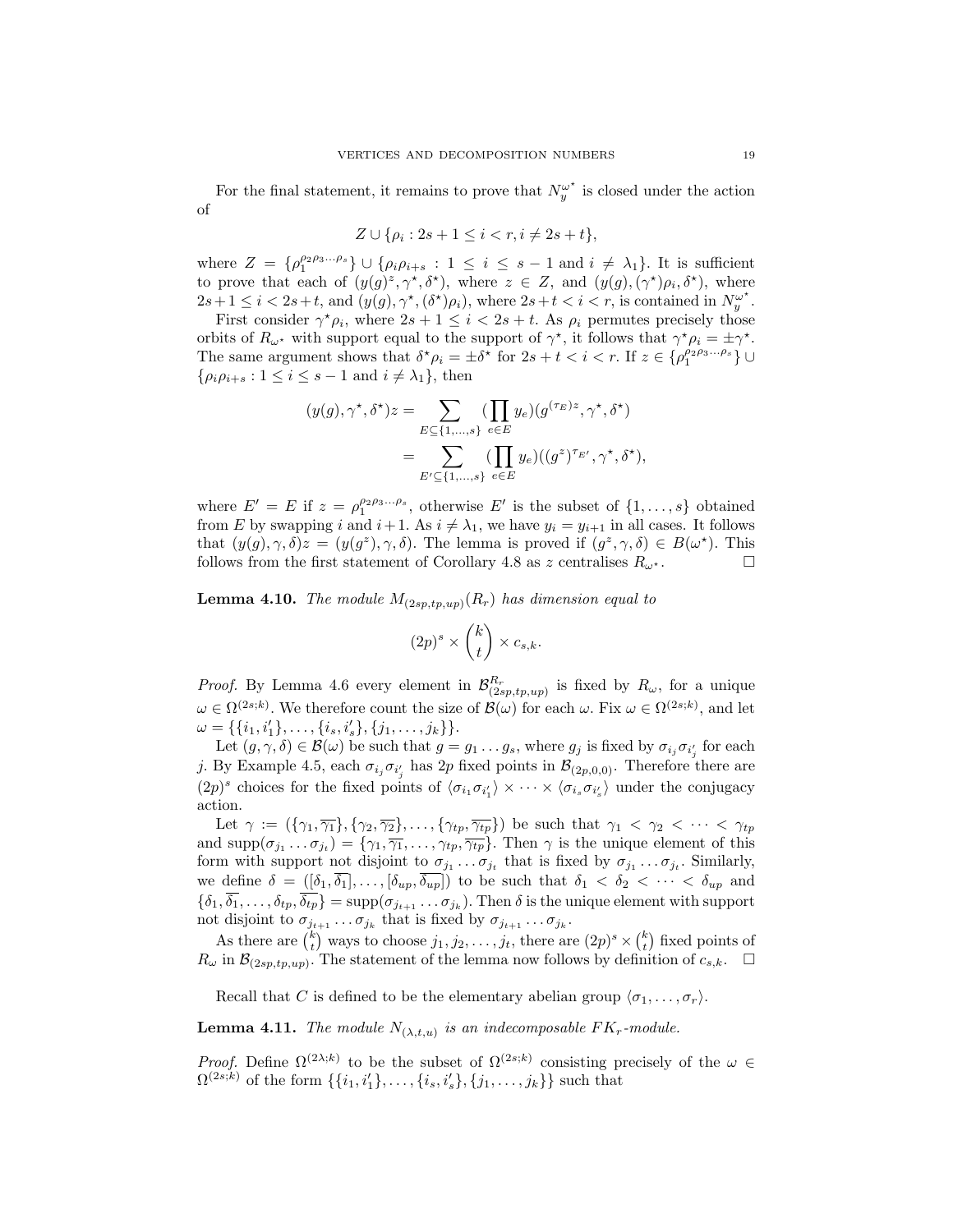For the final statement, it remains to prove that $N_y^{\omega^\star}$ is closed under the action of

$$Z \cup \{\rho_i : 2s+1 \leq i < r, i \neq 2s+t\},$$

where $Z = \{\rho_1^{\rho_2\rho_3\ldots\rho_s}\} \cup \{\rho_i\rho_{i+s} : 1 \leq i \leq s-1 \text{ and } i \neq \lambda_1\}$. It is sufficient to prove that each of $(y(g)^z, \gamma^\star, \delta^\star)$, where $z \in Z$, and $(y(g), (\gamma^\star)\rho_i, \delta^\star)$, where $2s+1 \leq i < 2s+t$, and $(y(g), \gamma^\star, (\delta^\star)\rho_i)$, where $2s+t < i < r$, is contained in $N_y^{\omega^\star}$.

First consider $\gamma^\star\rho_i$, where $2s+1 \leq i < 2s+t$. As $\rho_i$ permutes precisely those orbits of $R_{\omega^\star}$ with support equal to the support of $\gamma^\star$, it follows that $\gamma^\star\rho_i = \pm\gamma^\star$. The same argument shows that $\delta^\star\rho_i = \pm\delta^\star$ for $2s+t < i < r$. If $z \in \{\rho_1^{\rho_2\rho_3\ldots\rho_s}\} \cup \{\rho_i\rho_{i+s} : 1 \leq i \leq s-1 \text{ and } i \neq \lambda_1\}$, then

$$\begin{aligned}
(y(g), \gamma^\star, \delta^\star)z &= \sum_{E \subseteq \{1,\ldots,s\}} (\prod_{e \in E} y_e)(g^{(\tau_E)z}, \gamma^\star, \delta^\star) \\
&= \sum_{E' \subseteq \{1,\ldots,s\}} (\prod_{e \in E} y_e)((g^z)^{\tau_{E'}}, \gamma^\star, \delta^\star),
\end{aligned}$$

where $E' = E$ if $z = \rho_1^{\rho_2\rho_3\ldots\rho_s}$, otherwise $E'$ is the subset of $\{1,\ldots,s\}$ obtained from $E$ by swapping $i$ and $i+1$. As $i \neq \lambda_1$, we have $y_i = y_{i+1}$ in all cases. It follows that $(y(g), \gamma, \delta)z = (y(g^z), \gamma, \delta)$. The lemma is proved if $(g^z, \gamma, \delta) \in B(\omega^\star)$. This follows from the first statement of Corollary 4.8 as $z$ centralises $R_{\omega^\star}$. □

**Lemma 4.10.** *The module $M_{(2sp,tp,up)}(R_r)$ has dimension equal to*

$$(2p)^s \times \binom{k}{t} \times c_{s,k}.$$

*Proof.* By Lemma 4.6 every element in $\mathcal{B}_{(2sp,tp,up)}^{R_r}$ is fixed by $R_\omega$, for a unique $\omega \in \Omega^{(2s;k)}$. We therefore count the size of $\mathcal{B}(\omega)$ for each $\omega$. Fix $\omega \in \Omega^{(2s;k)}$, and let $\omega = \{\{i_1, i_1'\}, \ldots, \{i_s, i_s'\}, \{j_1, \ldots, j_k\}\}$.

Let $(g, \gamma, \delta) \in \mathcal{B}(\omega)$ be such that $g = g_1 \ldots g_s$, where $g_j$ is fixed by $\sigma_{i_j}\sigma_{i_j'}$ for each $j$. By Example 4.5, each $\sigma_{i_j}\sigma_{i_j'}$ has $2p$ fixed points in $\mathcal{B}_{(2p,0,0)}$. Therefore there are $(2p)^s$ choices for the fixed points of $\langle\sigma_{i_1}\sigma_{i_1'}\rangle \times \cdots \times \langle\sigma_{i_s}\sigma_{i_s'}\rangle$ under the conjugacy action.

Let $\gamma := (\{\gamma_1, \overline{\gamma_1}\}, \{\gamma_2, \overline{\gamma_2}\}, \ldots, \{\gamma_{tp}, \overline{\gamma_{tp}}\})$ be such that $\gamma_1 < \gamma_2 < \cdots < \gamma_{tp}$ and $\mathrm{supp}(\sigma_{j_1} \ldots \sigma_{j_t}) = \{\gamma_1, \overline{\gamma_1}, \ldots, \gamma_{tp}, \overline{\gamma_{tp}}\}$. Then $\gamma$ is the unique element of this form with support not disjoint to $\sigma_{j_1} \ldots \sigma_{j_t}$ that is fixed by $\sigma_{j_1} \ldots \sigma_{j_t}$. Similarly, we define $\delta = ([\delta_1, \overline{\delta_1}], \ldots, [\delta_{up}, \overline{\delta_{up}}])$ to be such that $\delta_1 < \delta_2 < \cdots < \delta_{up}$ and $\{\delta_1, \overline{\delta_1}, \ldots, \delta_{tp}, \overline{\delta_{tp}}\} = \mathrm{supp}(\sigma_{j_{t+1}} \ldots \sigma_{j_k})$. Then $\delta$ is the unique element with support not disjoint to $\sigma_{j_{t+1}} \ldots \sigma_{j_k}$ that is fixed by $\sigma_{j_{t+1}} \ldots \sigma_{j_k}$.

As there are $\binom{k}{t}$ ways to choose $j_1, j_2, \ldots, j_t$, there are $(2p)^s \times \binom{k}{t}$ fixed points of $R_\omega$ in $\mathcal{B}_{(2sp,tp,up)}$. The statement of the lemma now follows by definition of $c_{s,k}$. □

Recall that $C$ is defined to be the elementary abelian group $\langle\sigma_1, \ldots, \sigma_r\rangle$.

**Lemma 4.11.** *The module $N_{(\lambda,t,u)}$ is an indecomposable $FK_r$-module.*

*Proof.* Define $\Omega^{(2\lambda;k)}$ to be the subset of $\Omega^{(2s;k)}$ consisting precisely of the $\omega \in \Omega^{(2s;k)}$ of the form $\{\{i_1, i_1'\}, \ldots, \{i_s, i_s'\}, \{j_1, \ldots, j_k\}\}$ such that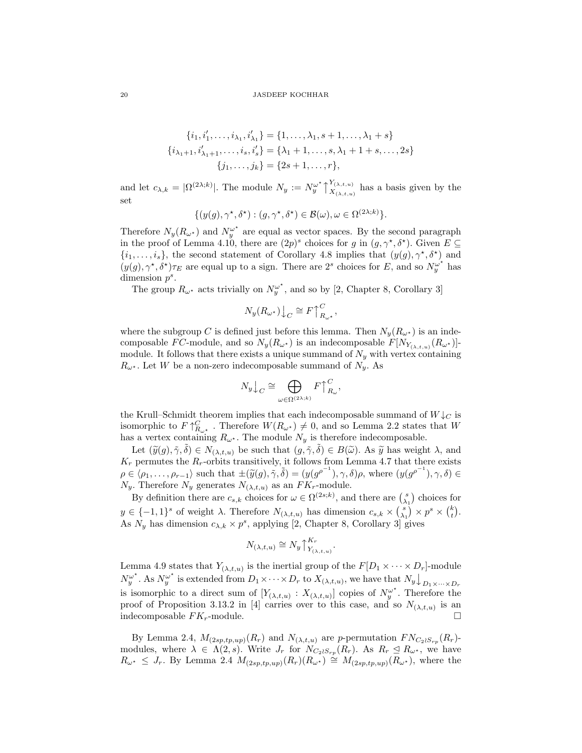$$\{i_1, i_1', \ldots, i_{\lambda_1}, i_{\lambda_1}'\} = \{1, \ldots, \lambda_1, s+1, \ldots, \lambda_1 + s\}$$
$$\{i_{\lambda_1+1}, i_{\lambda_1+1}', \ldots, i_s, i_s'\} = \{\lambda_1 + 1, \ldots, s, \lambda_1 + 1 + s, \ldots, 2s\}$$
$$\{j_1, \ldots, j_k\} = \{2s+1, \ldots, r\},$$

and let $c_{\lambda,k} = |\Omega^{(2\lambda;k)}|$. The module $N_y := N_y^{\omega^\star}\big\uparrow_{X_{(\lambda,t,u)}}^{Y_{(\lambda,t,u)}}$ has a basis given by the set

$$\{(y(g), \gamma^\star, \delta^\star) : (g, \gamma^\star, \delta^\star) \in \mathcal{B}(\omega), \omega \in \Omega^{(2\lambda;k)}\}.$$

Therefore $N_y(R_{\omega^\star})$ and $N_y^{\omega^\star}$ are equal as vector spaces. By the second paragraph in the proof of Lemma 4.10, there are $(2p)^s$ choices for $g$ in $(g, \gamma^\star, \delta^\star)$. Given $E \subseteq \{i_1, \ldots, i_s\}$, the second statement of Corollary 4.8 implies that $(y(g), \gamma^\star, \delta^\star)$ and $(y(g), \gamma^\star, \delta^\star)\tau_E$ are equal up to a sign. There are $2^s$ choices for $E$, and so $N_y^{\omega^\star}$ has dimension $p^s$.

The group $R_{\omega^\star}$ acts trivially on $N_y^{\omega^\star}$, and so by [2, Chapter 8, Corollary 3]

$$N_y(R_{\omega^\star})\big\downarrow_C \cong F\big\uparrow_{R_{\omega^\star}}^C,$$

where the subgroup $C$ is defined just before this lemma. Then $N_y(R_{\omega^\star})$ is an indecomposable $FC$-module, and so $N_y(R_{\omega^\star})$ is an indecomposable $F[N_{Y_{(\lambda,t,u)}}(R_{\omega^\star})]$-module. It follows that there exists a unique summand of $N_y$ with vertex containing $R_{\omega^\star}$. Let $W$ be a non-zero indecomposable summand of $N_y$. As

$$N_y\big\downarrow_C \cong \bigoplus_{\omega \in \Omega^{(2\lambda;k)}} F\big\uparrow_{R_\omega}^C,$$

the Krull–Schmidt theorem implies that each indecomposable summand of $W\big\downarrow_C$ is isomorphic to $F\big\uparrow_{R_{\omega^\star}}^C$. Therefore $W(R_{\omega^\star}) \neq 0$, and so Lemma 2.2 states that $W$ has a vertex containing $R_{\omega^\star}$. The module $N_y$ is therefore indecomposable.

Let $(\widetilde{y}(g), \tilde{\gamma}, \tilde{\delta}) \in N_{(\lambda,t,u)}$ be such that $(g, \tilde{\gamma}, \tilde{\delta}) \in B(\widetilde{\omega})$. As $\widetilde{y}$ has weight $\lambda$, and $K_r$ permutes the $R_r$-orbits transitively, it follows from Lemma 4.7 that there exists $\rho \in \langle \rho_1, \ldots, \rho_{r-1}\rangle$ such that $\pm(\widetilde{y}(g), \tilde{\gamma}, \tilde{\delta}) = (y(g^{\rho^{-1}}), \gamma, \delta)\rho$, where $(y(g^{\rho^{-1}}), \gamma, \delta) \in N_y$. Therefore $N_y$ generates $N_{(\lambda,t,u)}$ as an $FK_r$-module.

By definition there are $c_{s,k}$ choices for $\omega \in \Omega^{(2s;k)}$, and there are $\binom{s}{\lambda_1}$ choices for $y \in \{-1,1\}^s$ of weight $\lambda$. Therefore $N_{(\lambda,t,u)}$ has dimension $c_{s,k} \times \binom{s}{\lambda_1} \times p^s \times \binom{k}{t}$. As $N_y$ has dimension $c_{\lambda,k} \times p^s$, applying [2, Chapter 8, Corollary 3] gives

$$N_{(\lambda,t,u)} \cong N_y\big\uparrow_{Y_{(\lambda,t,u)}}^{K_r}.$$

Lemma 4.9 states that $Y_{(\lambda,t,u)}$ is the inertial group of the $F[D_1 \times \cdots \times D_r]$-module $N_y^{\omega^\star}$. As $N_y^{\omega^\star}$ is extended from $D_1 \times \cdots \times D_r$ to $X_{(\lambda,t,u)}$, we have that $N_y\big\downarrow_{D_1 \times \cdots \times D_r}$ is isomorphic to a direct sum of $[Y_{(\lambda,t,u)} : X_{(\lambda,t,u)}]$ copies of $N_y^{\omega^\star}$. Therefore the proof of Proposition 3.13.2 in [4] carries over to this case, and so $N_{(\lambda,t,u)}$ is an indecomposable $FK_r$-module. □

By Lemma 2.4, $M_{(2sp,tp,up)}(R_r)$ and $N_{(\lambda,t,u)}$ are $p$-permutation $FN_{C_2 \wr S_{rp}}(R_r)$-modules, where $\lambda \in \Lambda(2,s)$. Write $J_r$ for $N_{C_2 \wr S_{rp}}(R_r)$. As $R_r \trianglelefteq R_{\omega^\star}$, we have $R_{\omega^\star} \leq J_r$. By Lemma 2.4 $M_{(2sp,tp,up)}(R_r)(R_{\omega^\star}) \cong M_{(2sp,tp,up)}(R_{\omega^\star})$, where the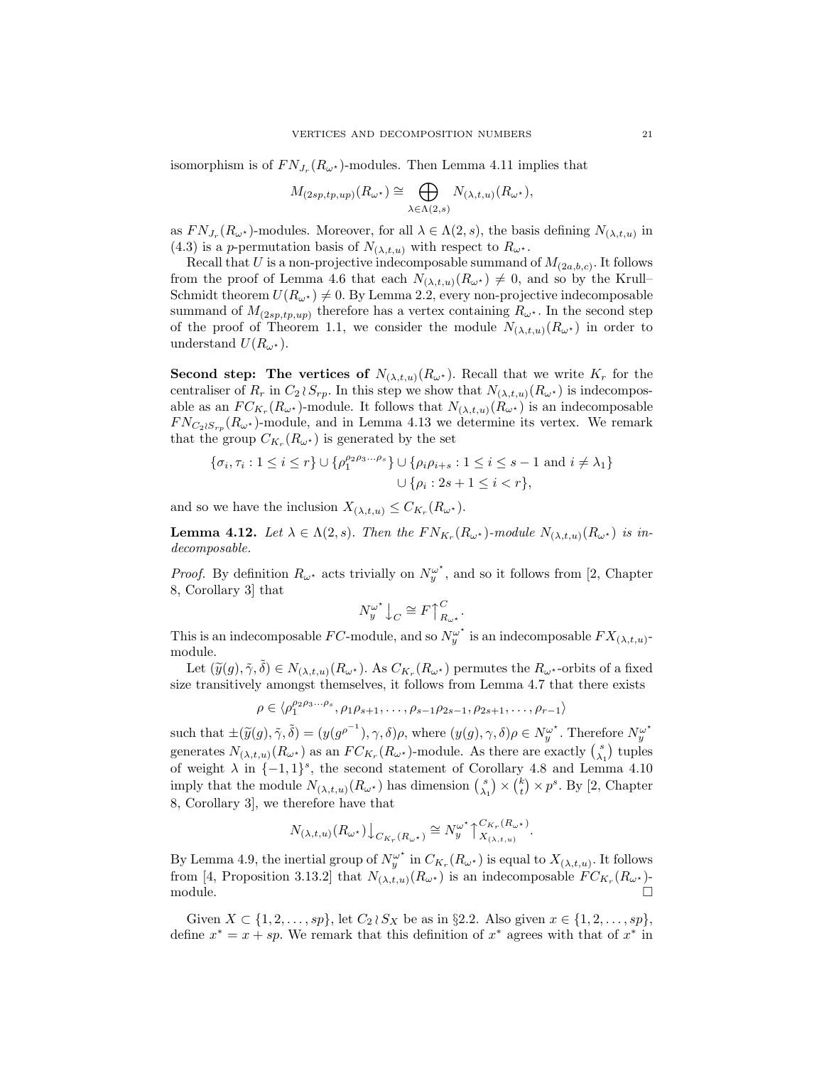isomorphism is of $FN_{J_r}(R_{\omega^\star})$-modules. Then Lemma 4.11 implies that

$$M_{(2sp,tp,up)}(R_{\omega^\star}) \cong \bigoplus_{\lambda \in \Lambda(2,s)} N_{(\lambda,t,u)}(R_{\omega^\star}),$$

as $FN_{J_r}(R_{\omega^\star})$-modules. Moreover, for all $\lambda \in \Lambda(2,s)$, the basis defining $N_{(\lambda,t,u)}$ in (4.3) is a $p$-permutation basis of $N_{(\lambda,t,u)}$ with respect to $R_{\omega^\star}$.

Recall that $U$ is a non-projective indecomposable summand of $M_{(2a,b,c)}$. It follows from the proof of Lemma 4.6 that each $N_{(\lambda,t,u)}(R_{\omega^\star}) \neq 0$, and so by the Krull–Schmidt theorem $U(R_{\omega^\star}) \neq 0$. By Lemma 2.2, every non-projective indecomposable summand of $M_{(2sp,tp,up)}$ therefore has a vertex containing $R_{\omega^\star}$. In the second step of the proof of Theorem 1.1, we consider the module $N_{(\lambda,t,u)}(R_{\omega^\star})$ in order to understand $U(R_{\omega^\star})$.

**Second step: The vertices of $N_{(\lambda,t,u)}(R_{\omega^\star})$.** Recall that we write $K_r$ for the centraliser of $R_r$ in $C_2 \wr S_{rp}$. In this step we show that $N_{(\lambda,t,u)}(R_{\omega^\star})$ is indecomposable as an $FC_{K_r}(R_{\omega^\star})$-module. It follows that $N_{(\lambda,t,u)}(R_{\omega^\star})$ is an indecomposable $FN_{C_2 \wr S_{rp}}(R_{\omega^\star})$-module, and in Lemma 4.13 we determine its vertex. We remark that the group $C_{K_r}(R_{\omega^\star})$ is generated by the set

$$\begin{aligned}\{\sigma_i, \tau_i : 1 \leq i \leq r\} \cup \{\rho_1^{\rho_2\rho_3\dots\rho_s}\} \cup \{\rho_i\rho_{i+s} : 1 \leq i \leq s-1 \text{ and } i \neq \lambda_1\}\\ \cup \{\rho_i : 2s+1 \leq i < r\},\end{aligned}$$

and so we have the inclusion $X_{(\lambda,t,u)} \leq C_{K_r}(R_{\omega^\star})$.

**Lemma 4.12.** *Let $\lambda \in \Lambda(2,s)$. Then the $FN_{K_r}(R_{\omega^\star})$-module $N_{(\lambda,t,u)}(R_{\omega^\star})$ is indecomposable.*

*Proof.* By definition $R_{\omega^\star}$ acts trivially on $N_y^{\omega^\star}$, and so it follows from [2, Chapter 8, Corollary 3] that

$$N_y^{\omega^\star}\big\downarrow_C \cong F\big\uparrow_{R_{\omega^\star}}^C.$$

This is an indecomposable $FC$-module, and so $N_y^{\omega^\star}$ is an indecomposable $FX_{(\lambda,t,u)}$-module.

Let $(\widetilde{y}(g), \tilde{\gamma}, \tilde{\delta}) \in N_{(\lambda,t,u)}(R_{\omega^\star})$. As $C_{K_r}(R_{\omega^\star})$ permutes the $R_{\omega^\star}$-orbits of a fixed size transitively amongst themselves, it follows from Lemma 4.7 that there exists

$$\rho \in \langle \rho_1^{\rho_2\rho_3\dots\rho_s}, \rho_1\rho_{s+1}, \dots, \rho_{s-1}\rho_{2s-1}, \rho_{2s+1}, \dots, \rho_{r-1}\rangle$$

such that $\pm(\widetilde{y}(g), \tilde{\gamma}, \tilde{\delta}) = (y(g^{\rho^{-1}}), \gamma, \delta)\rho$, where $(y(g), \gamma, \delta)\rho \in N_y^{\omega^\star}$. Therefore $N_y^{\omega^\star}$ generates $N_{(\lambda,t,u)}(R_{\omega^\star})$ as an $FC_{K_r}(R_{\omega^\star})$-module. As there are exactly $\binom{s}{\lambda_1}$ tuples of weight $\lambda$ in $\{-1,1\}^s$, the second statement of Corollary 4.8 and Lemma 4.10 imply that the module $N_{(\lambda,t,u)}(R_{\omega^\star})$ has dimension $\binom{s}{\lambda_1} \times \binom{k}{t} \times p^s$. By [2, Chapter 8, Corollary 3], we therefore have that

$$N_{(\lambda,t,u)}(R_{\omega^\star})\big\downarrow_{C_{K_r}(R_{\omega^\star})} \cong N_y^{\omega^\star}\big\uparrow_{X_{(\lambda,t,u)}}^{C_{K_r}(R_{\omega^\star})}.$$

By Lemma 4.9, the inertial group of $N_y^{\omega^\star}$ in $C_{K_r}(R_{\omega^\star})$ is equal to $X_{(\lambda,t,u)}$. It follows from [4, Proposition 3.13.2] that $N_{(\lambda,t,u)}(R_{\omega^\star})$ is an indecomposable $FC_{K_r}(R_{\omega^\star})$-module. $\square$

Given $X \subset \{1, 2, \dots, sp\}$, let $C_2 \wr S_X$ be as in §2.2. Also given $x \in \{1, 2, \dots, sp\}$, define $x^* = x + sp$. We remark that this definition of $x^*$ agrees with that of $x^*$ in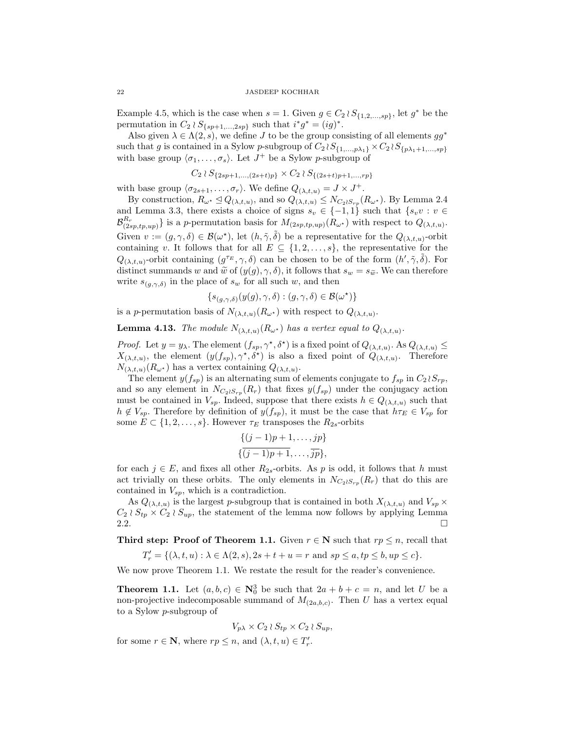Example 4.5, which is the case when $s = 1$. Given $g \in C_2 \wr S_{\{1,2,\ldots,sp\}}$, let $g^*$ be the permutation in $C_2 \wr S_{\{sp+1,\ldots,2sp\}}$ such that $i^* g^* = (ig)^*$.

Also given $\lambda \in \Lambda(2,s)$, we define $J$ to be the group consisting of all elements $gg^*$ such that $g$ is contained in a Sylow $p$-subgroup of $C_2 \wr S_{\{1,\ldots,p\lambda_1\}} \times C_2 \wr S_{\{p\lambda_1+1,\ldots,sp\}}$ with base group $\langle \sigma_1, \ldots, \sigma_s \rangle$. Let $J^+$ be a Sylow $p$-subgroup of

$$C_2 \wr S_{\{2sp+1,\ldots,(2s+t)p\}} \times C_2 \wr S_{\{(2s+t)p+1,\ldots,rp\}}$$

with base group $\langle \sigma_{2s+1}, \ldots, \sigma_r \rangle$. We define $Q_{(\lambda,t,u)} = J \times J^+$.

By construction, $R_{\omega^\star} \trianglelefteq Q_{(\lambda,t,u)}$, and so $Q_{(\lambda,t,u)} \leq N_{C_2 \wr S_{rp}}(R_{\omega^\star})$. By Lemma 2.4 and Lemma 3.3, there exists a choice of signs $s_v \in \{-1,1\}$ such that $\{s_v v : v \in \mathcal{B}^{R_r}_{(2sp,tp,up)}\}$ is a $p$-permutation basis for $M_{(2sp,tp,up)}(R_{\omega^\star})$ with respect to $Q_{(\lambda,t,u)}$. Given $v := (g,\gamma,\delta) \in \mathcal{B}(\omega^\star)$, let $(h,\tilde{\gamma},\tilde{\delta})$ be a representative for the $Q_{(\lambda,t,u)}$-orbit containing $v$. It follows that for all $E \subseteq \{1,2,\ldots,s\}$, the representative for the $Q_{(\lambda,t,u)}$-orbit containing $(g^{\tau_E},\gamma,\delta)$ can be chosen to be of the form $(h',\tilde{\gamma},\tilde{\delta})$. For distinct summands $w$ and $\widetilde{w}$ of $(y(g),\gamma,\delta)$, it follows that $s_w = s_{\widetilde{w}}$. We can therefore write $s_{(g,\gamma,\delta)}$ in the place of $s_w$ for all such $w$, and then

$$\{s_{(g,\gamma,\delta)}(y(g),\gamma,\delta) : (g,\gamma,\delta) \in \mathcal{B}(\omega^\star)\}$$

is a $p$-permutation basis of $N_{(\lambda,t,u)}(R_{\omega^\star})$ with respect to $Q_{(\lambda,t,u)}$.

**Lemma 4.13.** *The module $N_{(\lambda,t,u)}(R_{\omega^\star})$ has a vertex equal to $Q_{(\lambda,t,u)}$.*

*Proof.* Let $y = y_\lambda$. The element $(f_{sp},\gamma^\star,\delta^\star)$ is a fixed point of $Q_{(\lambda,t,u)}$. As $Q_{(\lambda,t,u)} \leq X_{(\lambda,t,u)}$, the element $(y(f_{sp}),\gamma^\star,\delta^\star)$ is also a fixed point of $Q_{(\lambda,t,u)}$. Therefore $N_{(\lambda,t,u)}(R_{\omega^\star})$ has a vertex containing $Q_{(\lambda,t,u)}$.

The element $y(f_{sp})$ is an alternating sum of elements conjugate to $f_{sp}$ in $C_2 \wr S_{rp}$, and so any element in $N_{C_2 \wr S_{rp}}(R_r)$ that fixes $y(f_{sp})$ under the conjugacy action must be contained in $V_{sp}$. Indeed, suppose that there exists $h \in Q_{(\lambda,t,u)}$ such that $h \notin V_{sp}$. Therefore by definition of $y(f_{sp})$, it must be the case that $h\tau_E \in V_{sp}$ for some $E \subset \{1,2,\ldots,s\}$. However $\tau_E$ transposes the $R_{2s}$-orbits

$$\{(j-1)p+1,\ldots,jp\}$$
$$\{\overline{(j-1)p+1},\ldots,\overline{jp}\},$$

for each $j \in E$, and fixes all other $R_{2s}$-orbits. As $p$ is odd, it follows that $h$ must act trivially on these orbits. The only elements in $N_{C_2 \wr S_{rp}}(R_r)$ that do this are contained in $V_{sp}$, which is a contradiction.

As $Q_{(\lambda,t,u)}$ is the largest $p$-subgroup that is contained in both $X_{(\lambda,t,u)}$ and $V_{sp} \times C_2 \wr S_{tp} \times C_2 \wr S_{up}$, the statement of the lemma now follows by applying Lemma 2.2. $\square$

**Third step: Proof of Theorem 1.1.** Given $r \in \mathbf{N}$ such that $rp \leq n$, recall that

$$T'_r = \{(\lambda,t,u) : \lambda \in \Lambda(2,s), 2s+t+u = r \text{ and } sp \leq a, tp \leq b, up \leq c\}.$$

We now prove Theorem 1.1. We restate the result for the reader's convenience.

**Theorem 1.1.** Let $(a,b,c) \in \mathbf{N}_0^3$ be such that $2a+b+c = n$, and let $U$ be a non-projective indecomposable summand of $M_{(2a,b,c)}$. Then $U$ has a vertex equal to a Sylow $p$-subgroup of

$$V_{p\lambda} \times C_2 \wr S_{tp} \times C_2 \wr S_{up},$$

for some $r \in \mathbf{N}$, where $rp \leq n$, and $(\lambda,t,u) \in T'_r$.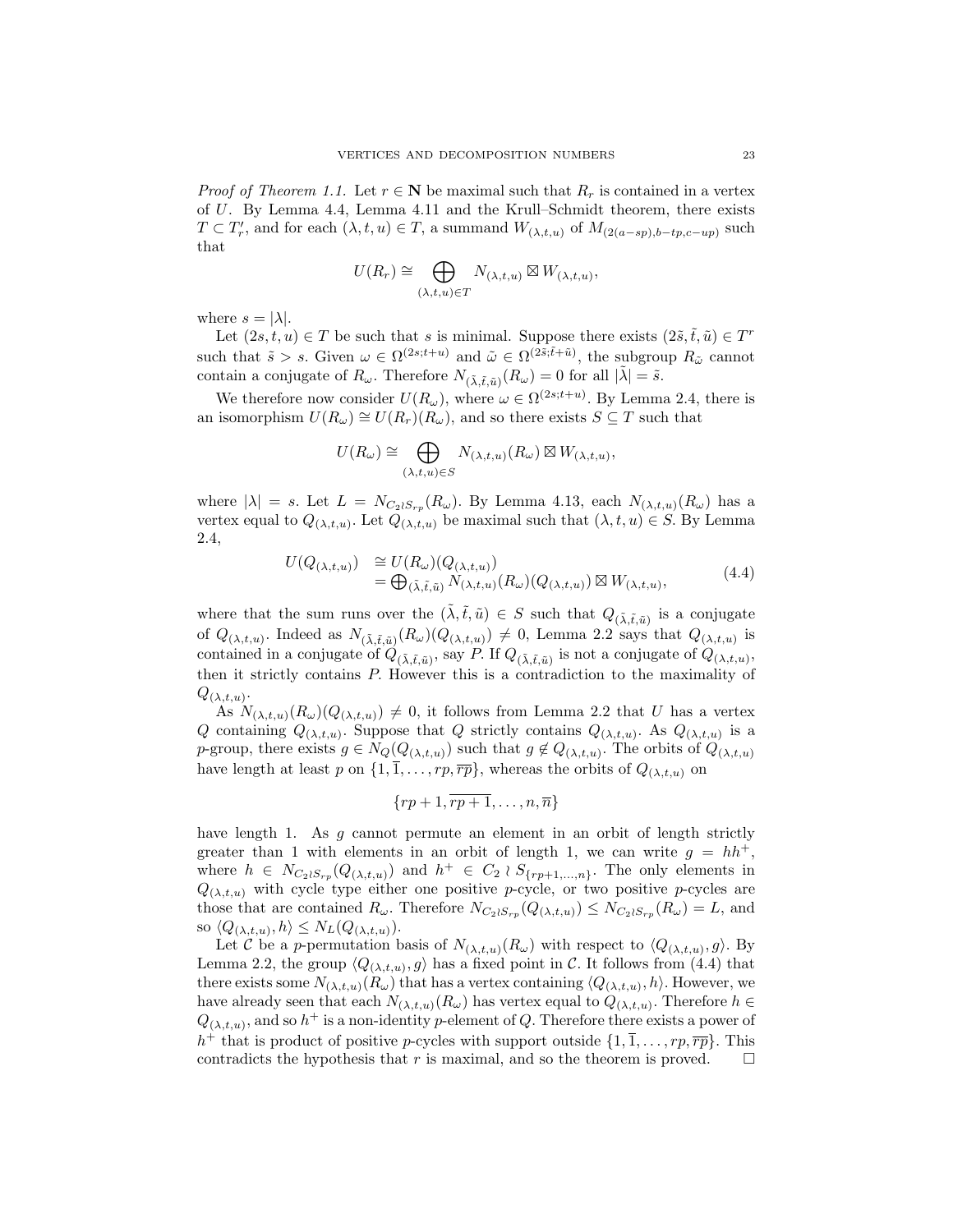*Proof of Theorem 1.1.* Let $r \in \mathbf{N}$ be maximal such that $R_r$ is contained in a vertex of $U$. By Lemma 4.4, Lemma 4.11 and the Krull–Schmidt theorem, there exists $T \subset T'_r$, and for each $(\lambda, t, u) \in T$, a summand $W_{(\lambda,t,u)}$ of $M_{(2(a-sp),b-tp,c-up)}$ such that

$$U(R_r) \cong \bigoplus_{(\lambda,t,u) \in T} N_{(\lambda,t,u)} \boxtimes W_{(\lambda,t,u)},$$

where $s = |\lambda|$.

Let $(2s, t, u) \in T$ be such that $s$ is minimal. Suppose there exists $(2\tilde{s}, \tilde{t}, \tilde{u}) \in T^r$ such that $\tilde{s} > s$. Given $\omega \in \Omega^{(2s;t+u)}$ and $\tilde{\omega} \in \Omega^{(2\tilde{s};\tilde{t}+\tilde{u})}$, the subgroup $R_{\tilde{\omega}}$ cannot contain a conjugate of $R_\omega$. Therefore $N_{(\tilde{\lambda},\tilde{t},\tilde{u})}(R_\omega) = 0$ for all $|\tilde{\lambda}| = \tilde{s}$.

We therefore now consider $U(R_\omega)$, where $\omega \in \Omega^{(2s;t+u)}$. By Lemma 2.4, there is an isomorphism $U(R_\omega) \cong U(R_r)(R_\omega)$, and so there exists $S \subseteq T$ such that

$$U(R_\omega) \cong \bigoplus_{(\lambda,t,u) \in S} N_{(\lambda,t,u)}(R_\omega) \boxtimes W_{(\lambda,t,u)},$$

where $|\lambda| = s$. Let $L = N_{C_2 \wr S_{rp}}(R_\omega)$. By Lemma 4.13, each $N_{(\lambda,t,u)}(R_\omega)$ has a vertex equal to $Q_{(\lambda,t,u)}$. Let $Q_{(\lambda,t,u)}$ be maximal such that $(\lambda, t, u) \in S$. By Lemma 2.4,

$$\begin{aligned} U(Q_{(\lambda,t,u)}) &\cong U(R_\omega)(Q_{(\lambda,t,u)}) \\ &= \textstyle\bigoplus_{(\tilde{\lambda},\tilde{t},\tilde{u})} N_{(\lambda,t,u)}(R_\omega)(Q_{(\lambda,t,u)}) \boxtimes W_{(\lambda,t,u)}, \end{aligned} \tag{4.4}$$

where that the sum runs over the $(\tilde{\lambda}, \tilde{t}, \tilde{u}) \in S$ such that $Q_{(\tilde{\lambda},\tilde{t},\tilde{u})}$ is a conjugate of $Q_{(\lambda,t,u)}$. Indeed as $N_{(\tilde{\lambda},\tilde{t},\tilde{u})}(R_\omega)(Q_{(\lambda,t,u)}) \neq 0$, Lemma 2.2 says that $Q_{(\lambda,t,u)}$ is contained in a conjugate of $Q_{(\tilde{\lambda},\tilde{t},\tilde{u})}$, say $P$. If $Q_{(\tilde{\lambda},\tilde{t},\tilde{u})}$ is not a conjugate of $Q_{(\lambda,t,u)}$, then it strictly contains $P$. However this is a contradiction to the maximality of $Q_{(\lambda,t,u)}$.

As $N_{(\lambda,t,u)}(R_\omega)(Q_{(\lambda,t,u)}) \neq 0$, it follows from Lemma 2.2 that $U$ has a vertex $Q$ containing $Q_{(\lambda,t,u)}$. Suppose that $Q$ strictly contains $Q_{(\lambda,t,u)}$. As $Q_{(\lambda,t,u)}$ is a $p$-group, there exists $g \in N_Q(Q_{(\lambda,t,u)})$ such that $g \notin Q_{(\lambda,t,u)}$. The orbits of $Q_{(\lambda,t,u)}$ have length at least $p$ on $\{1, \overline{1}, \ldots, rp, \overline{rp}\}$, whereas the orbits of $Q_{(\lambda,t,u)}$ on

$$\{rp+1, \overline{rp+1}, \ldots, n, \overline{n}\}$$

have length 1. As $g$ cannot permute an element in an orbit of length strictly greater than 1 with elements in an orbit of length 1, we can write $g = hh^+$, where $h \in N_{C_2 \wr S_{rp}}(Q_{(\lambda,t,u)})$ and $h^+ \in C_2 \wr S_{\{rp+1,\ldots,n\}}$. The only elements in $Q_{(\lambda,t,u)}$ with cycle type either one positive $p$-cycle, or two positive $p$-cycles are those that are contained $R_\omega$. Therefore $N_{C_2 \wr S_{rp}}(Q_{(\lambda,t,u)}) \leq N_{C_2 \wr S_{rp}}(R_\omega) = L$, and so $\langle Q_{(\lambda,t,u)}, h \rangle \leq N_L(Q_{(\lambda,t,u)})$.

Let $\mathcal{C}$ be a $p$-permutation basis of $N_{(\lambda,t,u)}(R_\omega)$ with respect to $\langle Q_{(\lambda,t,u)}, g \rangle$. By Lemma 2.2, the group $\langle Q_{(\lambda,t,u)}, g \rangle$ has a fixed point in $\mathcal{C}$. It follows from (4.4) that there exists some $N_{(\lambda,t,u)}(R_\omega)$ that has a vertex containing $\langle Q_{(\lambda,t,u)}, h \rangle$. However, we have already seen that each $N_{(\lambda,t,u)}(R_\omega)$ has vertex equal to $Q_{(\lambda,t,u)}$. Therefore $h \in Q_{(\lambda,t,u)}$, and so $h^+$ is a non-identity $p$-element of $Q$. Therefore there exists a power of $h^+$ that is product of positive $p$-cycles with support outside $\{1, \overline{1}, \ldots, rp, \overline{rp}\}$. This contradicts the hypothesis that $r$ is maximal, and so the theorem is proved. $\square$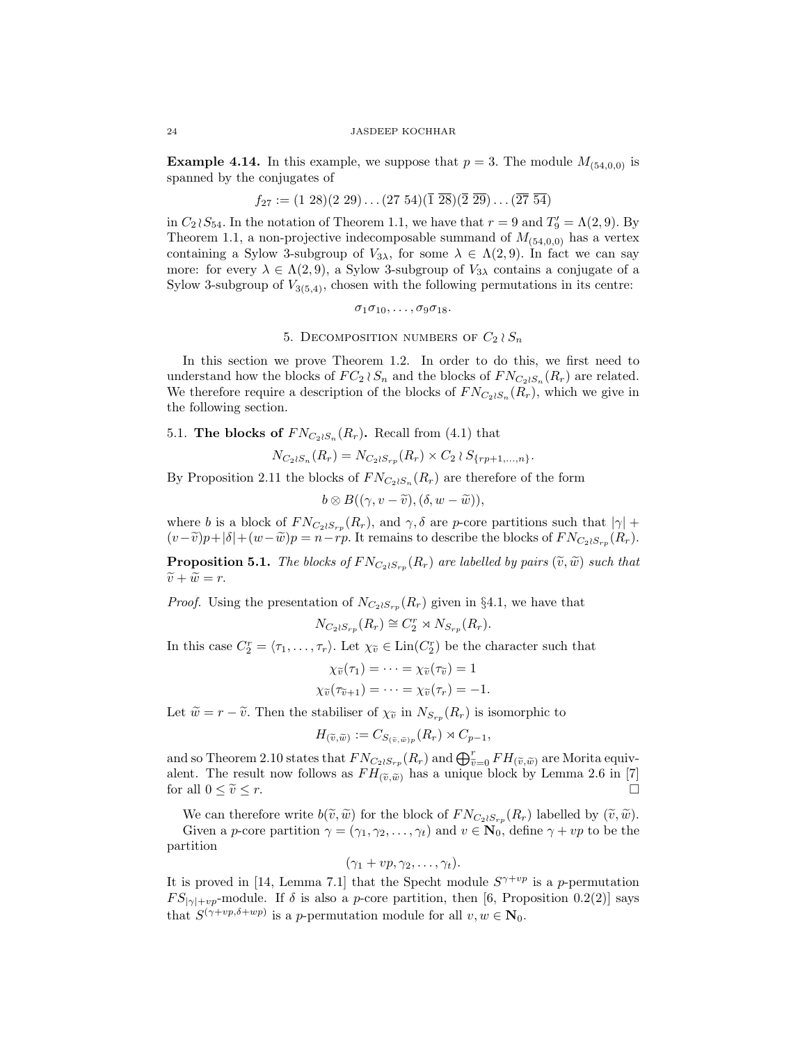**Example 4.14.** In this example, we suppose that $p = 3$. The module $M_{(54,0,0)}$ is spanned by the conjugates of

$$f_{27} := (1\ 28)(2\ 29)\dots(27\ 54)(\overline{1}\ \overline{28})(\overline{2}\ \overline{29})\dots(\overline{27}\ \overline{54})$$

in $C_2 \wr S_{54}$. In the notation of Theorem 1.1, we have that $r = 9$ and $T_9' = \Lambda(2,9)$. By Theorem 1.1, a non-projective indecomposable summand of $M_{(54,0,0)}$ has a vertex containing a Sylow 3-subgroup of $V_{3\lambda}$, for some $\lambda \in \Lambda(2,9)$. In fact we can say more: for every $\lambda \in \Lambda(2,9)$, a Sylow 3-subgroup of $V_{3\lambda}$ contains a conjugate of a Sylow 3-subgroup of $V_{3(5,4)}$, chosen with the following permutations in its centre:

$$\sigma_1\sigma_{10}, \dots, \sigma_9\sigma_{18}.$$

## 5. Decomposition numbers of $C_2 \wr S_n$

In this section we prove Theorem 1.2. In order to do this, we first need to understand how the blocks of $FC_2 \wr S_n$ and the blocks of $FN_{C_2 \wr S_n}(R_r)$ are related. We therefore require a description of the blocks of $FN_{C_2 \wr S_n}(R_r)$, which we give in the following section.

### 5.1. The blocks of $FN_{C_2 \wr S_n}(R_r)$.

Recall from (4.1) that

$$N_{C_2 \wr S_n}(R_r) = N_{C_2 \wr S_{rp}}(R_r) \times C_2 \wr S_{\{rp+1,\dots,n\}}.$$

By Proposition 2.11 the blocks of $FN_{C_2 \wr S_n}(R_r)$ are therefore of the form

$$b \otimes B((\gamma, v - \widetilde{v}), (\delta, w - \widetilde{w})),$$

where $b$ is a block of $FN_{C_2 \wr S_{rp}}(R_r)$, and $\gamma, \delta$ are $p$-core partitions such that $|\gamma| + (v-\widetilde{v})p + |\delta| + (w-\widetilde{w})p = n - rp$. It remains to describe the blocks of $FN_{C_2 \wr S_{rp}}(R_r)$.

**Proposition 5.1.** *The blocks of $FN_{C_2 \wr S_{rp}}(R_r)$ are labelled by pairs $(\widetilde{v}, \widetilde{w})$ such that $\widetilde{v} + \widetilde{w} = r$.*

*Proof.* Using the presentation of $N_{C_2 \wr S_{rp}}(R_r)$ given in §4.1, we have that

$$N_{C_2 \wr S_{rp}}(R_r) \cong C_2^r \rtimes N_{S_{rp}}(R_r).$$

In this case $C_2^r = \langle \tau_1, \dots, \tau_r \rangle$. Let $\chi_{\widetilde{v}} \in \mathrm{Lin}(C_2^r)$ be the character such that

$$\chi_{\widetilde{v}}(\tau_1) = \dots = \chi_{\widetilde{v}}(\tau_{\widetilde{v}}) = 1$$
$$\chi_{\widetilde{v}}(\tau_{\widetilde{v}+1}) = \dots = \chi_{\widetilde{v}}(\tau_r) = -1.$$

Let $\widetilde{w} = r - \widetilde{v}$. Then the stabiliser of $\chi_{\widetilde{v}}$ in $N_{S_{rp}}(R_r)$ is isomorphic to

$$H_{(\widetilde{v},\widetilde{w})} := C_{S_{(\widetilde{v},\widetilde{w})p}}(R_r) \rtimes C_{p-1},$$

and so Theorem 2.10 states that $FN_{C_2 \wr S_{rp}}(R_r)$ and $\bigoplus_{\widetilde{v}=0}^{r} FH_{(\widetilde{v},\widetilde{w})}$ are Morita equivalent. The result now follows as $FH_{(\widetilde{v},\widetilde{w})}$ has a unique block by Lemma 2.6 in [7] for all $0 \le \widetilde{v} \le r$. □

We can therefore write $b(\widetilde{v}, \widetilde{w})$ for the block of $FN_{C_2 \wr S_{rp}}(R_r)$ labelled by $(\widetilde{v}, \widetilde{w})$.

Given a $p$-core partition $\gamma = (\gamma_1, \gamma_2, \dots, \gamma_t)$ and $v \in \mathbf{N}_0$, define $\gamma + vp$ to be the partition

$$(\gamma_1 + vp, \gamma_2, \dots, \gamma_t).$$

It is proved in [14, Lemma 7.1] that the Specht module $S^{\gamma+vp}$ is a $p$-permutation $FS_{|\gamma|+vp}$-module. If $\delta$ is also a $p$-core partition, then [6, Proposition 0.2(2)] says that $S^{(\gamma+vp,\delta+wp)}$ is a $p$-permutation module for all $v, w \in \mathbf{N}_0$.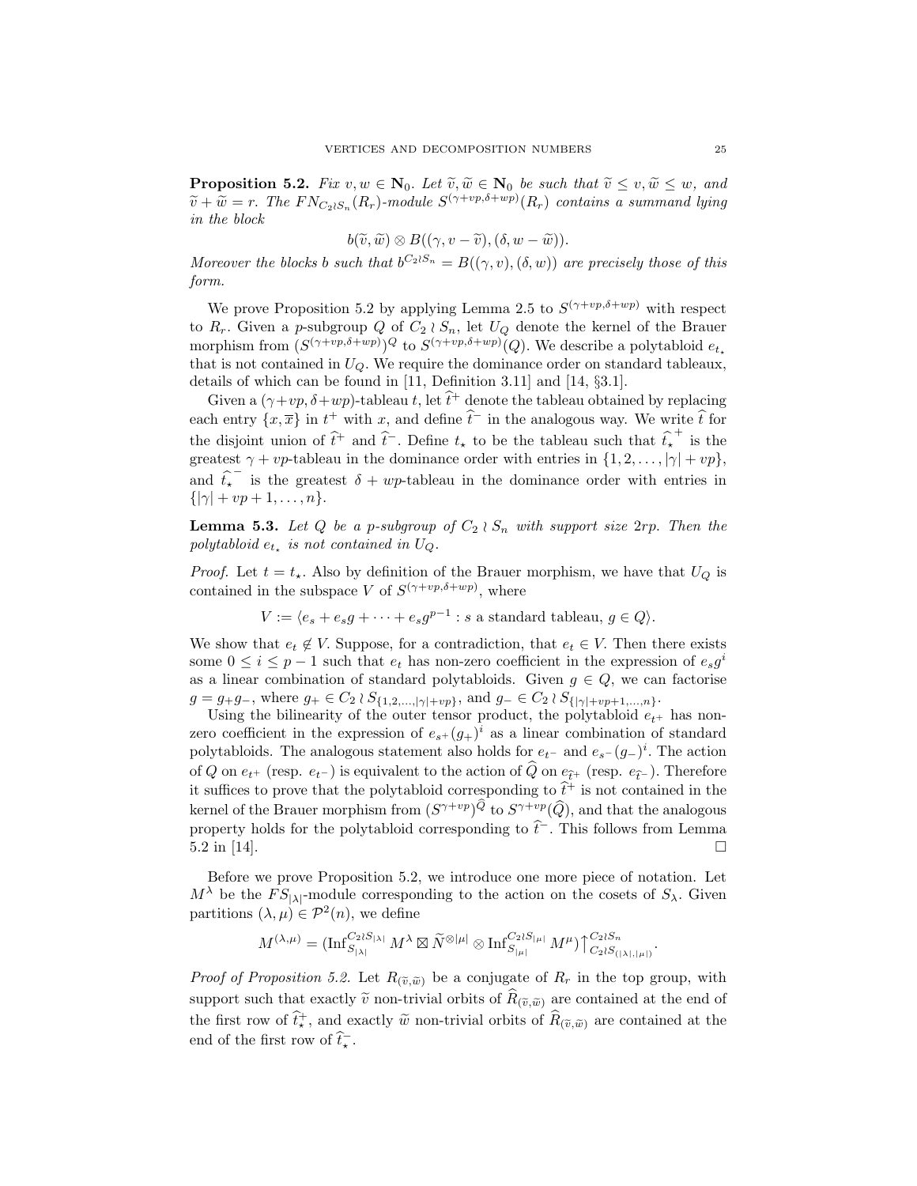**Proposition 5.2.** *Fix $v, w \in \mathbf{N}_0$. Let $\widetilde{v}, \widetilde{w} \in \mathbf{N}_0$ be such that $\widetilde{v} \leq v, \widetilde{w} \leq w$, and $\widetilde{v} + \widetilde{w} = r$. The $FN_{C_2 \wr S_n}(R_r)$-module $S^{(\gamma+vp,\delta+wp)}(R_r)$ contains a summand lying in the block*

$$b(\widetilde{v}, \widetilde{w}) \otimes B((\gamma, v - \widetilde{v}), (\delta, w - \widetilde{w})).$$

*Moreover the blocks $b$ such that $b^{C_2 \wr S_n} = B((\gamma, v), (\delta, w))$ are precisely those of this form.*

We prove Proposition 5.2 by applying Lemma 2.5 to $S^{(\gamma+vp,\delta+wp)}$ with respect to $R_r$. Given a $p$-subgroup $Q$ of $C_2 \wr S_n$, let $U_Q$ denote the kernel of the Brauer morphism from $(S^{(\gamma+vp,\delta+wp)})^Q$ to $S^{(\gamma+vp,\delta+wp)}(Q)$. We describe a polytabloid $e_{t_\star}$ that is not contained in $U_Q$. We require the dominance order on standard tableaux, details of which can be found in [11, Definition 3.11] and [14, §3.1].

Given a $(\gamma+vp, \delta+wp)$-tableau $t$, let $\widehat{t}^+$ denote the tableau obtained by replacing each entry $\{x, \overline{x}\}$ in $t^+$ with $x$, and define $\widehat{t}^-$ in the analogous way. We write $\widehat{t}$ for the disjoint union of $\widehat{t}^+$ and $\widehat{t}^-$. Define $t_\star$ to be the tableau such that $\widehat{t_\star}^+$ is the greatest $\gamma + vp$-tableau in the dominance order with entries in $\{1, 2, \ldots, |\gamma| + vp\}$, and $\widehat{t_\star}^-$ is the greatest $\delta + wp$-tableau in the dominance order with entries in $\{|\gamma| + vp + 1, \ldots, n\}$.

**Lemma 5.3.** *Let $Q$ be a $p$-subgroup of $C_2 \wr S_n$ with support size $2rp$. Then the polytabloid $e_{t_\star}$ is not contained in $U_Q$.*

*Proof.* Let $t = t_\star$. Also by definition of the Brauer morphism, we have that $U_Q$ is contained in the subspace $V$ of $S^{(\gamma+vp,\delta+wp)}$, where

$$V := \langle e_s + e_s g + \cdots + e_s g^{p-1} : s \text{ a standard tableau}, g \in Q \rangle.$$

We show that $e_t \notin V$. Suppose, for a contradiction, that $e_t \in V$. Then there exists some $0 \leq i \leq p-1$ such that $e_t$ has non-zero coefficient in the expression of $e_s g^i$ as a linear combination of standard polytabloids. Given $g \in Q$, we can factorise $g = g_+ g_-$, where $g_+ \in C_2 \wr S_{\{1,2,\ldots,|\gamma|+vp\}}$, and $g_- \in C_2 \wr S_{\{|\gamma|+vp+1,\ldots,n\}}$.

Using the bilinearity of the outer tensor product, the polytabloid $e_{t^+}$ has non-zero coefficient in the expression of $e_{s^+}(g_+)^i$ as a linear combination of standard polytabloids. The analogous statement also holds for $e_{t^-}$ and $e_{s^-}(g_-)^i$. The action of $Q$ on $e_{t^+}$ (resp. $e_{t^-}$) is equivalent to the action of $\widehat{Q}$ on $e_{\widehat{t}^+}$ (resp. $e_{\widehat{t}^-}$). Therefore it suffices to prove that the polytabloid corresponding to $\widehat{t}^+$ is not contained in the kernel of the Brauer morphism from $(S^{\gamma+vp})^{\widehat{Q}}$ to $S^{\gamma+vp}(\widehat{Q})$, and that the analogous property holds for the polytabloid corresponding to $\widehat{t}^-$. This follows from Lemma 5.2 in [14]. $\square$

Before we prove Proposition 5.2, we introduce one more piece of notation. Let $M^\lambda$ be the $FS_{|\lambda|}$-module corresponding to the action on the cosets of $S_\lambda$. Given partitions $(\lambda, \mu) \in \mathcal{P}^2(n)$, we define

$$M^{(\lambda,\mu)} = (\mathrm{Inf}_{S_{|\lambda|}}^{C_2 \wr S_{|\lambda|}} M^\lambda \boxtimes \widetilde{N}^{\otimes|\mu|} \otimes \mathrm{Inf}_{S_{|\mu|}}^{C_2 \wr S_{|\mu|}} M^\mu)\big\uparrow_{C_2 \wr S_{(|\lambda|,|\mu|)}}^{C_2 \wr S_n}.$$

*Proof of Proposition 5.2.* Let $R_{(\widetilde{v},\widetilde{w})}$ be a conjugate of $R_r$ in the top group, with support such that exactly $\widetilde{v}$ non-trivial orbits of $\widehat{R}_{(\widetilde{v},\widetilde{w})}$ are contained at the end of the first row of $\widehat{t}_\star^+$, and exactly $\widetilde{w}$ non-trivial orbits of $\widehat{R}_{(\widetilde{v},\widetilde{w})}$ are contained at the end of the first row of $\widehat{t}_\star^-$.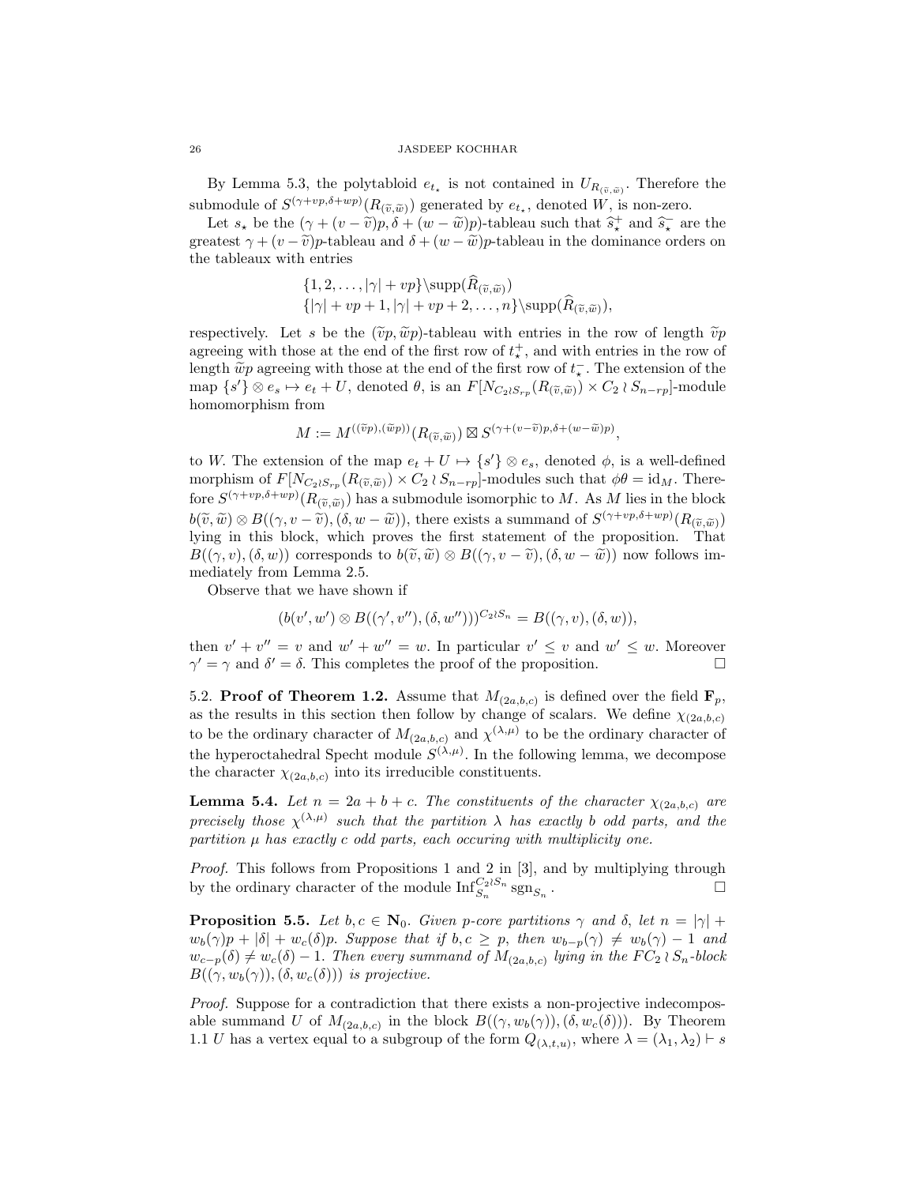By Lemma 5.3, the polytabloid $e_{t_\star}$ is not contained in $U_{R_{(\widetilde{v},\widetilde{w})}}$. Therefore the submodule of $S^{(\gamma+vp,\delta+wp)}(R_{(\widetilde{v},\widetilde{w})})$ generated by $e_{t_\star}$, denoted $W$, is non-zero.

Let $s_\star$ be the $(\gamma+(v-\widetilde{v})p, \delta+(w-\widetilde{w})p)$-tableau such that $\widehat{s}_\star^+$ and $\widehat{s}_\star^-$ are the greatest $\gamma+(v-\widetilde{v})p$-tableau and $\delta+(w-\widetilde{w})p$-tableau in the dominance orders on the tableaux with entries

$$\{1,2,\ldots,|\gamma|+vp\}\backslash\operatorname{supp}(\widehat{R}_{(\widetilde{v},\widetilde{w})})$$
$$\{|\gamma|+vp+1,|\gamma|+vp+2,\ldots,n\}\backslash\operatorname{supp}(\widehat{R}_{(\widetilde{v},\widetilde{w})}),$$

respectively. Let $s$ be the $(\widetilde{v}p,\widetilde{w}p)$-tableau with entries in the row of length $\widetilde{v}p$ agreeing with those at the end of the first row of $t_\star^+$, and with entries in the row of length $\widetilde{w}p$ agreeing with those at the end of the first row of $t_\star^-$. The extension of the map $\{s'\}\otimes e_s \mapsto e_t + U$, denoted $\theta$, is an $F[N_{C_2\wr S_{rp}}(R_{(\widetilde{v},\widetilde{w})})\times C_2\wr S_{n-rp}]$-module homomorphism from

$$M := M^{((\widetilde{v}p),(\widetilde{w}p))}(R_{(\widetilde{v},\widetilde{w})})\boxtimes S^{(\gamma+(v-\widetilde{v})p,\delta+(w-\widetilde{w})p)},$$

to $W$. The extension of the map $e_t+U\mapsto\{s'\}\otimes e_s$, denoted $\phi$, is a well-defined morphism of $F[N_{C_2\wr S_{rp}}(R_{(\widetilde{v},\widetilde{w})})\times C_2\wr S_{n-rp}]$-modules such that $\phi\theta=\mathrm{id}_M$. Therefore $S^{(\gamma+vp,\delta+wp)}(R_{(\widetilde{v},\widetilde{w})})$ has a submodule isomorphic to $M$. As $M$ lies in the block $b(\widetilde{v},\widetilde{w})\otimes B((\gamma,v-\widetilde{v}),(\delta,w-\widetilde{w}))$, there exists a summand of $S^{(\gamma+vp,\delta+wp)}(R_{(\widetilde{v},\widetilde{w})})$ lying in this block, which proves the first statement of the proposition. That $B((\gamma,v),(\delta,w))$ corresponds to $b(\widetilde{v},\widetilde{w})\otimes B((\gamma,v-\widetilde{v}),(\delta,w-\widetilde{w}))$ now follows immediately from Lemma 2.5.

Observe that we have shown if

$$(b(v',w')\otimes B((\gamma',v''),(\delta,w'')))^{C_2\wr S_n}=B((\gamma,v),(\delta,w)),$$

then $v'+v''=v$ and $w'+w''=w$. In particular $v'\leq v$ and $w'\leq w$. Moreover $\gamma'=\gamma$ and $\delta'=\delta$. This completes the proof of the proposition. □

5.2. **Proof of Theorem 1.2.** Assume that $M_{(2a,b,c)}$ is defined over the field $\mathbf{F}_p$, as the results in this section then follow by change of scalars. We define $\chi_{(2a,b,c)}$ to be the ordinary character of $M_{(2a,b,c)}$ and $\chi^{(\lambda,\mu)}$ to be the ordinary character of the hyperoctahedral Specht module $S^{(\lambda,\mu)}$. In the following lemma, we decompose the character $\chi_{(2a,b,c)}$ into its irreducible constituents.

**Lemma 5.4.** *Let $n=2a+b+c$. The constituents of the character $\chi_{(2a,b,c)}$ are precisely those $\chi^{(\lambda,\mu)}$ such that the partition $\lambda$ has exactly $b$ odd parts, and the partition $\mu$ has exactly $c$ odd parts, each occuring with multiplicity one.*

*Proof.* This follows from Propositions 1 and 2 in [3], and by multiplying through by the ordinary character of the module $\operatorname{Inf}_{S_n}^{C_2\wr S_n}\operatorname{sgn}_{S_n}$. □

**Proposition 5.5.** *Let $b,c\in\mathbf{N}_0$. Given $p$-core partitions $\gamma$ and $\delta$, let $n=|\gamma|+w_b(\gamma)p+|\delta|+w_c(\delta)p$. Suppose that if $b,c\geq p$, then $w_{b-p}(\gamma)\neq w_b(\gamma)-1$ and $w_{c-p}(\delta)\neq w_c(\delta)-1$. Then every summand of $M_{(2a,b,c)}$ lying in the $FC_2\wr S_n$-block $B((\gamma,w_b(\gamma)),(\delta,w_c(\delta)))$ is projective.*

*Proof.* Suppose for a contradiction that there exists a non-projective indecomposable summand $U$ of $M_{(2a,b,c)}$ in the block $B((\gamma,w_b(\gamma)),(\delta,w_c(\delta)))$. By Theorem 1.1 $U$ has a vertex equal to a subgroup of the form $Q_{(\lambda,t,u)}$, where $\lambda=(\lambda_1,\lambda_2)\vdash s$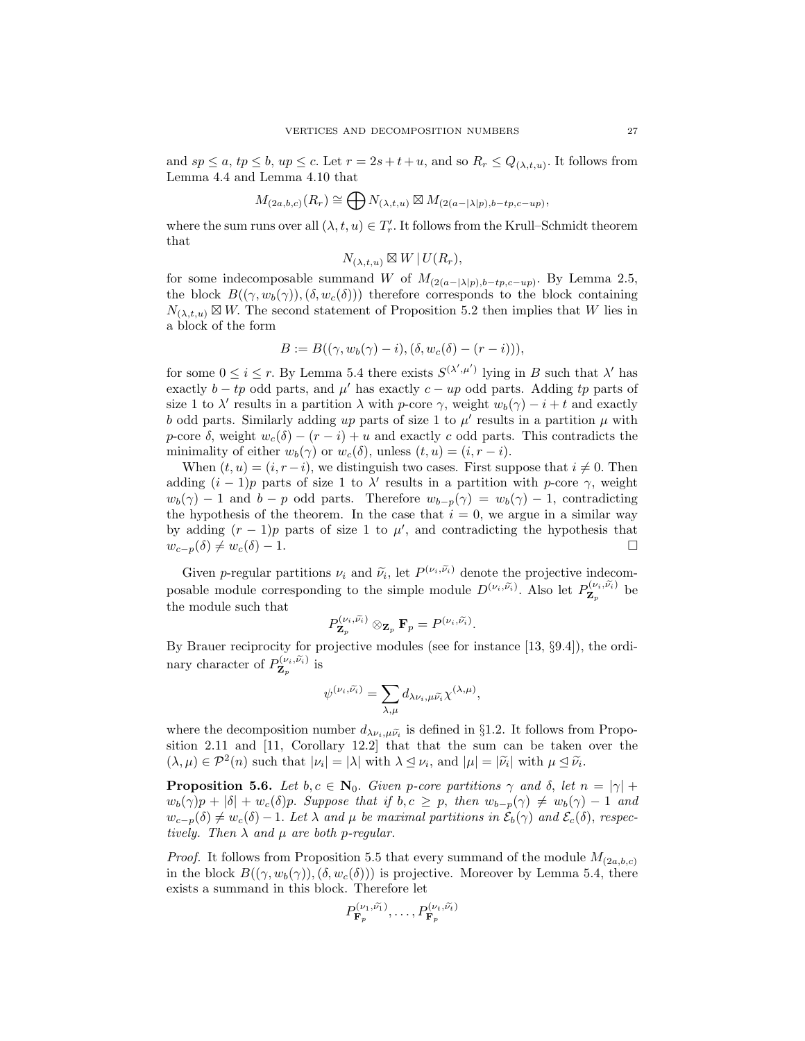and $sp \le a$, $tp \le b$, $up \le c$. Let $r = 2s + t + u$, and so $R_r \le Q_{(\lambda,t,u)}$. It follows from Lemma 4.4 and Lemma 4.10 that

$$M_{(2a,b,c)}(R_r) \cong \bigoplus N_{(\lambda,t,u)} \boxtimes M_{(2(a-|\lambda|p),b-tp,c-up)},$$

where the sum runs over all $(\lambda, t, u) \in T'_r$. It follows from the Krull–Schmidt theorem that

$$N_{(\lambda,t,u)} \boxtimes W \mid U(R_r),$$

for some indecomposable summand $W$ of $M_{(2(a-|\lambda|p),b-tp,c-up)}$. By Lemma 2.5, the block $B((\gamma, w_b(\gamma)), (\delta, w_c(\delta)))$ therefore corresponds to the block containing $N_{(\lambda,t,u)} \boxtimes W$. The second statement of Proposition 5.2 then implies that $W$ lies in a block of the form

$$B := B((\gamma, w_b(\gamma) - i), (\delta, w_c(\delta) - (r - i))),$$

for some $0 \le i \le r$. By Lemma 5.4 there exists $S^{(\lambda',\mu')}$ lying in $B$ such that $\lambda'$ has exactly $b - tp$ odd parts, and $\mu'$ has exactly $c - up$ odd parts. Adding $tp$ parts of size 1 to $\lambda'$ results in a partition $\lambda$ with $p$-core $\gamma$, weight $w_b(\gamma) - i + t$ and exactly $b$ odd parts. Similarly adding $up$ parts of size 1 to $\mu'$ results in a partition $\mu$ with $p$-core $\delta$, weight $w_c(\delta) - (r - i) + u$ and exactly $c$ odd parts. This contradicts the minimality of either $w_b(\gamma)$ or $w_c(\delta)$, unless $(t, u) = (i, r - i)$.

When $(t, u) = (i, r - i)$, we distinguish two cases. First suppose that $i \ne 0$. Then adding $(i - 1)p$ parts of size 1 to $\lambda'$ results in a partition with $p$-core $\gamma$, weight $w_b(\gamma) - 1$ and $b - p$ odd parts. Therefore $w_{b-p}(\gamma) = w_b(\gamma) - 1$, contradicting the hypothesis of the theorem. In the case that $i = 0$, we argue in a similar way by adding $(r - 1)p$ parts of size 1 to $\mu'$, and contradicting the hypothesis that $w_{c-p}(\delta) \ne w_c(\delta) - 1$. $\square$

Given $p$-regular partitions $\nu_i$ and $\widetilde{\nu}_i$, let $P^{(\nu_i,\widetilde{\nu}_i)}$ denote the projective indecomposable module corresponding to the simple module $D^{(\nu_i,\widetilde{\nu}_i)}$. Also let $P^{(\nu_i,\widetilde{\nu}_i)}_{\mathbf{Z}_p}$ be the module such that

$$P^{(\nu_i,\widetilde{\nu}_i)}_{\mathbf{Z}_p} \otimes_{\mathbf{Z}_p} \mathbf{F}_p = P^{(\nu_i,\widetilde{\nu}_i)}.$$

By Brauer reciprocity for projective modules (see for instance [13, §9.4]), the ordinary character of $P^{(\nu_i,\widetilde{\nu}_i)}_{\mathbf{Z}_p}$ is

$$\psi^{(\nu_i,\widetilde{\nu}_i)} = \sum_{\lambda,\mu} d_{\lambda\nu_i,\mu\widetilde{\nu}_i} \chi^{(\lambda,\mu)},$$

where the decomposition number $d_{\lambda\nu_i,\mu\widetilde{\nu}_i}$ is defined in §1.2. It follows from Proposition 2.11 and [11, Corollary 12.2] that that the sum can be taken over the $(\lambda, \mu) \in \mathcal{P}^2(n)$ such that $|\nu_i| = |\lambda|$ with $\lambda \trianglelefteq \nu_i$, and $|\mu| = |\widetilde{\nu}_i|$ with $\mu \trianglelefteq \widetilde{\nu}_i$.

**Proposition 5.6.** *Let $b, c \in \mathbf{N}_0$. Given $p$-core partitions $\gamma$ and $\delta$, let $n = |\gamma| + w_b(\gamma)p + |\delta| + w_c(\delta)p$. Suppose that if $b, c \ge p$, then $w_{b-p}(\gamma) \ne w_b(\gamma) - 1$ and $w_{c-p}(\delta) \ne w_c(\delta) - 1$. Let $\lambda$ and $\mu$ be maximal partitions in $\mathcal{E}_b(\gamma)$ and $\mathcal{E}_c(\delta)$, respectively. Then $\lambda$ and $\mu$ are both $p$-regular.*

*Proof.* It follows from Proposition 5.5 that every summand of the module $M_{(2a,b,c)}$ in the block $B((\gamma, w_b(\gamma)), (\delta, w_c(\delta)))$ is projective. Moreover by Lemma 5.4, there exists a summand in this block. Therefore let

$$P^{(\nu_1,\widetilde{\nu}_1)}_{\mathbf{F}_p}, \ldots, P^{(\nu_t,\widetilde{\nu}_t)}_{\mathbf{F}_p}$$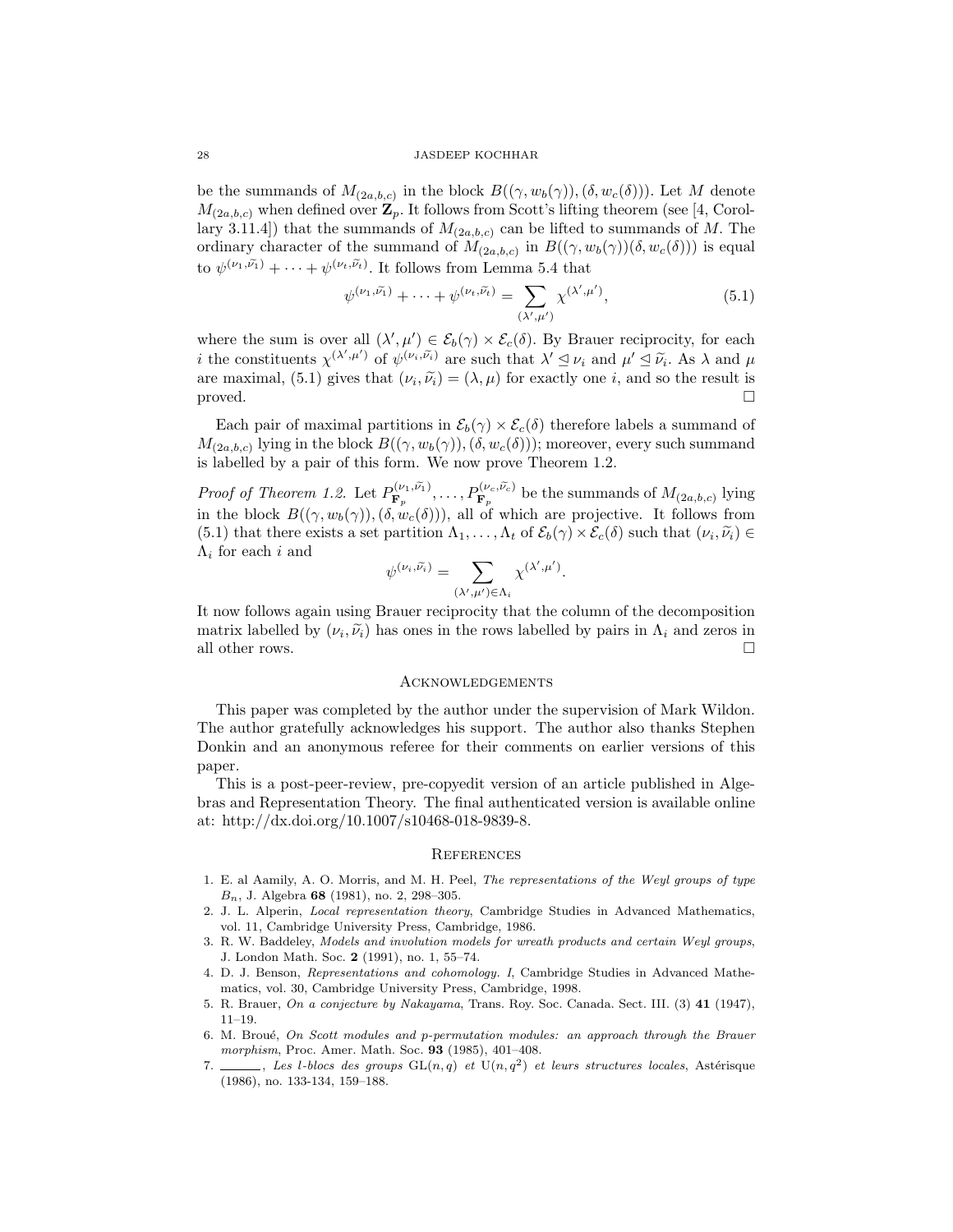be the summands of $M_{(2a,b,c)}$ in the block $B((\gamma, w_b(\gamma)),(\delta, w_c(\delta)))$. Let $M$ denote $M_{(2a,b,c)}$ when defined over $\mathbf{Z}_p$. It follows from Scott's lifting theorem (see [4, Corollary 3.11.4]) that the summands of $M_{(2a,b,c)}$ can be lifted to summands of $M$. The ordinary character of the summand of $M_{(2a,b,c)}$ in $B((\gamma, w_b(\gamma))(\delta, w_c(\delta)))$ is equal to $\psi^{(\nu_1,\widetilde{\nu_1})} + \cdots + \psi^{(\nu_t,\widetilde{\nu_t})}$. It follows from Lemma 5.4 that

$$\psi^{(\nu_1,\widetilde{\nu_1})} + \cdots + \psi^{(\nu_t,\widetilde{\nu_t})} = \sum_{(\lambda',\mu')} \chi^{(\lambda',\mu')}, \tag{5.1}$$

where the sum is over all $(\lambda',\mu') \in \mathcal{E}_b(\gamma) \times \mathcal{E}_c(\delta)$. By Brauer reciprocity, for each $i$ the constituents $\chi^{(\lambda',\mu')}$ of $\psi^{(\nu_i,\widetilde{\nu_i})}$ are such that $\lambda' \trianglelefteq \nu_i$ and $\mu' \trianglelefteq \widetilde{\nu_i}$. As $\lambda$ and $\mu$ are maximal, (5.1) gives that $(\nu_i, \widetilde{\nu_i}) = (\lambda, \mu)$ for exactly one $i$, and so the result is proved. $\square$

Each pair of maximal partitions in $\mathcal{E}_b(\gamma) \times \mathcal{E}_c(\delta)$ therefore labels a summand of $M_{(2a,b,c)}$ lying in the block $B((\gamma, w_b(\gamma)),(\delta, w_c(\delta)))$; moreover, every such summand is labelled by a pair of this form. We now prove Theorem 1.2.

*Proof of Theorem 1.2.* Let $P^{(\nu_1,\widetilde{\nu_1})}_{\mathbf{F}_p}, \ldots, P^{(\nu_c,\widetilde{\nu_c})}_{\mathbf{F}_p}$ be the summands of $M_{(2a,b,c)}$ lying in the block $B((\gamma, w_b(\gamma)),(\delta, w_c(\delta)))$, all of which are projective. It follows from (5.1) that there exists a set partition $\Lambda_1, \ldots, \Lambda_t$ of $\mathcal{E}_b(\gamma) \times \mathcal{E}_c(\delta)$ such that $(\nu_i, \widetilde{\nu_i}) \in \Lambda_i$ for each $i$ and

$$\psi^{(\nu_i,\widetilde{\nu_i})} = \sum_{(\lambda',\mu') \in \Lambda_i} \chi^{(\lambda',\mu')}.$$

It now follows again using Brauer reciprocity that the column of the decomposition matrix labelled by $(\nu_i, \widetilde{\nu_i})$ has ones in the rows labelled by pairs in $\Lambda_i$ and zeros in all other rows. $\square$

## Acknowledgements

This paper was completed by the author under the supervision of Mark Wildon. The author gratefully acknowledges his support. The author also thanks Stephen Donkin and an anonymous referee for their comments on earlier versions of this paper.

This is a post-peer-review, pre-copyedit version of an article published in Algebras and Representation Theory. The final authenticated version is available online at: http://dx.doi.org/10.1007/s10468-018-9839-8.

## References

1. E. al Aamily, A. O. Morris, and M. H. Peel, *The representations of the Weyl groups of type $B_n$*, J. Algebra **68** (1981), no. 2, 298–305.
2. J. L. Alperin, *Local representation theory*, Cambridge Studies in Advanced Mathematics, vol. 11, Cambridge University Press, Cambridge, 1986.
3. R. W. Baddeley, *Models and involution models for wreath products and certain Weyl groups*, J. London Math. Soc. **2** (1991), no. 1, 55–74.
4. D. J. Benson, *Representations and cohomology. I*, Cambridge Studies in Advanced Mathematics, vol. 30, Cambridge University Press, Cambridge, 1998.
5. R. Brauer, *On a conjecture by Nakayama*, Trans. Roy. Soc. Canada. Sect. III. (3) **41** (1947), 11–19.
6. M. Broué, *On Scott modules and p-permutation modules: an approach through the Brauer morphism*, Proc. Amer. Math. Soc. **93** (1985), 401–408.
7. ______, *Les l-blocs des groups $\mathrm{GL}(n,q)$ et $\mathrm{U}(n,q^2)$ et leurs structures locales*, Astérisque (1986), no. 133-134, 159–188.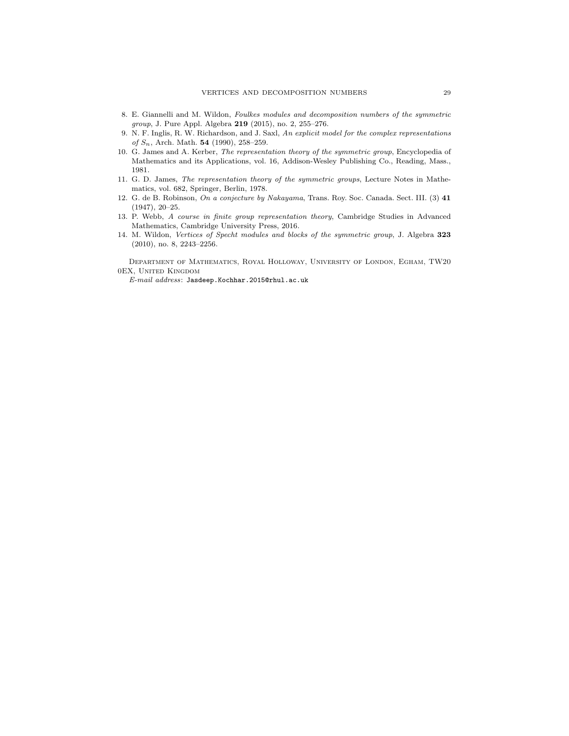8. E. Giannelli and M. Wildon, *Foulkes modules and decomposition numbers of the symmetric group*, J. Pure Appl. Algebra **219** (2015), no. 2, 255–276.
9. N. F. Inglis, R. W. Richardson, and J. Saxl, *An explicit model for the complex representations of $S_n$*, Arch. Math. **54** (1990), 258–259.
10. G. James and A. Kerber, *The representation theory of the symmetric group*, Encyclopedia of Mathematics and its Applications, vol. 16, Addison-Wesley Publishing Co., Reading, Mass., 1981.
11. G. D. James, *The representation theory of the symmetric groups*, Lecture Notes in Mathematics, vol. 682, Springer, Berlin, 1978.
12. G. de B. Robinson, *On a conjecture by Nakayama*, Trans. Roy. Soc. Canada. Sect. III. (3) **41** (1947), 20–25.
13. P. Webb, *A course in finite group representation theory*, Cambridge Studies in Advanced Mathematics, Cambridge University Press, 2016.
14. M. Wildon, *Vertices of Specht modules and blocks of the symmetric group*, J. Algebra **323** (2010), no. 8, 2243–2256.

Department of Mathematics, Royal Holloway, University of London, Egham, TW20 0EX, United Kingdom

*E-mail address*: Jasdeep.Kochhar.2015@rhul.ac.uk